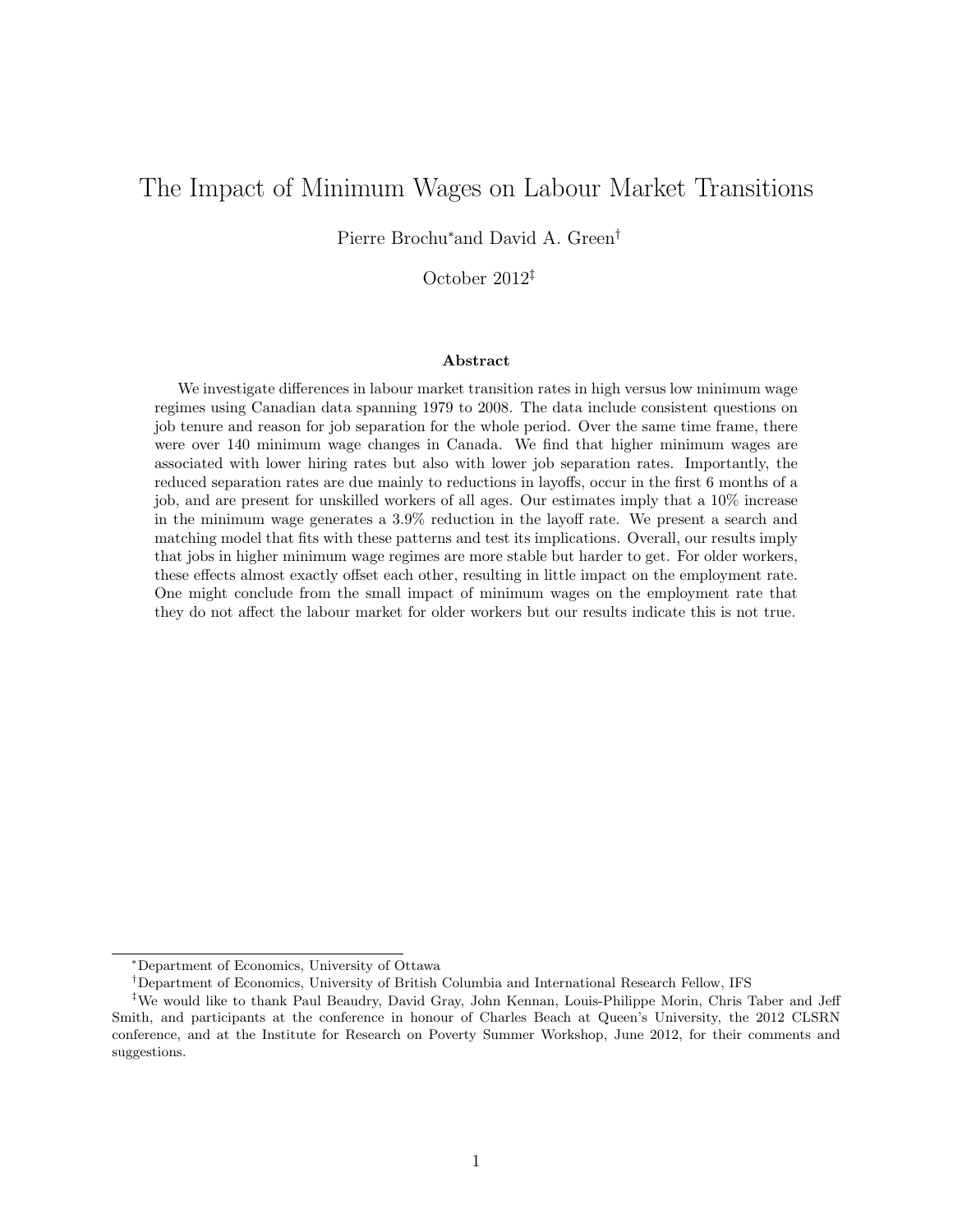# The Impact of Minimum Wages on Labour Market Transitions

Pierre Brochu[*] and David A. Green[†]

October 2012[‡]

### Abstract

We investigate differences in labour market transition rates in high versus low minimum wage regimes using Canadian data spanning 1979 to 2008. The data include consistent questions on job tenure and reason for job separation for the whole period. Over the same time frame, there were over 140 minimum wage changes in Canada. We find that higher minimum wages are associated with lower hiring rates but also with lower job separation rates. Importantly, the reduced separation rates are due mainly to reductions in layoffs, occur in the first 6 months of a job, and are present for unskilled workers of all ages. Our estimates imply that a 10% increase in the minimum wage generates a 3.9% reduction in the layoff rate. We present a search and matching model that fits with these patterns and test its implications. Overall, our results imply that jobs in higher minimum wage regimes are more stable but harder to get. For older workers, these effects almost exactly offset each other, resulting in little impact on the employment rate. One might conclude from the small impact of minimum wages on the employment rate that they do not affect the labour market for older workers but our results indicate this is not true.

---

[*] Department of Economics, University of Ottawa

[†] Department of Economics, University of British Columbia and International Research Fellow, IFS

[‡] We would like to thank Paul Beaudry, David Gray, John Kennan, Louis-Philippe Morin, Chris Taber and Jeff Smith, and participants at the conference in honour of Charles Beach at Queen's University, the 2012 CLSRN conference, and at the Institute for Research on Poverty Summer Workshop, June 2012, for their comments and suggestions.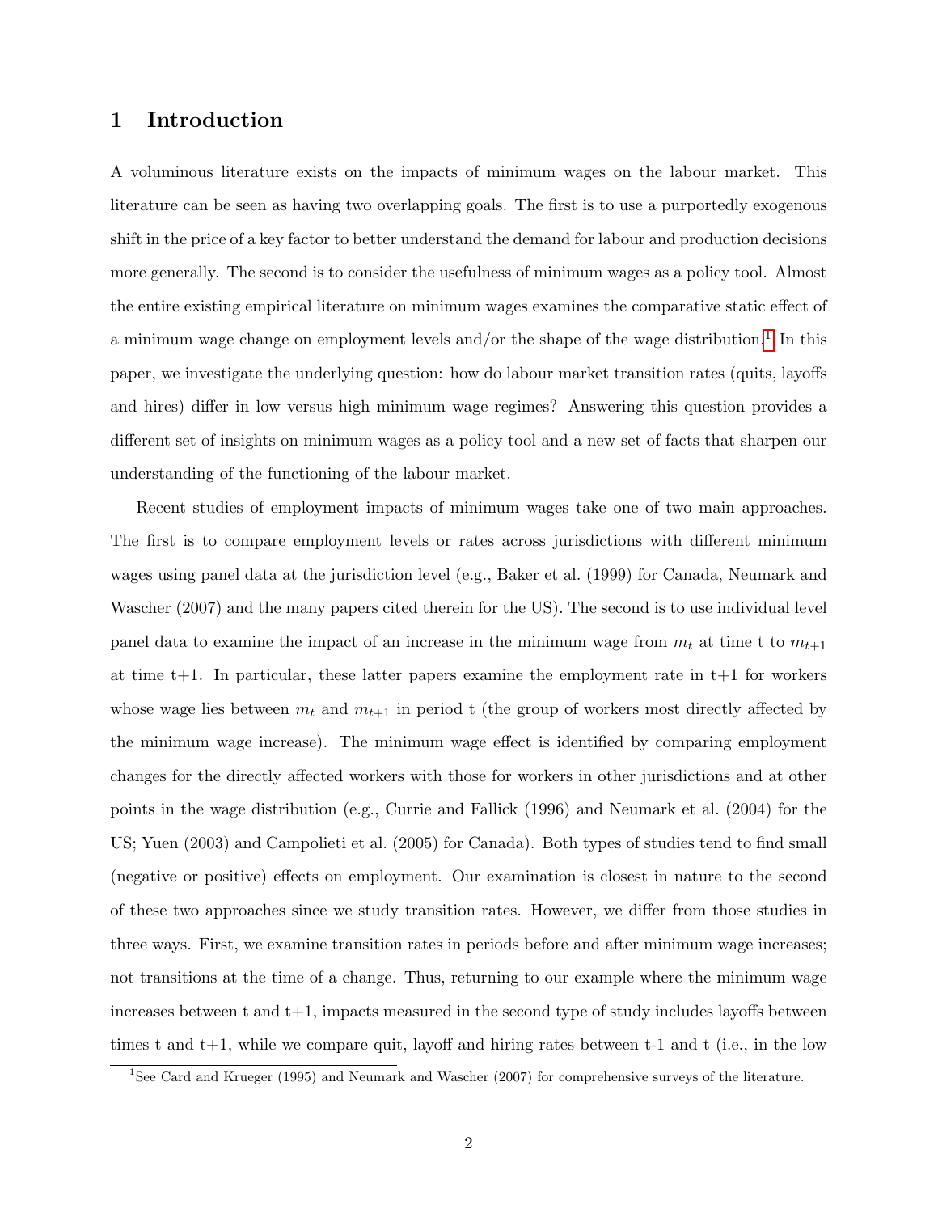# 1 Introduction

A voluminous literature exists on the impacts of minimum wages on the labour market. This literature can be seen as having two overlapping goals. The first is to use a purportedly exogenous shift in the price of a key factor to better understand the demand for labour and production decisions more generally. The second is to consider the usefulness of minimum wages as a policy tool. Almost the entire existing empirical literature on minimum wages examines the comparative static effect of a minimum wage change on employment levels and/or the shape of the wage distribution.[1] In this paper, we investigate the underlying question: how do labour market transition rates (quits, layoffs and hires) differ in low versus high minimum wage regimes? Answering this question provides a different set of insights on minimum wages as a policy tool and a new set of facts that sharpen our understanding of the functioning of the labour market.

Recent studies of employment impacts of minimum wages take one of two main approaches. The first is to compare employment levels or rates across jurisdictions with different minimum wages using panel data at the jurisdiction level (e.g., Baker et al. (1999) for Canada, Neumark and Wascher (2007) and the many papers cited therein for the US). The second is to use individual level panel data to examine the impact of an increase in the minimum wage from $m_t$ at time t to $m_{t+1}$ at time t+1. In particular, these latter papers examine the employment rate in t+1 for workers whose wage lies between $m_t$ and $m_{t+1}$ in period t (the group of workers most directly affected by the minimum wage increase). The minimum wage effect is identified by comparing employment changes for the directly affected workers with those for workers in other jurisdictions and at other points in the wage distribution (e.g., Currie and Fallick (1996) and Neumark et al. (2004) for the US; Yuen (2003) and Campolieti et al. (2005) for Canada). Both types of studies tend to find small (negative or positive) effects on employment. Our examination is closest in nature to the second of these two approaches since we study transition rates. However, we differ from those studies in three ways. First, we examine transition rates in periods before and after minimum wage increases; not transitions at the time of a change. Thus, returning to our example where the minimum wage increases between t and t+1, impacts measured in the second type of study includes layoffs between times t and t+1, while we compare quit, layoff and hiring rates between t-1 and t (i.e., in the low

[1] See Card and Krueger (1995) and Neumark and Wascher (2007) for comprehensive surveys of the literature.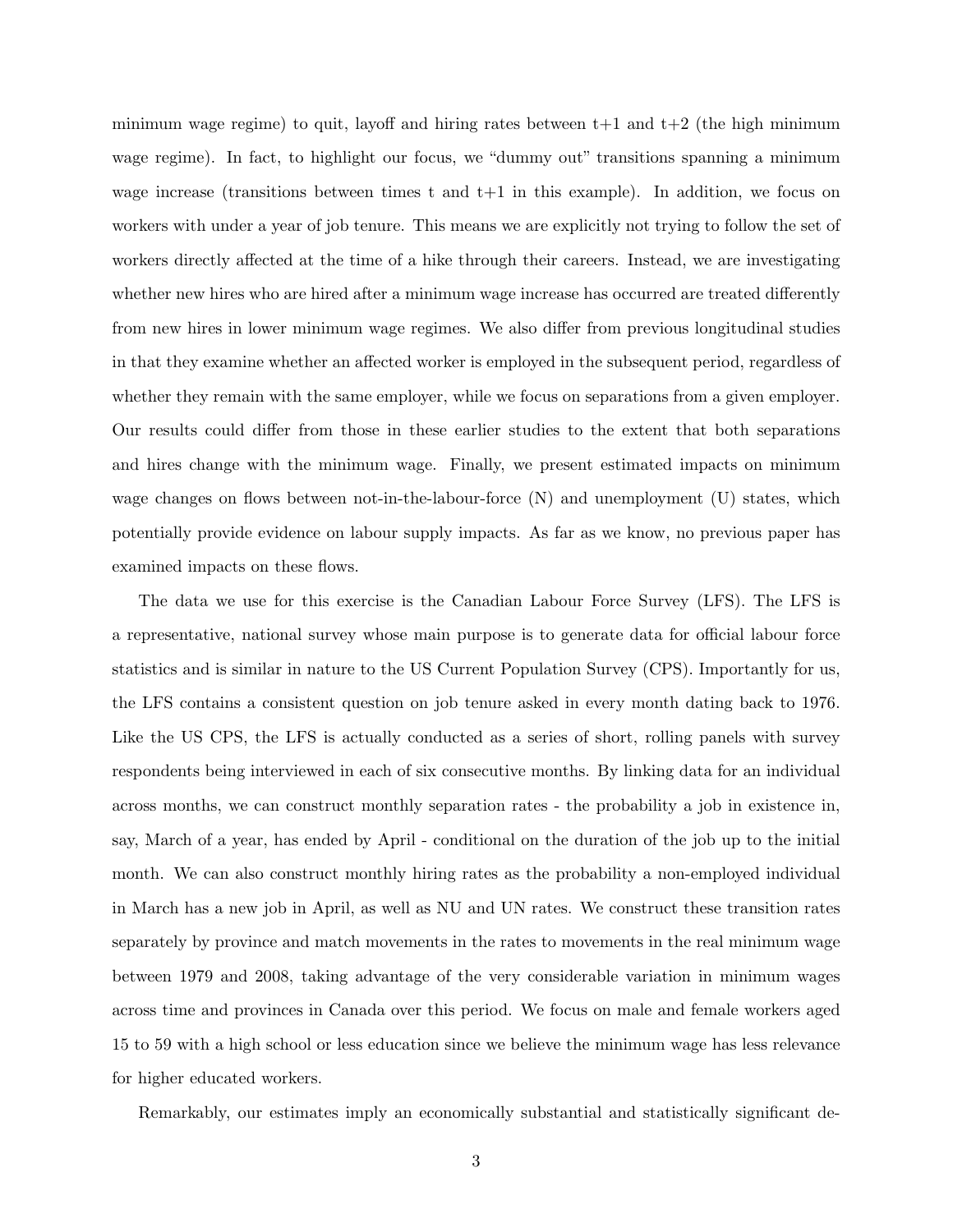minimum wage regime) to quit, layoff and hiring rates between t+1 and t+2 (the high minimum wage regime). In fact, to highlight our focus, we "dummy out" transitions spanning a minimum wage increase (transitions between times t and t+1 in this example). In addition, we focus on workers with under a year of job tenure. This means we are explicitly not trying to follow the set of workers directly affected at the time of a hike through their careers. Instead, we are investigating whether new hires who are hired after a minimum wage increase has occurred are treated differently from new hires in lower minimum wage regimes. We also differ from previous longitudinal studies in that they examine whether an affected worker is employed in the subsequent period, regardless of whether they remain with the same employer, while we focus on separations from a given employer. Our results could differ from those in these earlier studies to the extent that both separations and hires change with the minimum wage. Finally, we present estimated impacts on minimum wage changes on flows between not-in-the-labour-force (N) and unemployment (U) states, which potentially provide evidence on labour supply impacts. As far as we know, no previous paper has examined impacts on these flows.

The data we use for this exercise is the Canadian Labour Force Survey (LFS). The LFS is a representative, national survey whose main purpose is to generate data for official labour force statistics and is similar in nature to the US Current Population Survey (CPS). Importantly for us, the LFS contains a consistent question on job tenure asked in every month dating back to 1976. Like the US CPS, the LFS is actually conducted as a series of short, rolling panels with survey respondents being interviewed in each of six consecutive months. By linking data for an individual across months, we can construct monthly separation rates - the probability a job in existence in, say, March of a year, has ended by April - conditional on the duration of the job up to the initial month. We can also construct monthly hiring rates as the probability a non-employed individual in March has a new job in April, as well as NU and UN rates. We construct these transition rates separately by province and match movements in the rates to movements in the real minimum wage between 1979 and 2008, taking advantage of the very considerable variation in minimum wages across time and provinces in Canada over this period. We focus on male and female workers aged 15 to 59 with a high school or less education since we believe the minimum wage has less relevance for higher educated workers.

Remarkably, our estimates imply an economically substantial and statistically significant de-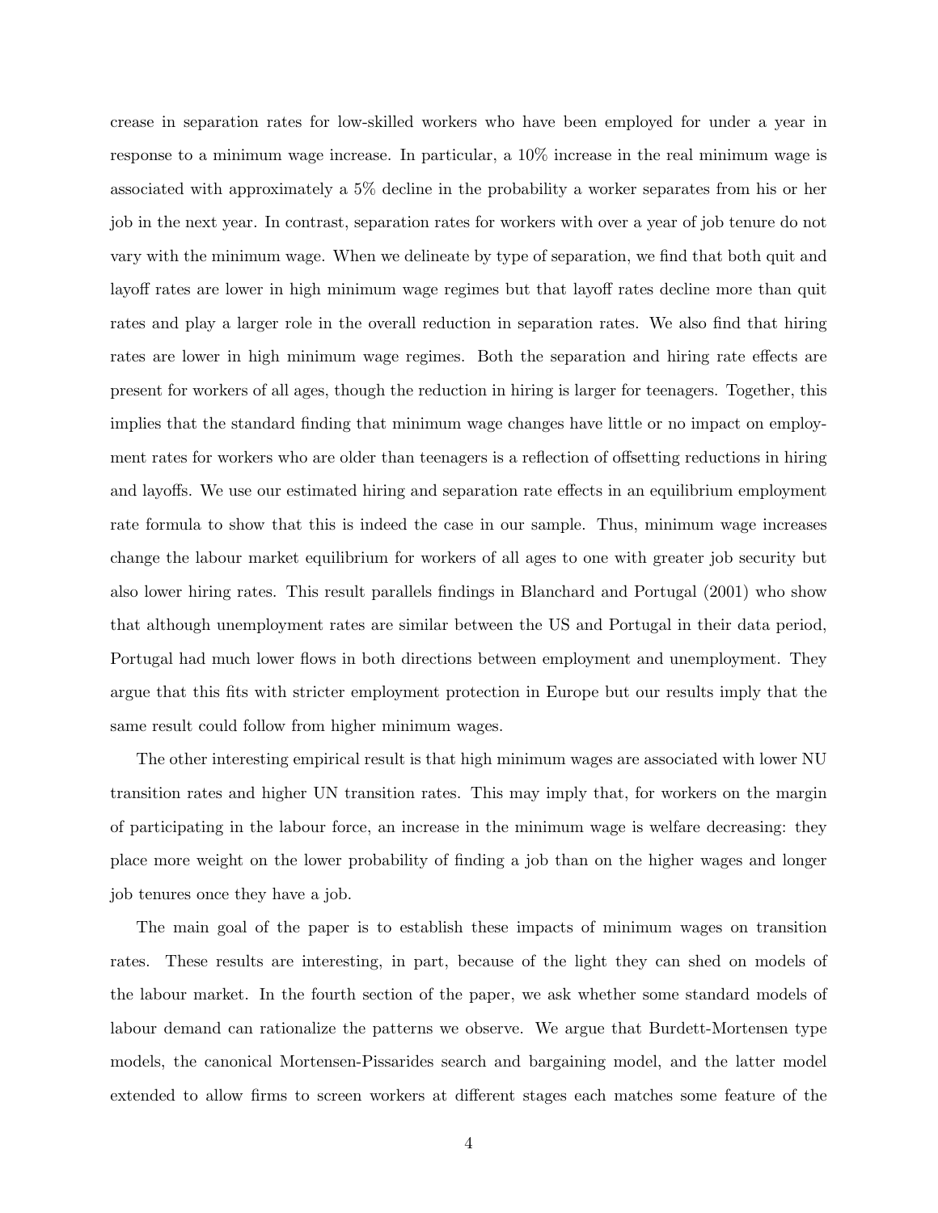crease in separation rates for low-skilled workers who have been employed for under a year in response to a minimum wage increase. In particular, a 10% increase in the real minimum wage is associated with approximately a 5% decline in the probability a worker separates from his or her job in the next year. In contrast, separation rates for workers with over a year of job tenure do not vary with the minimum wage. When we delineate by type of separation, we find that both quit and layoff rates are lower in high minimum wage regimes but that layoff rates decline more than quit rates and play a larger role in the overall reduction in separation rates. We also find that hiring rates are lower in high minimum wage regimes. Both the separation and hiring rate effects are present for workers of all ages, though the reduction in hiring is larger for teenagers. Together, this implies that the standard finding that minimum wage changes have little or no impact on employment rates for workers who are older than teenagers is a reflection of offsetting reductions in hiring and layoffs. We use our estimated hiring and separation rate effects in an equilibrium employment rate formula to show that this is indeed the case in our sample. Thus, minimum wage increases change the labour market equilibrium for workers of all ages to one with greater job security but also lower hiring rates. This result parallels findings in Blanchard and Portugal (2001) who show that although unemployment rates are similar between the US and Portugal in their data period, Portugal had much lower flows in both directions between employment and unemployment. They argue that this fits with stricter employment protection in Europe but our results imply that the same result could follow from higher minimum wages.

The other interesting empirical result is that high minimum wages are associated with lower NU transition rates and higher UN transition rates. This may imply that, for workers on the margin of participating in the labour force, an increase in the minimum wage is welfare decreasing: they place more weight on the lower probability of finding a job than on the higher wages and longer job tenures once they have a job.

The main goal of the paper is to establish these impacts of minimum wages on transition rates. These results are interesting, in part, because of the light they can shed on models of the labour market. In the fourth section of the paper, we ask whether some standard models of labour demand can rationalize the patterns we observe. We argue that Burdett-Mortensen type models, the canonical Mortensen-Pissarides search and bargaining model, and the latter model extended to allow firms to screen workers at different stages each matches some feature of the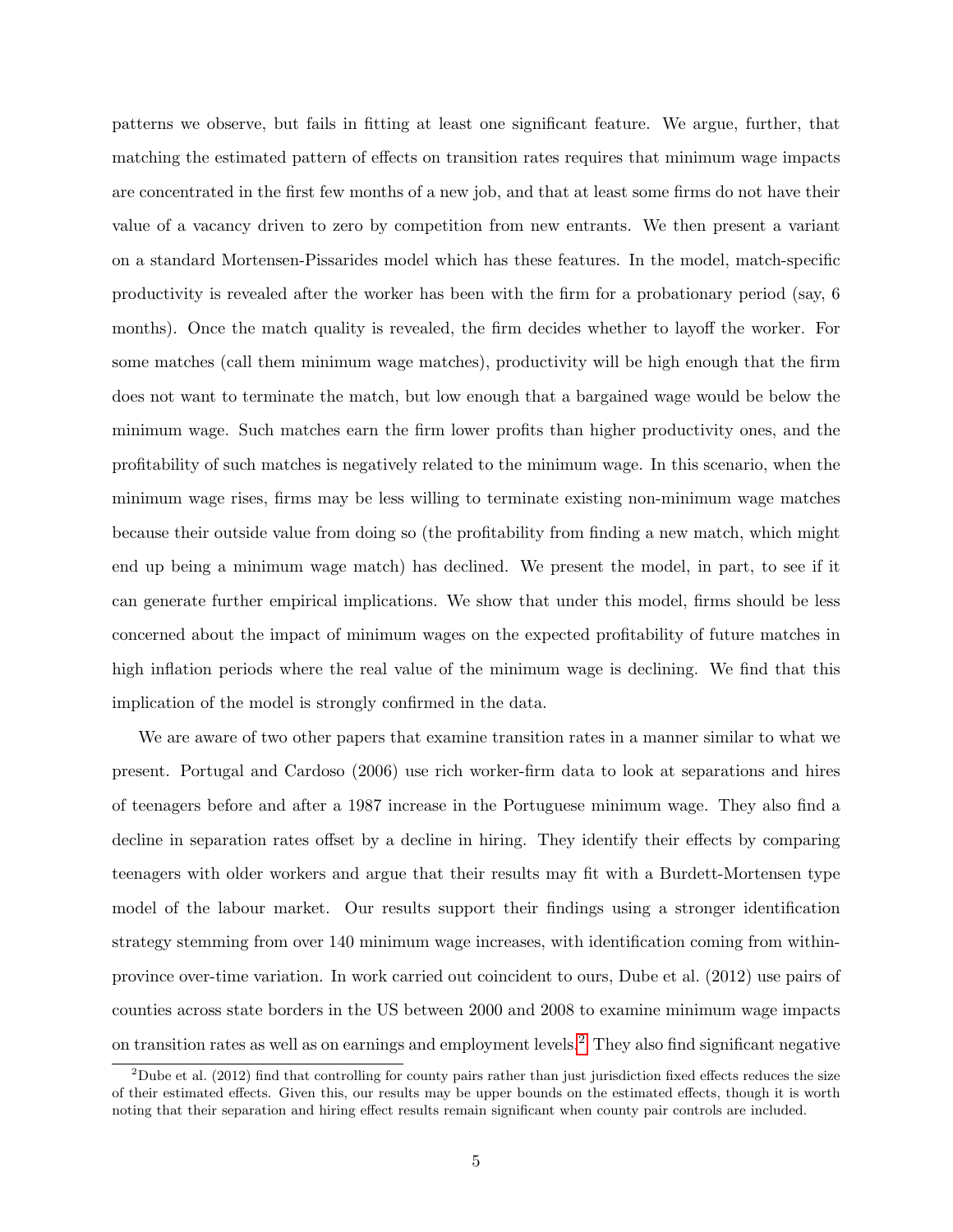patterns we observe, but fails in fitting at least one significant feature. We argue, further, that matching the estimated pattern of effects on transition rates requires that minimum wage impacts are concentrated in the first few months of a new job, and that at least some firms do not have their value of a vacancy driven to zero by competition from new entrants. We then present a variant on a standard Mortensen-Pissarides model which has these features. In the model, match-specific productivity is revealed after the worker has been with the firm for a probationary period (say, 6 months). Once the match quality is revealed, the firm decides whether to layoff the worker. For some matches (call them minimum wage matches), productivity will be high enough that the firm does not want to terminate the match, but low enough that a bargained wage would be below the minimum wage. Such matches earn the firm lower profits than higher productivity ones, and the profitability of such matches is negatively related to the minimum wage. In this scenario, when the minimum wage rises, firms may be less willing to terminate existing non-minimum wage matches because their outside value from doing so (the profitability from finding a new match, which might end up being a minimum wage match) has declined. We present the model, in part, to see if it can generate further empirical implications. We show that under this model, firms should be less concerned about the impact of minimum wages on the expected profitability of future matches in high inflation periods where the real value of the minimum wage is declining. We find that this implication of the model is strongly confirmed in the data.

We are aware of two other papers that examine transition rates in a manner similar to what we present. Portugal and Cardoso (2006) use rich worker-firm data to look at separations and hires of teenagers before and after a 1987 increase in the Portuguese minimum wage. They also find a decline in separation rates offset by a decline in hiring. They identify their effects by comparing teenagers with older workers and argue that their results may fit with a Burdett-Mortensen type model of the labour market. Our results support their findings using a stronger identification strategy stemming from over 140 minimum wage increases, with identification coming from within-province over-time variation. In work carried out coincident to ours, Dube et al. (2012) use pairs of counties across state borders in the US between 2000 and 2008 to examine minimum wage impacts on transition rates as well as on earnings and employment levels.[2] They also find significant negative

[2] Dube et al. (2012) find that controlling for county pairs rather than just jurisdiction fixed effects reduces the size of their estimated effects. Given this, our results may be upper bounds on the estimated effects, though it is worth noting that their separation and hiring effect results remain significant when county pair controls are included.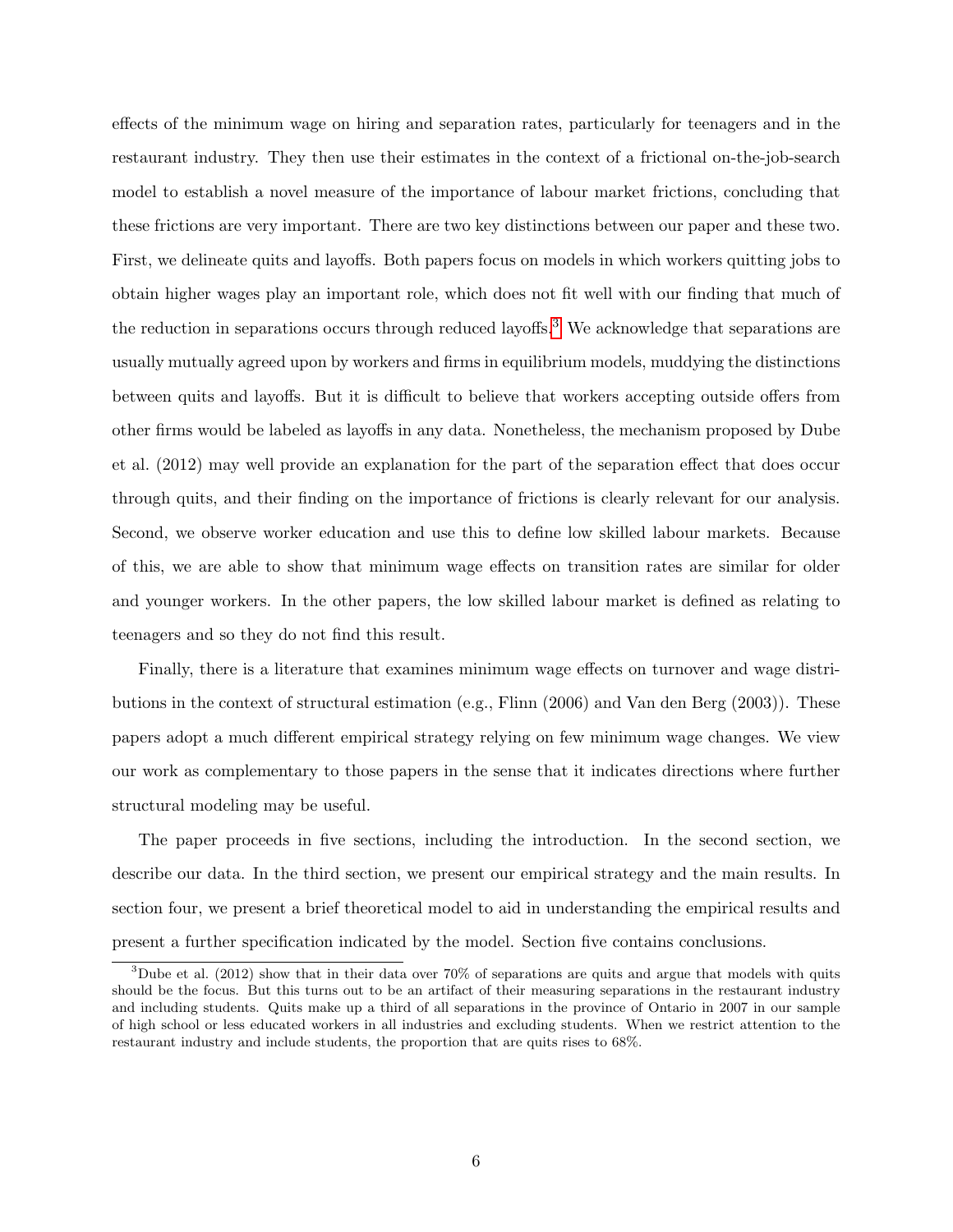effects of the minimum wage on hiring and separation rates, particularly for teenagers and in the restaurant industry. They then use their estimates in the context of a frictional on-the-job-search model to establish a novel measure of the importance of labour market frictions, concluding that these frictions are very important. There are two key distinctions between our paper and these two. First, we delineate quits and layoffs. Both papers focus on models in which workers quitting jobs to obtain higher wages play an important role, which does not fit well with our finding that much of the reduction in separations occurs through reduced layoffs.[3] We acknowledge that separations are usually mutually agreed upon by workers and firms in equilibrium models, muddying the distinctions between quits and layoffs. But it is difficult to believe that workers accepting outside offers from other firms would be labeled as layoffs in any data. Nonetheless, the mechanism proposed by Dube et al. (2012) may well provide an explanation for the part of the separation effect that does occur through quits, and their finding on the importance of frictions is clearly relevant for our analysis. Second, we observe worker education and use this to define low skilled labour markets. Because of this, we are able to show that minimum wage effects on transition rates are similar for older and younger workers. In the other papers, the low skilled labour market is defined as relating to teenagers and so they do not find this result.

Finally, there is a literature that examines minimum wage effects on turnover and wage distributions in the context of structural estimation (e.g., Flinn (2006) and Van den Berg (2003)). These papers adopt a much different empirical strategy relying on few minimum wage changes. We view our work as complementary to those papers in the sense that it indicates directions where further structural modeling may be useful.

The paper proceeds in five sections, including the introduction. In the second section, we describe our data. In the third section, we present our empirical strategy and the main results. In section four, we present a brief theoretical model to aid in understanding the empirical results and present a further specification indicated by the model. Section five contains conclusions.

[3] Dube et al. (2012) show that in their data over 70% of separations are quits and argue that models with quits should be the focus. But this turns out to be an artifact of their measuring separations in the restaurant industry and including students. Quits make up a third of all separations in the province of Ontario in 2007 in our sample of high school or less educated workers in all industries and excluding students. When we restrict attention to the restaurant industry and include students, the proportion that are quits rises to 68%.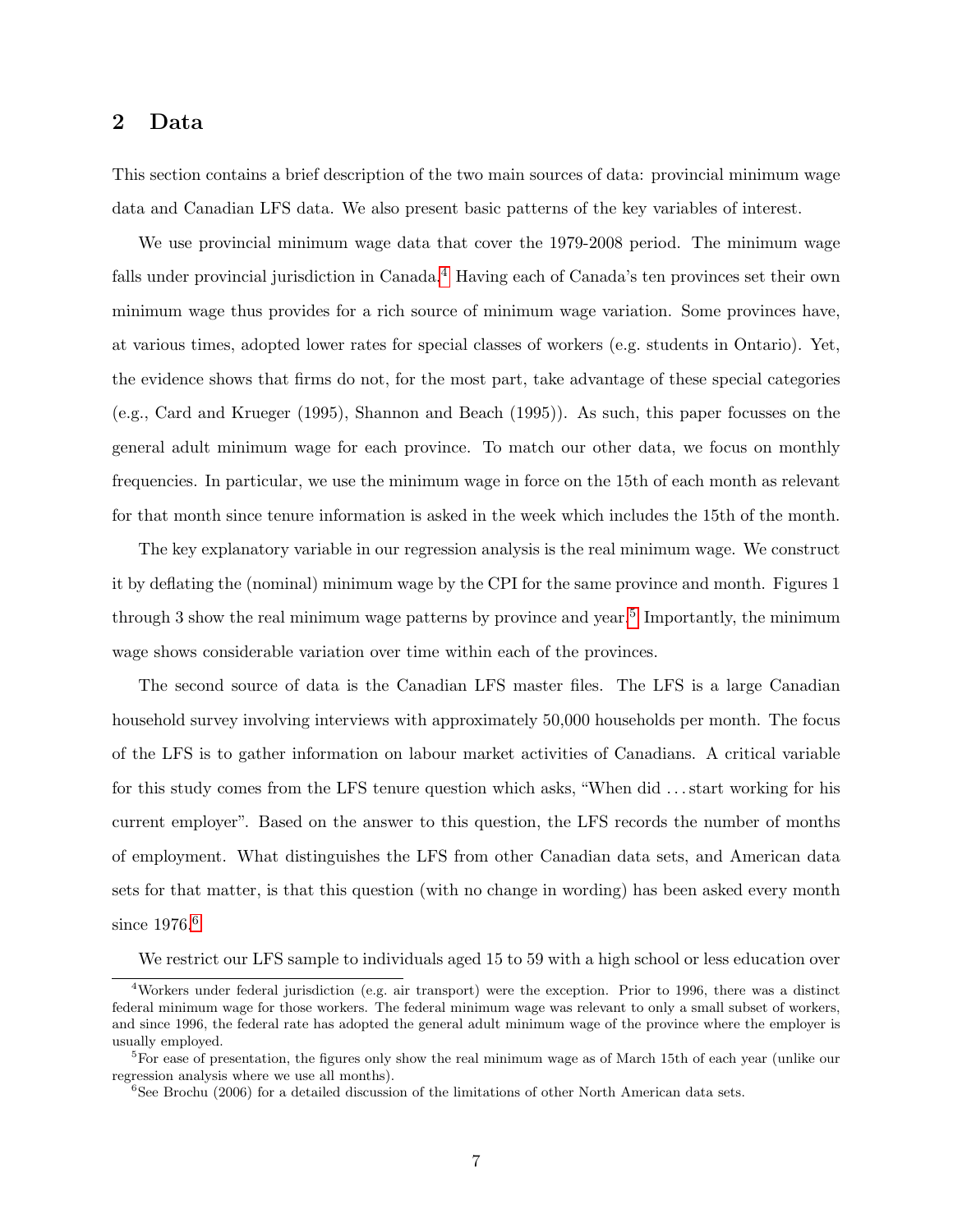## 2 Data

This section contains a brief description of the two main sources of data: provincial minimum wage data and Canadian LFS data. We also present basic patterns of the key variables of interest.

We use provincial minimum wage data that cover the 1979-2008 period. The minimum wage falls under provincial jurisdiction in Canada.[4] Having each of Canada's ten provinces set their own minimum wage thus provides for a rich source of minimum wage variation. Some provinces have, at various times, adopted lower rates for special classes of workers (e.g. students in Ontario). Yet, the evidence shows that firms do not, for the most part, take advantage of these special categories (e.g., Card and Krueger (1995), Shannon and Beach (1995)). As such, this paper focusses on the general adult minimum wage for each province. To match our other data, we focus on monthly frequencies. In particular, we use the minimum wage in force on the 15th of each month as relevant for that month since tenure information is asked in the week which includes the 15th of the month.

The key explanatory variable in our regression analysis is the real minimum wage. We construct it by deflating the (nominal) minimum wage by the CPI for the same province and month. Figures 1 through 3 show the real minimum wage patterns by province and year.[5] Importantly, the minimum wage shows considerable variation over time within each of the provinces.

The second source of data is the Canadian LFS master files. The LFS is a large Canadian household survey involving interviews with approximately 50,000 households per month. The focus of the LFS is to gather information on labour market activities of Canadians. A critical variable for this study comes from the LFS tenure question which asks, "When did ... start working for his current employer". Based on the answer to this question, the LFS records the number of months of employment. What distinguishes the LFS from other Canadian data sets, and American data sets for that matter, is that this question (with no change in wording) has been asked every month since 1976.[6]

We restrict our LFS sample to individuals aged 15 to 59 with a high school or less education over

[4] Workers under federal jurisdiction (e.g. air transport) were the exception. Prior to 1996, there was a distinct federal minimum wage for those workers. The federal minimum wage was relevant to only a small subset of workers, and since 1996, the federal rate has adopted the general adult minimum wage of the province where the employer is usually employed.

[5] For ease of presentation, the figures only show the real minimum wage as of March 15th of each year (unlike our regression analysis where we use all months).

[6] See Brochu (2006) for a detailed discussion of the limitations of other North American data sets.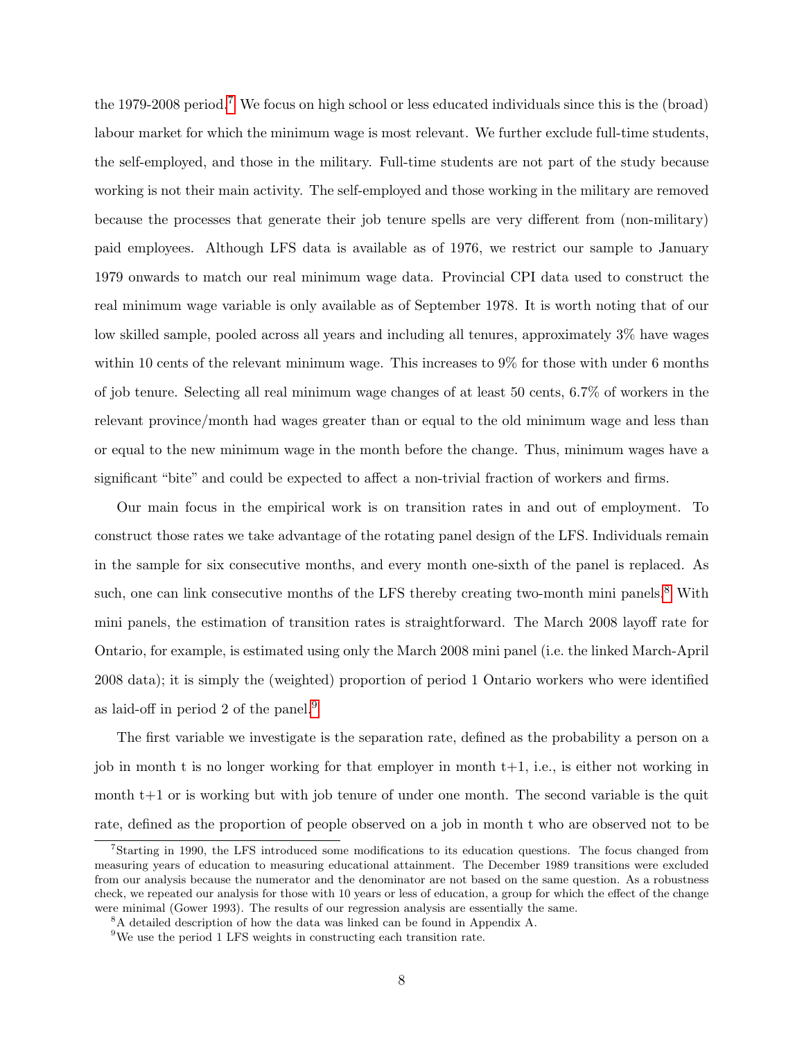the 1979-2008 period.[7] We focus on high school or less educated individuals since this is the (broad) labour market for which the minimum wage is most relevant. We further exclude full-time students, the self-employed, and those in the military. Full-time students are not part of the study because working is not their main activity. The self-employed and those working in the military are removed because the processes that generate their job tenure spells are very different from (non-military) paid employees. Although LFS data is available as of 1976, we restrict our sample to January 1979 onwards to match our real minimum wage data. Provincial CPI data used to construct the real minimum wage variable is only available as of September 1978. It is worth noting that of our low skilled sample, pooled across all years and including all tenures, approximately 3% have wages within 10 cents of the relevant minimum wage. This increases to 9% for those with under 6 months of job tenure. Selecting all real minimum wage changes of at least 50 cents, 6.7% of workers in the relevant province/month had wages greater than or equal to the old minimum wage and less than or equal to the new minimum wage in the month before the change. Thus, minimum wages have a significant "bite" and could be expected to affect a non-trivial fraction of workers and firms.

Our main focus in the empirical work is on transition rates in and out of employment. To construct those rates we take advantage of the rotating panel design of the LFS. Individuals remain in the sample for six consecutive months, and every month one-sixth of the panel is replaced. As such, one can link consecutive months of the LFS thereby creating two-month mini panels.[8] With mini panels, the estimation of transition rates is straightforward. The March 2008 layoff rate for Ontario, for example, is estimated using only the March 2008 mini panel (i.e. the linked March-April 2008 data); it is simply the (weighted) proportion of period 1 Ontario workers who were identified as laid-off in period 2 of the panel.[9]

The first variable we investigate is the separation rate, defined as the probability a person on a job in month t is no longer working for that employer in month t+1, i.e., is either not working in month t+1 or is working but with job tenure of under one month. The second variable is the quit rate, defined as the proportion of people observed on a job in month t who are observed not to be

[7] Starting in 1990, the LFS introduced some modifications to its education questions. The focus changed from measuring years of education to measuring educational attainment. The December 1989 transitions were excluded from our analysis because the numerator and the denominator are not based on the same question. As a robustness check, we repeated our analysis for those with 10 years or less of education, a group for which the effect of the change were minimal (Gower 1993). The results of our regression analysis are essentially the same.

[8] A detailed description of how the data was linked can be found in Appendix A.

[9] We use the period 1 LFS weights in constructing each transition rate.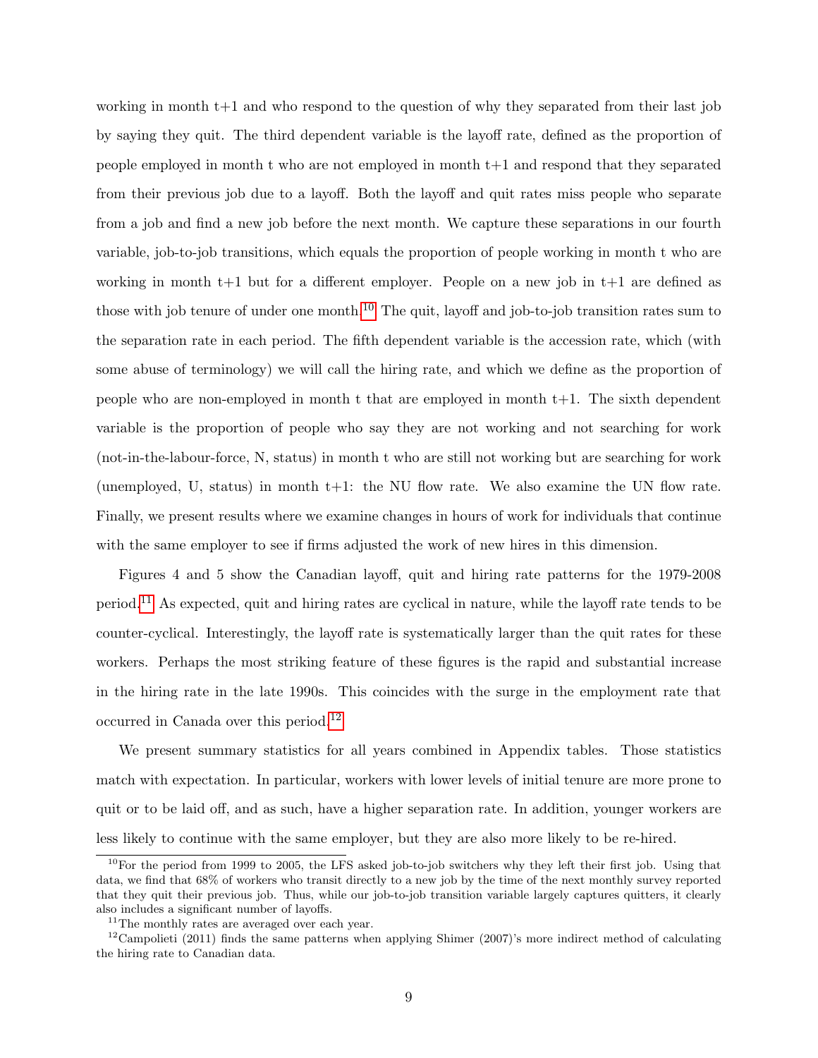working in month t+1 and who respond to the question of why they separated from their last job by saying they quit. The third dependent variable is the layoff rate, defined as the proportion of people employed in month t who are not employed in month t+1 and respond that they separated from their previous job due to a layoff. Both the layoff and quit rates miss people who separate from a job and find a new job before the next month. We capture these separations in our fourth variable, job-to-job transitions, which equals the proportion of people working in month t who are working in month t+1 but for a different employer. People on a new job in t+1 are defined as those with job tenure of under one month.[10] The quit, layoff and job-to-job transition rates sum to the separation rate in each period. The fifth dependent variable is the accession rate, which (with some abuse of terminology) we will call the hiring rate, and which we define as the proportion of people who are non-employed in month t that are employed in month t+1. The sixth dependent variable is the proportion of people who say they are not working and not searching for work (not-in-the-labour-force, N, status) in month t who are still not working but are searching for work (unemployed, U, status) in month t+1: the NU flow rate. We also examine the UN flow rate. Finally, we present results where we examine changes in hours of work for individuals that continue with the same employer to see if firms adjusted the work of new hires in this dimension.

Figures 4 and 5 show the Canadian layoff, quit and hiring rate patterns for the 1979-2008 period.[11] As expected, quit and hiring rates are cyclical in nature, while the layoff rate tends to be counter-cyclical. Interestingly, the layoff rate is systematically larger than the quit rates for these workers. Perhaps the most striking feature of these figures is the rapid and substantial increase in the hiring rate in the late 1990s. This coincides with the surge in the employment rate that occurred in Canada over this period.[12]

We present summary statistics for all years combined in Appendix tables. Those statistics match with expectation. In particular, workers with lower levels of initial tenure are more prone to quit or to be laid off, and as such, have a higher separation rate. In addition, younger workers are less likely to continue with the same employer, but they are also more likely to be re-hired.

[10] For the period from 1999 to 2005, the LFS asked job-to-job switchers why they left their first job. Using that data, we find that 68% of workers who transit directly to a new job by the time of the next monthly survey reported that they quit their previous job. Thus, while our job-to-job transition variable largely captures quitters, it clearly also includes a significant number of layoffs.

[11] The monthly rates are averaged over each year.

[12] Campolieti (2011) finds the same patterns when applying Shimer (2007)'s more indirect method of calculating the hiring rate to Canadian data.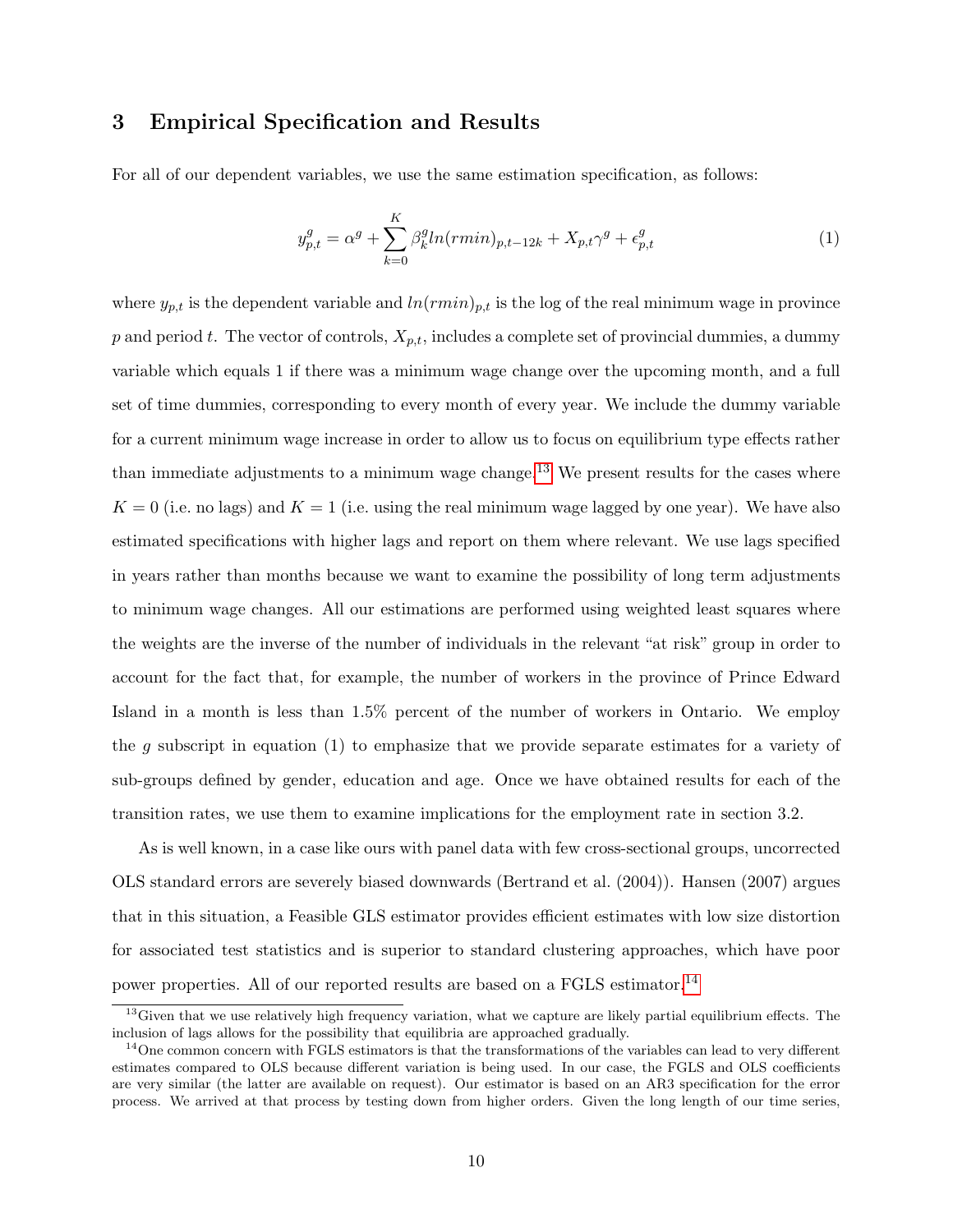## 3 Empirical Specification and Results

For all of our dependent variables, we use the same estimation specification, as follows:

$$y^g_{p,t} = \alpha^g + \sum_{k=0}^{K} \beta^g_k ln(rmin)_{p,t-12k} + X_{p,t}\gamma^g + \epsilon^g_{p,t} \tag{1}$$

where $y_{p,t}$ is the dependent variable and $ln(rmin)_{p,t}$ is the log of the real minimum wage in province $p$ and period $t$. The vector of controls, $X_{p,t}$, includes a complete set of provincial dummies, a dummy variable which equals 1 if there was a minimum wage change over the upcoming month, and a full set of time dummies, corresponding to every month of every year. We include the dummy variable for a current minimum wage increase in order to allow us to focus on equilibrium type effects rather than immediate adjustments to a minimum wage change.[13] We present results for the cases where $K = 0$ (i.e. no lags) and $K = 1$ (i.e. using the real minimum wage lagged by one year). We have also estimated specifications with higher lags and report on them where relevant. We use lags specified in years rather than months because we want to examine the possibility of long term adjustments to minimum wage changes. All our estimations are performed using weighted least squares where the weights are the inverse of the number of individuals in the relevant "at risk" group in order to account for the fact that, for example, the number of workers in the province of Prince Edward Island in a month is less than 1.5% percent of the number of workers in Ontario. We employ the $g$ subscript in equation (1) to emphasize that we provide separate estimates for a variety of sub-groups defined by gender, education and age. Once we have obtained results for each of the transition rates, we use them to examine implications for the employment rate in section 3.2.

As is well known, in a case like ours with panel data with few cross-sectional groups, uncorrected OLS standard errors are severely biased downwards (Bertrand et al. (2004)). Hansen (2007) argues that in this situation, a Feasible GLS estimator provides efficient estimates with low size distortion for associated test statistics and is superior to standard clustering approaches, which have poor power properties. All of our reported results are based on a FGLS estimator.[14]

[13] Given that we use relatively high frequency variation, what we capture are likely partial equilibrium effects. The inclusion of lags allows for the possibility that equilibria are approached gradually.

[14] One common concern with FGLS estimators is that the transformations of the variables can lead to very different estimates compared to OLS because different variation is being used. In our case, the FGLS and OLS coefficients are very similar (the latter are available on request). Our estimator is based on an AR3 specification for the error process. We arrived at that process by testing down from higher orders. Given the long length of our time series,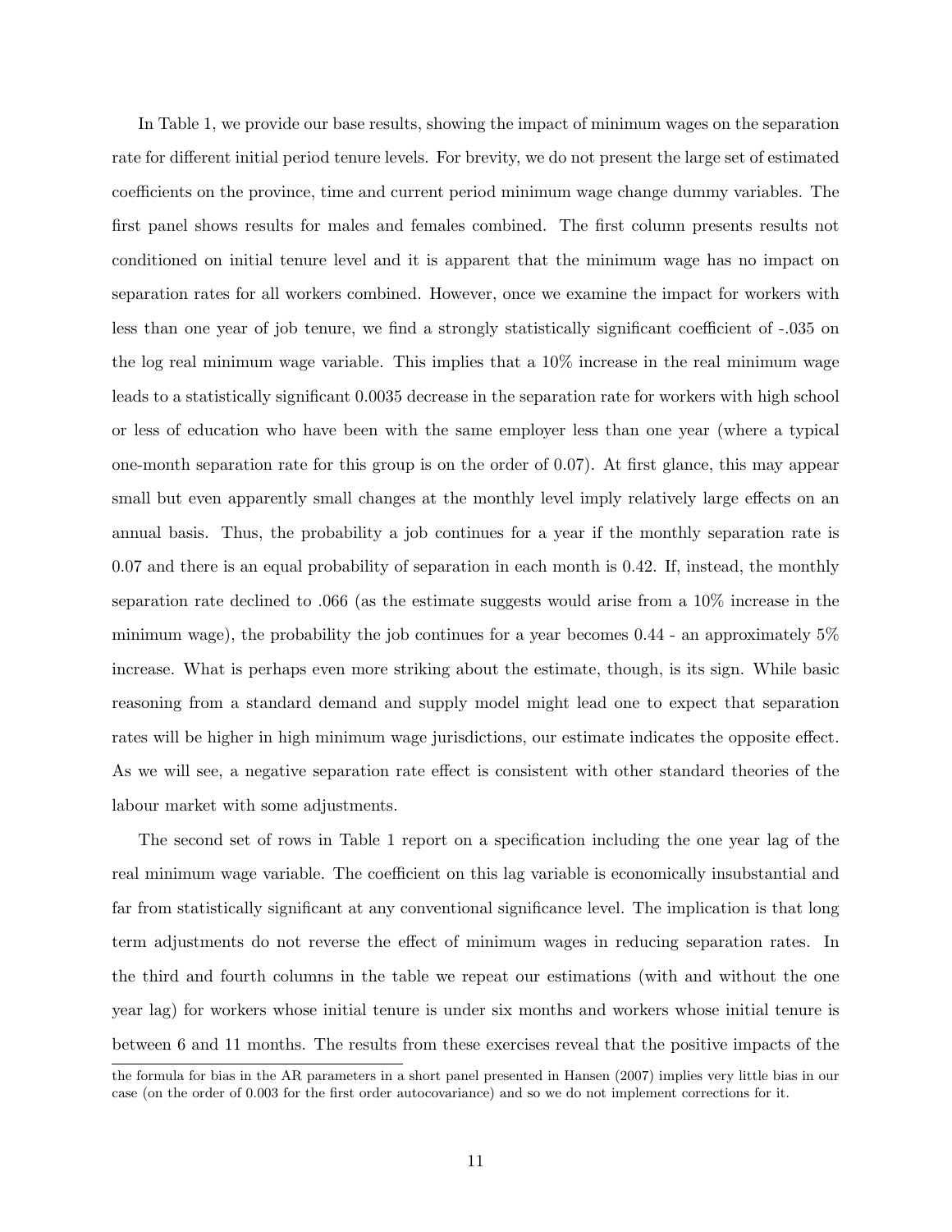In Table 1, we provide our base results, showing the impact of minimum wages on the separation rate for different initial period tenure levels. For brevity, we do not present the large set of estimated coefficients on the province, time and current period minimum wage change dummy variables. The first panel shows results for males and females combined. The first column presents results not conditioned on initial tenure level and it is apparent that the minimum wage has no impact on separation rates for all workers combined. However, once we examine the impact for workers with less than one year of job tenure, we find a strongly statistically significant coefficient of -.035 on the log real minimum wage variable. This implies that a 10% increase in the real minimum wage leads to a statistically significant 0.0035 decrease in the separation rate for workers with high school or less of education who have been with the same employer less than one year (where a typical one-month separation rate for this group is on the order of 0.07). At first glance, this may appear small but even apparently small changes at the monthly level imply relatively large effects on an annual basis. Thus, the probability a job continues for a year if the monthly separation rate is 0.07 and there is an equal probability of separation in each month is 0.42. If, instead, the monthly separation rate declined to .066 (as the estimate suggests would arise from a 10% increase in the minimum wage), the probability the job continues for a year becomes 0.44 - an approximately 5% increase. What is perhaps even more striking about the estimate, though, is its sign. While basic reasoning from a standard demand and supply model might lead one to expect that separation rates will be higher in high minimum wage jurisdictions, our estimate indicates the opposite effect. As we will see, a negative separation rate effect is consistent with other standard theories of the labour market with some adjustments.

The second set of rows in Table 1 report on a specification including the one year lag of the real minimum wage variable. The coefficient on this lag variable is economically insubstantial and far from statistically significant at any conventional significance level. The implication is that long term adjustments do not reverse the effect of minimum wages in reducing separation rates. In the third and fourth columns in the table we repeat our estimations (with and without the one year lag) for workers whose initial tenure is under six months and workers whose initial tenure is between 6 and 11 months. The results from these exercises reveal that the positive impacts of the

the formula for bias in the AR parameters in a short panel presented in Hansen (2007) implies very little bias in our case (on the order of 0.003 for the first order autocovariance) and so we do not implement corrections for it.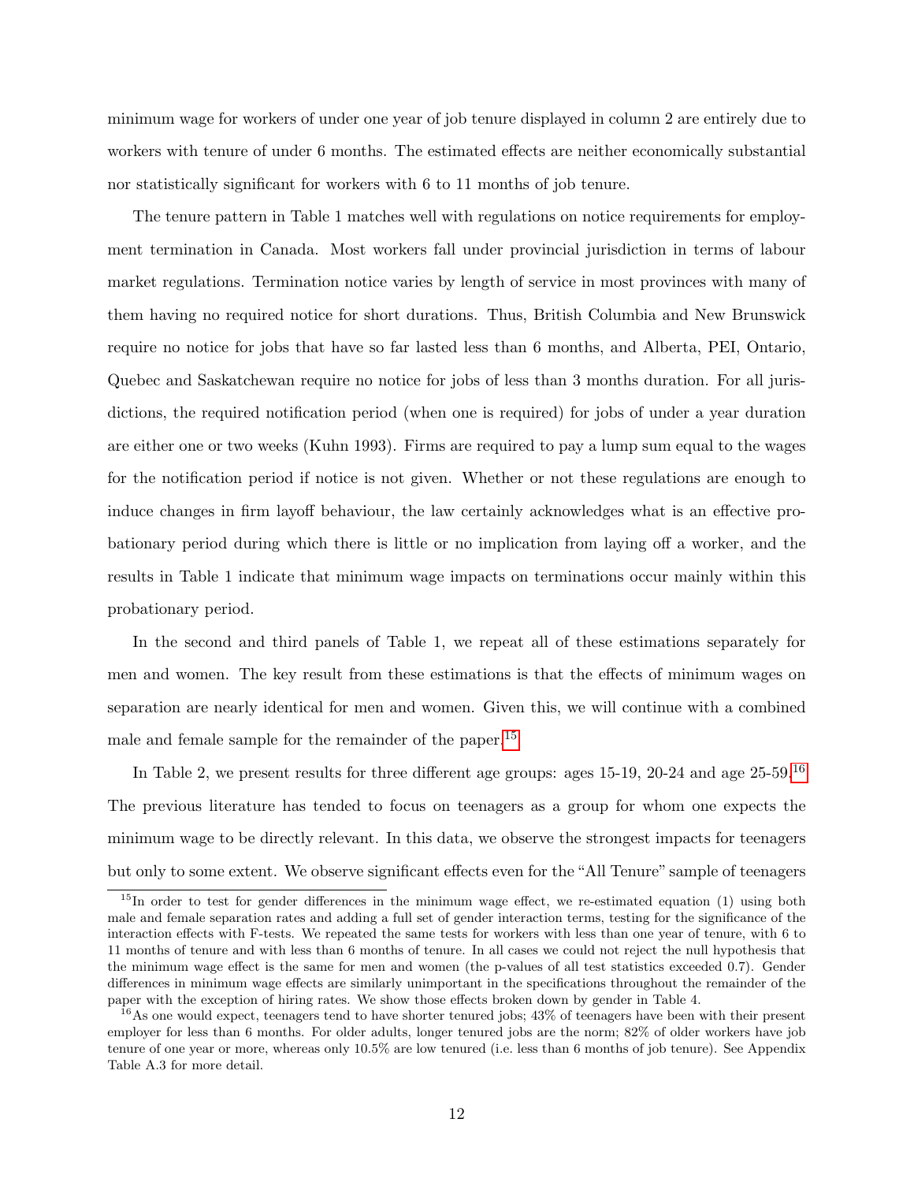minimum wage for workers of under one year of job tenure displayed in column 2 are entirely due to workers with tenure of under 6 months. The estimated effects are neither economically substantial nor statistically significant for workers with 6 to 11 months of job tenure.

The tenure pattern in Table 1 matches well with regulations on notice requirements for employment termination in Canada. Most workers fall under provincial jurisdiction in terms of labour market regulations. Termination notice varies by length of service in most provinces with many of them having no required notice for short durations. Thus, British Columbia and New Brunswick require no notice for jobs that have so far lasted less than 6 months, and Alberta, PEI, Ontario, Quebec and Saskatchewan require no notice for jobs of less than 3 months duration. For all jurisdictions, the required notification period (when one is required) for jobs of under a year duration are either one or two weeks (Kuhn 1993). Firms are required to pay a lump sum equal to the wages for the notification period if notice is not given. Whether or not these regulations are enough to induce changes in firm layoff behaviour, the law certainly acknowledges what is an effective probationary period during which there is little or no implication from laying off a worker, and the results in Table 1 indicate that minimum wage impacts on terminations occur mainly within this probationary period.

In the second and third panels of Table 1, we repeat all of these estimations separately for men and women. The key result from these estimations is that the effects of minimum wages on separation are nearly identical for men and women. Given this, we will continue with a combined male and female sample for the remainder of the paper.[15]

In Table 2, we present results for three different age groups: ages 15-19, 20-24 and age 25-59.[16] The previous literature has tended to focus on teenagers as a group for whom one expects the minimum wage to be directly relevant. In this data, we observe the strongest impacts for teenagers but only to some extent. We observe significant effects even for the "All Tenure" sample of teenagers

[15] In order to test for gender differences in the minimum wage effect, we re-estimated equation (1) using both male and female separation rates and adding a full set of gender interaction terms, testing for the significance of the interaction effects with F-tests. We repeated the same tests for workers with less than one year of tenure, with 6 to 11 months of tenure and with less than 6 months of tenure. In all cases we could not reject the null hypothesis that the minimum wage effect is the same for men and women (the p-values of all test statistics exceeded 0.7). Gender differences in minimum wage effects are similarly unimportant in the specifications throughout the remainder of the paper with the exception of hiring rates. We show those effects broken down by gender in Table 4.

[16] As one would expect, teenagers tend to have shorter tenured jobs; 43% of teenagers have been with their present employer for less than 6 months. For older adults, longer tenured jobs are the norm; 82% of older workers have job tenure of one year or more, whereas only 10.5% are low tenured (i.e. less than 6 months of job tenure). See Appendix Table A.3 for more detail.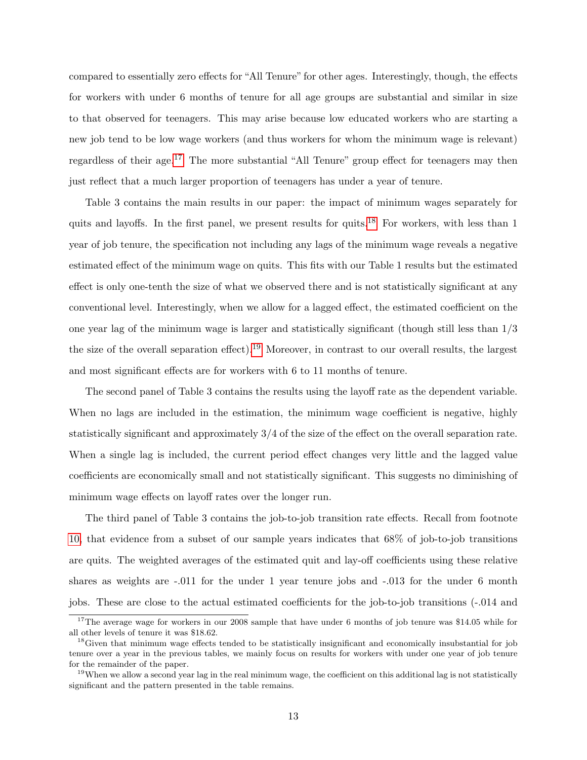compared to essentially zero effects for "All Tenure" for other ages. Interestingly, though, the effects for workers with under 6 months of tenure for all age groups are substantial and similar in size to that observed for teenagers. This may arise because low educated workers who are starting a new job tend to be low wage workers (and thus workers for whom the minimum wage is relevant) regardless of their age.[17] The more substantial "All Tenure" group effect for teenagers may then just reflect that a much larger proportion of teenagers has under a year of tenure.

Table 3 contains the main results in our paper: the impact of minimum wages separately for quits and layoffs. In the first panel, we present results for quits.[18] For workers, with less than 1 year of job tenure, the specification not including any lags of the minimum wage reveals a negative estimated effect of the minimum wage on quits. This fits with our Table 1 results but the estimated effect is only one-tenth the size of what we observed there and is not statistically significant at any conventional level. Interestingly, when we allow for a lagged effect, the estimated coefficient on the one year lag of the minimum wage is larger and statistically significant (though still less than 1/3 the size of the overall separation effect).[19] Moreover, in contrast to our overall results, the largest and most significant effects are for workers with 6 to 11 months of tenure.

The second panel of Table 3 contains the results using the layoff rate as the dependent variable. When no lags are included in the estimation, the minimum wage coefficient is negative, highly statistically significant and approximately 3/4 of the size of the effect on the overall separation rate. When a single lag is included, the current period effect changes very little and the lagged value coefficients are economically small and not statistically significant. This suggests no diminishing of minimum wage effects on layoff rates over the longer run.

The third panel of Table 3 contains the job-to-job transition rate effects. Recall from footnote 10, that evidence from a subset of our sample years indicates that 68% of job-to-job transitions are quits. The weighted averages of the estimated quit and lay-off coefficients using these relative shares as weights are -.011 for the under 1 year tenure jobs and -.013 for the under 6 month jobs. These are close to the actual estimated coefficients for the job-to-job transitions (-.014 and

[17] The average wage for workers in our 2008 sample that have under 6 months of job tenure was $14.05 while for all other levels of tenure it was $18.62.

[18] Given that minimum wage effects tended to be statistically insignificant and economically insubstantial for job tenure over a year in the previous tables, we mainly focus on results for workers with under one year of job tenure for the remainder of the paper.

[19] When we allow a second year lag in the real minimum wage, the coefficient on this additional lag is not statistically significant and the pattern presented in the table remains.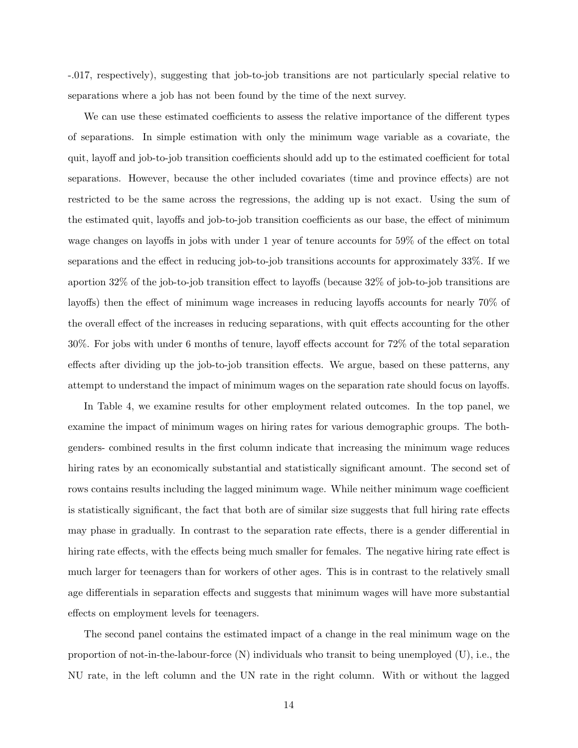-.017, respectively), suggesting that job-to-job transitions are not particularly special relative to separations where a job has not been found by the time of the next survey.

We can use these estimated coefficients to assess the relative importance of the different types of separations. In simple estimation with only the minimum wage variable as a covariate, the quit, layoff and job-to-job transition coefficients should add up to the estimated coefficient for total separations. However, because the other included covariates (time and province effects) are not restricted to be the same across the regressions, the adding up is not exact. Using the sum of the estimated quit, layoffs and job-to-job transition coefficients as our base, the effect of minimum wage changes on layoffs in jobs with under 1 year of tenure accounts for 59% of the effect on total separations and the effect in reducing job-to-job transitions accounts for approximately 33%. If we aportion 32% of the job-to-job transition effect to layoffs (because 32% of job-to-job transitions are layoffs) then the effect of minimum wage increases in reducing layoffs accounts for nearly 70% of the overall effect of the increases in reducing separations, with quit effects accounting for the other 30%. For jobs with under 6 months of tenure, layoff effects account for 72% of the total separation effects after dividing up the job-to-job transition effects. We argue, based on these patterns, any attempt to understand the impact of minimum wages on the separation rate should focus on layoffs.

In Table 4, we examine results for other employment related outcomes. In the top panel, we examine the impact of minimum wages on hiring rates for various demographic groups. The both-genders- combined results in the first column indicate that increasing the minimum wage reduces hiring rates by an economically substantial and statistically significant amount. The second set of rows contains results including the lagged minimum wage. While neither minimum wage coefficient is statistically significant, the fact that both are of similar size suggests that full hiring rate effects may phase in gradually. In contrast to the separation rate effects, there is a gender differential in hiring rate effects, with the effects being much smaller for females. The negative hiring rate effect is much larger for teenagers than for workers of other ages. This is in contrast to the relatively small age differentials in separation effects and suggests that minimum wages will have more substantial effects on employment levels for teenagers.

The second panel contains the estimated impact of a change in the real minimum wage on the proportion of not-in-the-labour-force (N) individuals who transit to being unemployed (U), i.e., the NU rate, in the left column and the UN rate in the right column. With or without the lagged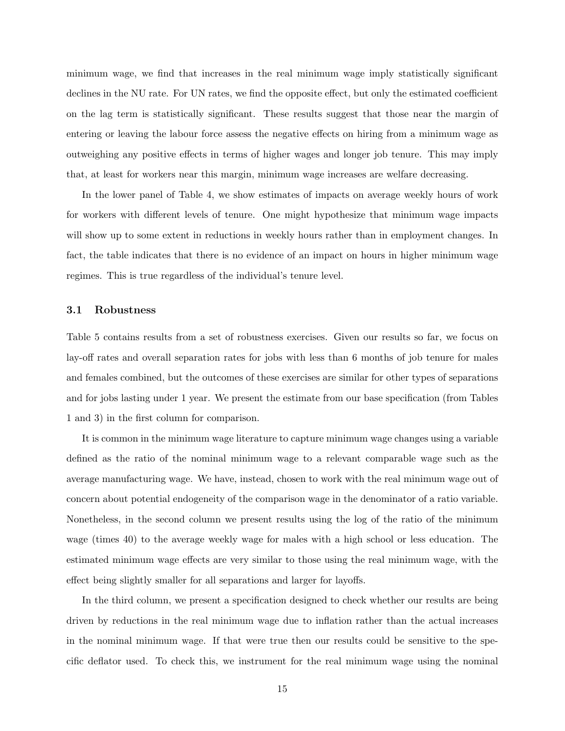minimum wage, we find that increases in the real minimum wage imply statistically significant declines in the NU rate. For UN rates, we find the opposite effect, but only the estimated coefficient on the lag term is statistically significant. These results suggest that those near the margin of entering or leaving the labour force assess the negative effects on hiring from a minimum wage as outweighing any positive effects in terms of higher wages and longer job tenure. This may imply that, at least for workers near this margin, minimum wage increases are welfare decreasing.

In the lower panel of Table 4, we show estimates of impacts on average weekly hours of work for workers with different levels of tenure. One might hypothesize that minimum wage impacts will show up to some extent in reductions in weekly hours rather than in employment changes. In fact, the table indicates that there is no evidence of an impact on hours in higher minimum wage regimes. This is true regardless of the individual's tenure level.

### 3.1 Robustness

Table 5 contains results from a set of robustness exercises. Given our results so far, we focus on lay-off rates and overall separation rates for jobs with less than 6 months of job tenure for males and females combined, but the outcomes of these exercises are similar for other types of separations and for jobs lasting under 1 year. We present the estimate from our base specification (from Tables 1 and 3) in the first column for comparison.

It is common in the minimum wage literature to capture minimum wage changes using a variable defined as the ratio of the nominal minimum wage to a relevant comparable wage such as the average manufacturing wage. We have, instead, chosen to work with the real minimum wage out of concern about potential endogeneity of the comparison wage in the denominator of a ratio variable. Nonetheless, in the second column we present results using the log of the ratio of the minimum wage (times 40) to the average weekly wage for males with a high school or less education. The estimated minimum wage effects are very similar to those using the real minimum wage, with the effect being slightly smaller for all separations and larger for layoffs.

In the third column, we present a specification designed to check whether our results are being driven by reductions in the real minimum wage due to inflation rather than the actual increases in the nominal minimum wage. If that were true then our results could be sensitive to the specific deflator used. To check this, we instrument for the real minimum wage using the nominal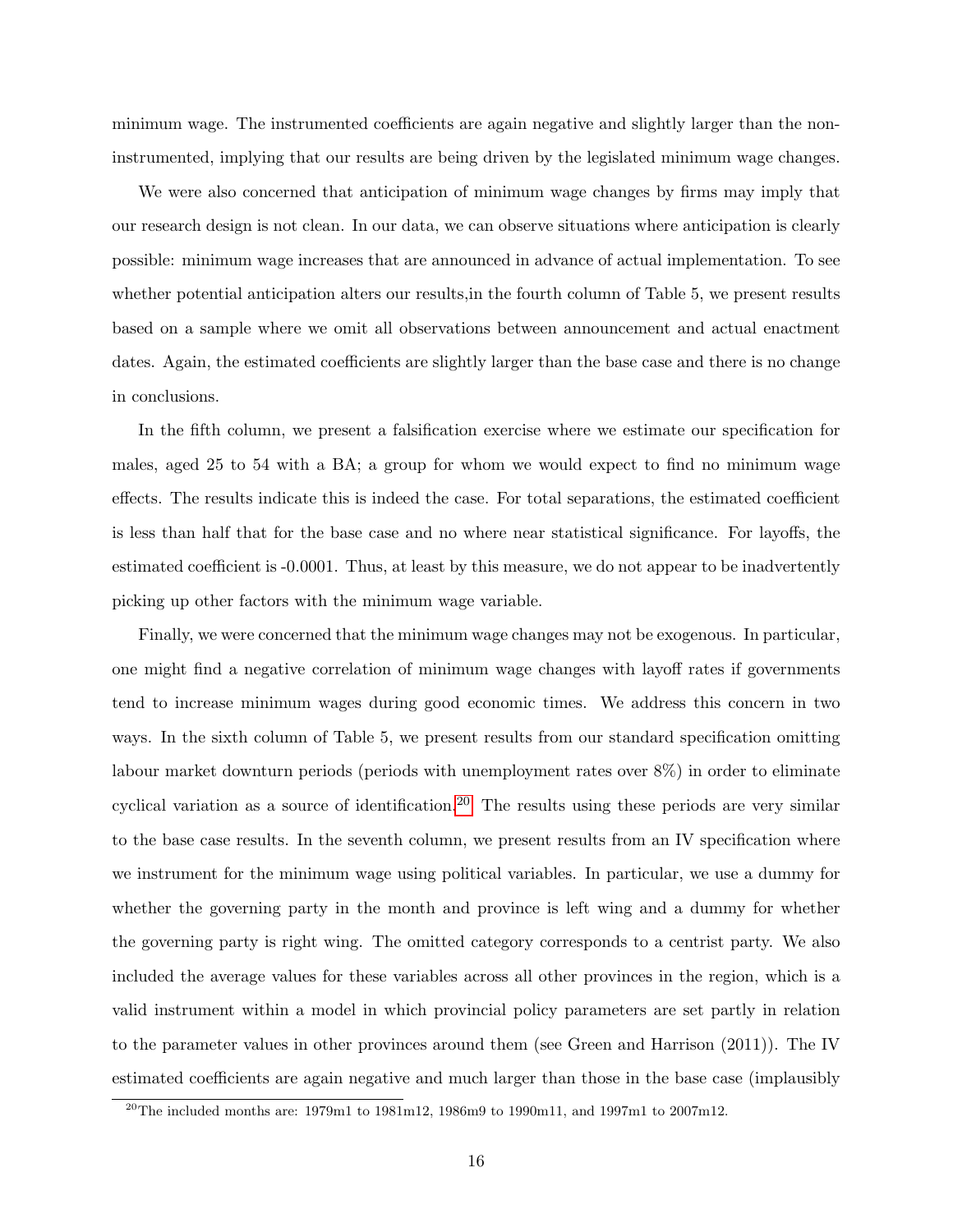minimum wage. The instrumented coefficients are again negative and slightly larger than the non-instrumented, implying that our results are being driven by the legislated minimum wage changes.

We were also concerned that anticipation of minimum wage changes by firms may imply that our research design is not clean. In our data, we can observe situations where anticipation is clearly possible: minimum wage increases that are announced in advance of actual implementation. To see whether potential anticipation alters our results,in the fourth column of Table 5, we present results based on a sample where we omit all observations between announcement and actual enactment dates. Again, the estimated coefficients are slightly larger than the base case and there is no change in conclusions.

In the fifth column, we present a falsification exercise where we estimate our specification for males, aged 25 to 54 with a BA; a group for whom we would expect to find no minimum wage effects. The results indicate this is indeed the case. For total separations, the estimated coefficient is less than half that for the base case and no where near statistical significance. For layoffs, the estimated coefficient is -0.0001. Thus, at least by this measure, we do not appear to be inadvertently picking up other factors with the minimum wage variable.

Finally, we were concerned that the minimum wage changes may not be exogenous. In particular, one might find a negative correlation of minimum wage changes with layoff rates if governments tend to increase minimum wages during good economic times. We address this concern in two ways. In the sixth column of Table 5, we present results from our standard specification omitting labour market downturn periods (periods with unemployment rates over 8%) in order to eliminate cyclical variation as a source of identification.[20] The results using these periods are very similar to the base case results. In the seventh column, we present results from an IV specification where we instrument for the minimum wage using political variables. In particular, we use a dummy for whether the governing party in the month and province is left wing and a dummy for whether the governing party is right wing. The omitted category corresponds to a centrist party. We also included the average values for these variables across all other provinces in the region, which is a valid instrument within a model in which provincial policy parameters are set partly in relation to the parameter values in other provinces around them (see Green and Harrison (2011)). The IV estimated coefficients are again negative and much larger than those in the base case (implausibly

[20] The included months are: 1979m1 to 1981m12, 1986m9 to 1990m11, and 1997m1 to 2007m12.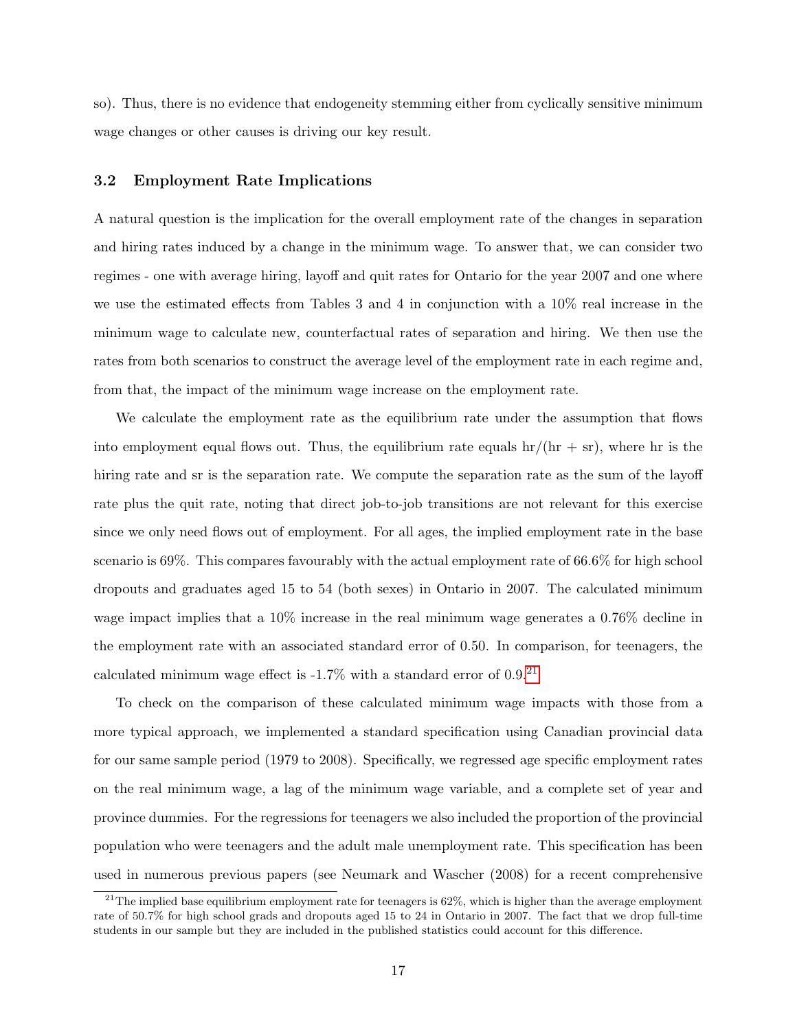so). Thus, there is no evidence that endogeneity stemming either from cyclically sensitive minimum wage changes or other causes is driving our key result.

### 3.2 Employment Rate Implications

A natural question is the implication for the overall employment rate of the changes in separation and hiring rates induced by a change in the minimum wage. To answer that, we can consider two regimes - one with average hiring, layoff and quit rates for Ontario for the year 2007 and one where we use the estimated effects from Tables 3 and 4 in conjunction with a 10% real increase in the minimum wage to calculate new, counterfactual rates of separation and hiring. We then use the rates from both scenarios to construct the average level of the employment rate in each regime and, from that, the impact of the minimum wage increase on the employment rate.

We calculate the employment rate as the equilibrium rate under the assumption that flows into employment equal flows out. Thus, the equilibrium rate equals hr/(hr + sr), where hr is the hiring rate and sr is the separation rate. We compute the separation rate as the sum of the layoff rate plus the quit rate, noting that direct job-to-job transitions are not relevant for this exercise since we only need flows out of employment. For all ages, the implied employment rate in the base scenario is 69%. This compares favourably with the actual employment rate of 66.6% for high school dropouts and graduates aged 15 to 54 (both sexes) in Ontario in 2007. The calculated minimum wage impact implies that a 10% increase in the real minimum wage generates a 0.76% decline in the employment rate with an associated standard error of 0.50. In comparison, for teenagers, the calculated minimum wage effect is -1.7% with a standard error of 0.9.[21]

To check on the comparison of these calculated minimum wage impacts with those from a more typical approach, we implemented a standard specification using Canadian provincial data for our same sample period (1979 to 2008). Specifically, we regressed age specific employment rates on the real minimum wage, a lag of the minimum wage variable, and a complete set of year and province dummies. For the regressions for teenagers we also included the proportion of the provincial population who were teenagers and the adult male unemployment rate. This specification has been used in numerous previous papers (see Neumark and Wascher (2008) for a recent comprehensive

[21] The implied base equilibrium employment rate for teenagers is 62%, which is higher than the average employment rate of 50.7% for high school grads and dropouts aged 15 to 24 in Ontario in 2007. The fact that we drop full-time students in our sample but they are included in the published statistics could account for this difference.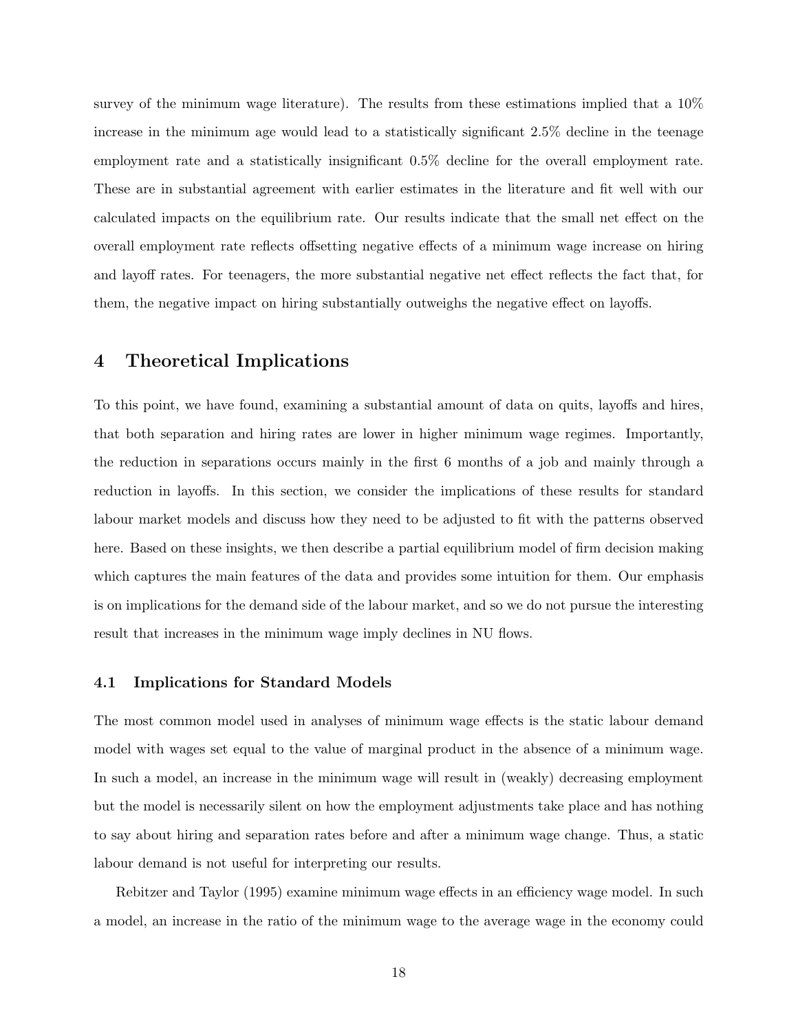survey of the minimum wage literature). The results from these estimations implied that a 10% increase in the minimum age would lead to a statistically significant 2.5% decline in the teenage employment rate and a statistically insignificant 0.5% decline for the overall employment rate. These are in substantial agreement with earlier estimates in the literature and fit well with our calculated impacts on the equilibrium rate. Our results indicate that the small net effect on the overall employment rate reflects offsetting negative effects of a minimum wage increase on hiring and layoff rates. For teenagers, the more substantial negative net effect reflects the fact that, for them, the negative impact on hiring substantially outweighs the negative effect on layoffs.

## 4 Theoretical Implications

To this point, we have found, examining a substantial amount of data on quits, layoffs and hires, that both separation and hiring rates are lower in higher minimum wage regimes. Importantly, the reduction in separations occurs mainly in the first 6 months of a job and mainly through a reduction in layoffs. In this section, we consider the implications of these results for standard labour market models and discuss how they need to be adjusted to fit with the patterns observed here. Based on these insights, we then describe a partial equilibrium model of firm decision making which captures the main features of the data and provides some intuition for them. Our emphasis is on implications for the demand side of the labour market, and so we do not pursue the interesting result that increases in the minimum wage imply declines in NU flows.

### 4.1 Implications for Standard Models

The most common model used in analyses of minimum wage effects is the static labour demand model with wages set equal to the value of marginal product in the absence of a minimum wage. In such a model, an increase in the minimum wage will result in (weakly) decreasing employment but the model is necessarily silent on how the employment adjustments take place and has nothing to say about hiring and separation rates before and after a minimum wage change. Thus, a static labour demand is not useful for interpreting our results.

Rebitzer and Taylor (1995) examine minimum wage effects in an efficiency wage model. In such a model, an increase in the ratio of the minimum wage to the average wage in the economy could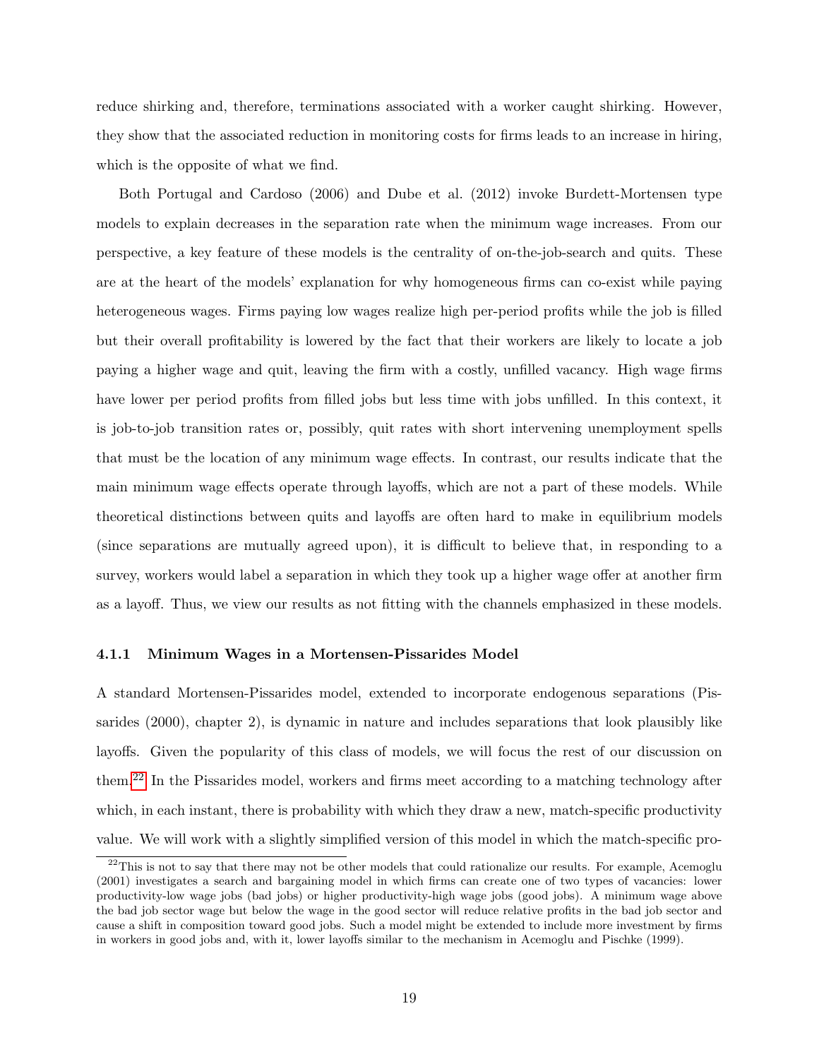reduce shirking and, therefore, terminations associated with a worker caught shirking. However, they show that the associated reduction in monitoring costs for firms leads to an increase in hiring, which is the opposite of what we find.

Both Portugal and Cardoso (2006) and Dube et al. (2012) invoke Burdett-Mortensen type models to explain decreases in the separation rate when the minimum wage increases. From our perspective, a key feature of these models is the centrality of on-the-job-search and quits. These are at the heart of the models' explanation for why homogeneous firms can co-exist while paying heterogeneous wages. Firms paying low wages realize high per-period profits while the job is filled but their overall profitability is lowered by the fact that their workers are likely to locate a job paying a higher wage and quit, leaving the firm with a costly, unfilled vacancy. High wage firms have lower per period profits from filled jobs but less time with jobs unfilled. In this context, it is job-to-job transition rates or, possibly, quit rates with short intervening unemployment spells that must be the location of any minimum wage effects. In contrast, our results indicate that the main minimum wage effects operate through layoffs, which are not a part of these models. While theoretical distinctions between quits and layoffs are often hard to make in equilibrium models (since separations are mutually agreed upon), it is difficult to believe that, in responding to a survey, workers would label a separation in which they took up a higher wage offer at another firm as a layoff. Thus, we view our results as not fitting with the channels emphasized in these models.

#### 4.1.1 Minimum Wages in a Mortensen-Pissarides Model

A standard Mortensen-Pissarides model, extended to incorporate endogenous separations (Pissarides (2000), chapter 2), is dynamic in nature and includes separations that look plausibly like layoffs. Given the popularity of this class of models, we will focus the rest of our discussion on them.[22] In the Pissarides model, workers and firms meet according to a matching technology after which, in each instant, there is probability with which they draw a new, match-specific productivity value. We will work with a slightly simplified version of this model in which the match-specific pro-

[22] This is not to say that there may not be other models that could rationalize our results. For example, Acemoglu (2001) investigates a search and bargaining model in which firms can create one of two types of vacancies: lower productivity-low wage jobs (bad jobs) or higher productivity-high wage jobs (good jobs). A minimum wage above the bad job sector wage but below the wage in the good sector will reduce relative profits in the bad job sector and cause a shift in composition toward good jobs. Such a model might be extended to include more investment by firms in workers in good jobs and, with it, lower layoffs similar to the mechanism in Acemoglu and Pischke (1999).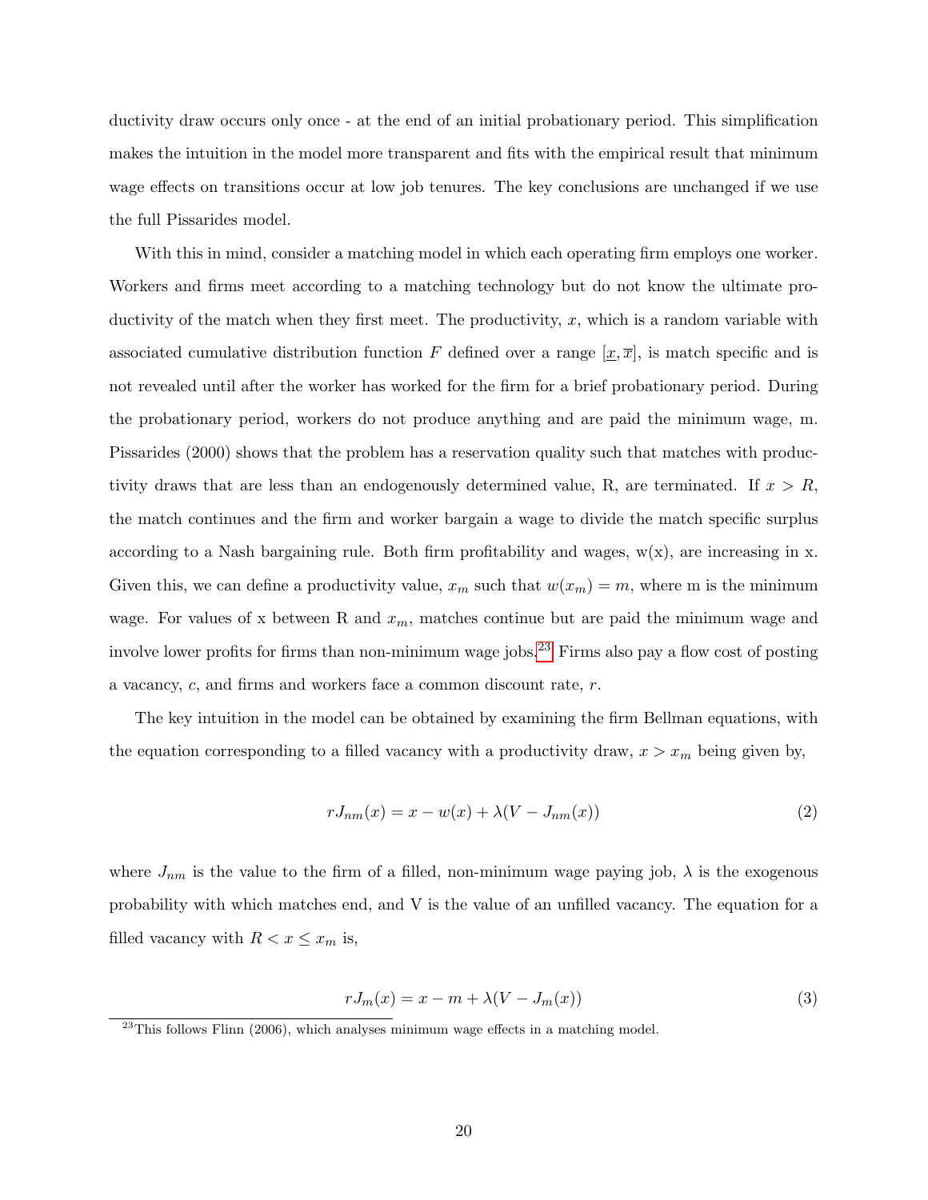ductivity draw occurs only once - at the end of an initial probationary period. This simplification makes the intuition in the model more transparent and fits with the empirical result that minimum wage effects on transitions occur at low job tenures. The key conclusions are unchanged if we use the full Pissarides model.

With this in mind, consider a matching model in which each operating firm employs one worker. Workers and firms meet according to a matching technology but do not know the ultimate productivity of the match when they first meet. The productivity, $x$, which is a random variable with associated cumulative distribution function $F$ defined over a range $[\underline{x}, \overline{x}]$, is match specific and is not revealed until after the worker has worked for the firm for a brief probationary period. During the probationary period, workers do not produce anything and are paid the minimum wage, m. Pissarides (2000) shows that the problem has a reservation quality such that matches with productivity draws that are less than an endogenously determined value, R, are terminated. If $x > R$, the match continues and the firm and worker bargain a wage to divide the match specific surplus according to a Nash bargaining rule. Both firm profitability and wages, w(x), are increasing in x. Given this, we can define a productivity value, $x_m$ such that $w(x_m) = m$, where m is the minimum wage. For values of x between R and $x_m$, matches continue but are paid the minimum wage and involve lower profits for firms than non-minimum wage jobs.[23] Firms also pay a flow cost of posting a vacancy, $c$, and firms and workers face a common discount rate, $r$.

The key intuition in the model can be obtained by examining the firm Bellman equations, with the equation corresponding to a filled vacancy with a productivity draw, $x > x_m$ being given by,

$$rJ_{nm}(x) = x - w(x) + \lambda(V - J_{nm}(x)) \tag{2}$$

where $J_{nm}$ is the value to the firm of a filled, non-minimum wage paying job, $\lambda$ is the exogenous probability with which matches end, and V is the value of an unfilled vacancy. The equation for a filled vacancy with $R < x \leq x_m$ is,

$$rJ_m(x) = x - m + \lambda(V - J_m(x)) \tag{3}$$

[23] This follows Flinn (2006), which analyses minimum wage effects in a matching model.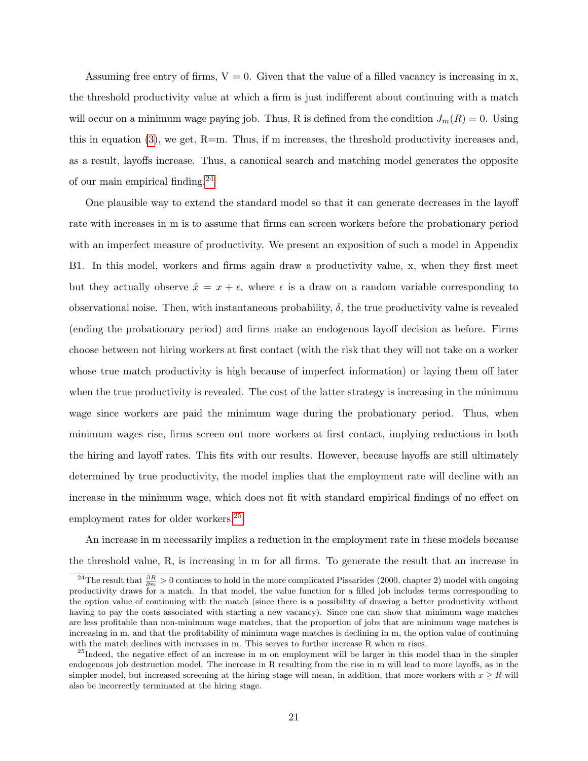Assuming free entry of firms, $V = 0$. Given that the value of a filled vacancy is increasing in x, the threshold productivity value at which a firm is just indifferent about continuing with a match will occur on a minimum wage paying job. Thus, R is defined from the condition $J_m(R) = 0$. Using this in equation (3), we get, R=m. Thus, if m increases, the threshold productivity increases and, as a result, layoffs increase. Thus, a canonical search and matching model generates the opposite of our main empirical finding.[24]

One plausible way to extend the standard model so that it can generate decreases in the layoff rate with increases in m is to assume that firms can screen workers before the probationary period with an imperfect measure of productivity. We present an exposition of such a model in Appendix B1. In this model, workers and firms again draw a productivity value, x, when they first meet but they actually observe $\hat{x} = x + \epsilon$, where $\epsilon$ is a draw on a random variable corresponding to observational noise. Then, with instantaneous probability, $\delta$, the true productivity value is revealed (ending the probationary period) and firms make an endogenous layoff decision as before. Firms choose between not hiring workers at first contact (with the risk that they will not take on a worker whose true match productivity is high because of imperfect information) or laying them off later when the true productivity is revealed. The cost of the latter strategy is increasing in the minimum wage since workers are paid the minimum wage during the probationary period. Thus, when minimum wages rise, firms screen out more workers at first contact, implying reductions in both the hiring and layoff rates. This fits with our results. However, because layoffs are still ultimately determined by true productivity, the model implies that the employment rate will decline with an increase in the minimum wage, which does not fit with standard empirical findings of no effect on employment rates for older workers.[25]

An increase in m necessarily implies a reduction in the employment rate in these models because the threshold value, R, is increasing in m for all firms. To generate the result that an increase in

[24] The result that $\frac{\partial R}{\partial m} > 0$ continues to hold in the more complicated Pissarides (2000, chapter 2) model with ongoing productivity draws for a match. In that model, the value function for a filled job includes terms corresponding to the option value of continuing with the match (since there is a possibility of drawing a better productivity without having to pay the costs associated with starting a new vacancy). Since one can show that minimum wage matches are less profitable than non-minimum wage matches, that the proportion of jobs that are minimum wage matches is increasing in m, and that the profitability of minimum wage matches is declining in m, the option value of continuing with the match declines with increases in m. This serves to further increase R when m rises.

[25] Indeed, the negative effect of an increase in m on employment will be larger in this model than in the simpler endogenous job destruction model. The increase in R resulting from the rise in m will lead to more layoffs, as in the simpler model, but increased screening at the hiring stage will mean, in addition, that more workers with $x \geq R$ will also be incorrectly terminated at the hiring stage.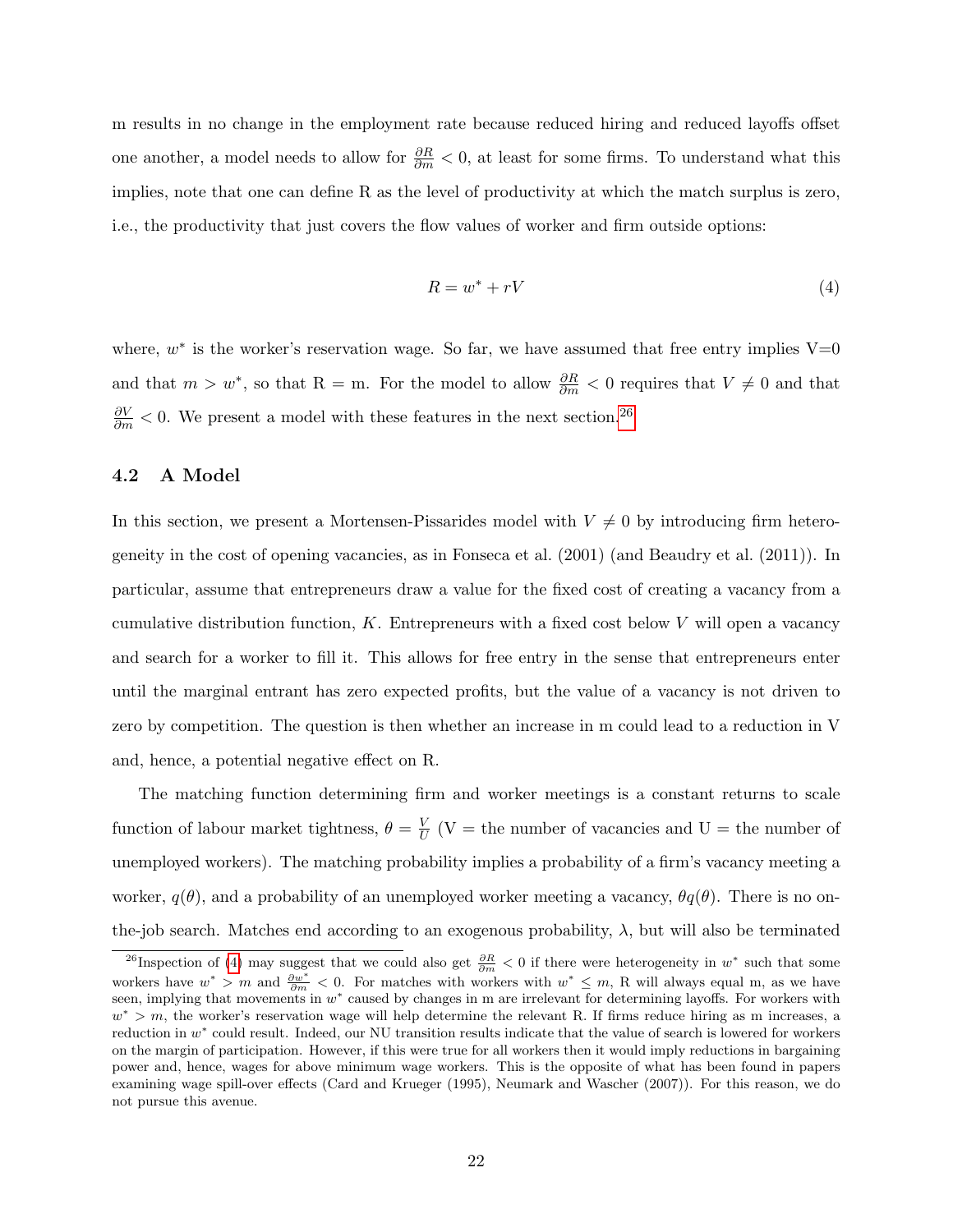m results in no change in the employment rate because reduced hiring and reduced layoffs offset one another, a model needs to allow for $\frac{\partial R}{\partial m} < 0$, at least for some firms. To understand what this implies, note that one can define R as the level of productivity at which the match surplus is zero, i.e., the productivity that just covers the flow values of worker and firm outside options:

$$R = w^* + rV \tag{4}$$

where, $w^*$ is the worker's reservation wage. So far, we have assumed that free entry implies V=0 and that $m > w^*$, so that R = m. For the model to allow $\frac{\partial R}{\partial m} < 0$ requires that $V \neq 0$ and that $\frac{\partial V}{\partial m} < 0$. We present a model with these features in the next section.[26]

### 4.2 A Model

In this section, we present a Mortensen-Pissarides model with $V \neq 0$ by introducing firm heterogeneity in the cost of opening vacancies, as in Fonseca et al. (2001) (and Beaudry et al. (2011)). In particular, assume that entrepreneurs draw a value for the fixed cost of creating a vacancy from a cumulative distribution function, $K$. Entrepreneurs with a fixed cost below $V$ will open a vacancy and search for a worker to fill it. This allows for free entry in the sense that entrepreneurs enter until the marginal entrant has zero expected profits, but the value of a vacancy is not driven to zero by competition. The question is then whether an increase in m could lead to a reduction in V and, hence, a potential negative effect on R.

The matching function determining firm and worker meetings is a constant returns to scale function of labour market tightness, $\theta = \frac{V}{U}$ (V = the number of vacancies and U = the number of unemployed workers). The matching probability implies a probability of a firm's vacancy meeting a worker, $q(\theta)$, and a probability of an unemployed worker meeting a vacancy, $\theta q(\theta)$. There is no on-the-job search. Matches end according to an exogenous probability, $\lambda$, but will also be terminated

[26] Inspection of (4) may suggest that we could also get $\frac{\partial R}{\partial m} < 0$ if there were heterogeneity in $w^*$ such that some workers have $w^* > m$ and $\frac{\partial w^*}{\partial m} < 0$. For matches with workers with $w^* \leq m$, R will always equal m, as we have seen, implying that movements in $w^*$ caused by changes in m are irrelevant for determining layoffs. For workers with $w^* > m$, the worker's reservation wage will help determine the relevant R. If firms reduce hiring as m increases, a reduction in $w^*$ could result. Indeed, our NU transition results indicate that the value of search is lowered for workers on the margin of participation. However, if this were true for all workers then it would imply reductions in bargaining power and, hence, wages for above minimum wage workers. This is the opposite of what has been found in papers examining wage spill-over effects (Card and Krueger (1995), Neumark and Wascher (2007)). For this reason, we do not pursue this avenue.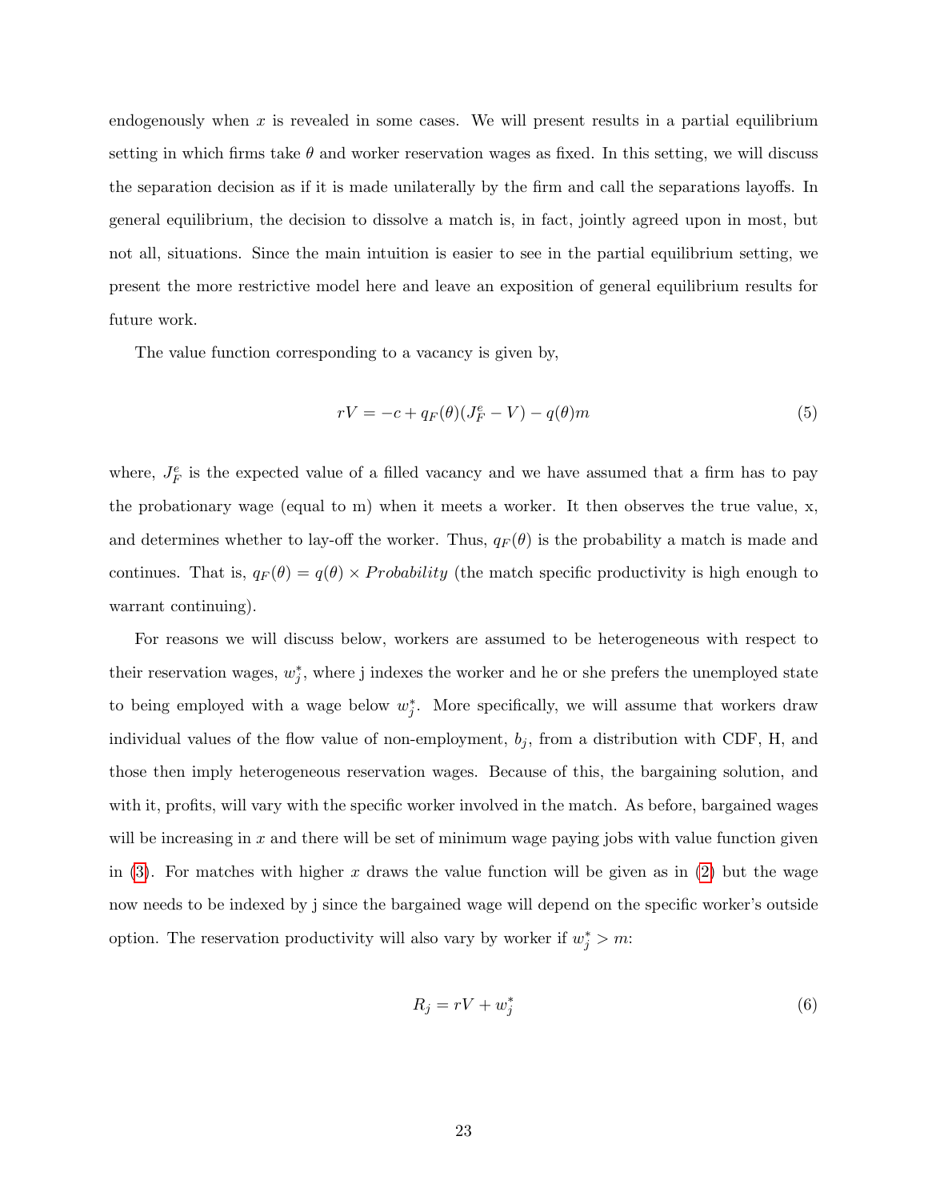endogenously when $x$ is revealed in some cases. We will present results in a partial equilibrium setting in which firms take $\theta$ and worker reservation wages as fixed. In this setting, we will discuss the separation decision as if it is made unilaterally by the firm and call the separations layoffs. In general equilibrium, the decision to dissolve a match is, in fact, jointly agreed upon in most, but not all, situations. Since the main intuition is easier to see in the partial equilibrium setting, we present the more restrictive model here and leave an exposition of general equilibrium results for future work.

The value function corresponding to a vacancy is given by,

$$rV = -c + q_F(\theta)(J_F^e - V) - q(\theta)m \tag{5}$$

where, $J_F^e$ is the expected value of a filled vacancy and we have assumed that a firm has to pay the probationary wage (equal to m) when it meets a worker. It then observes the true value, x, and determines whether to lay-off the worker. Thus, $q_F(\theta)$ is the probability a match is made and continues. That is, $q_F(\theta) = q(\theta) \times Probability$ (the match specific productivity is high enough to warrant continuing).

For reasons we will discuss below, workers are assumed to be heterogeneous with respect to their reservation wages, $w_j^*$, where j indexes the worker and he or she prefers the unemployed state to being employed with a wage below $w_j^*$. More specifically, we will assume that workers draw individual values of the flow value of non-employment, $b_j$, from a distribution with CDF, H, and those then imply heterogeneous reservation wages. Because of this, the bargaining solution, and with it, profits, will vary with the specific worker involved in the match. As before, bargained wages will be increasing in $x$ and there will be set of minimum wage paying jobs with value function given in (3). For matches with higher $x$ draws the value function will be given as in (2) but the wage now needs to be indexed by j since the bargained wage will depend on the specific worker's outside option. The reservation productivity will also vary by worker if $w_j^* > m$:

$$R_j = rV + w_j^* \tag{6}$$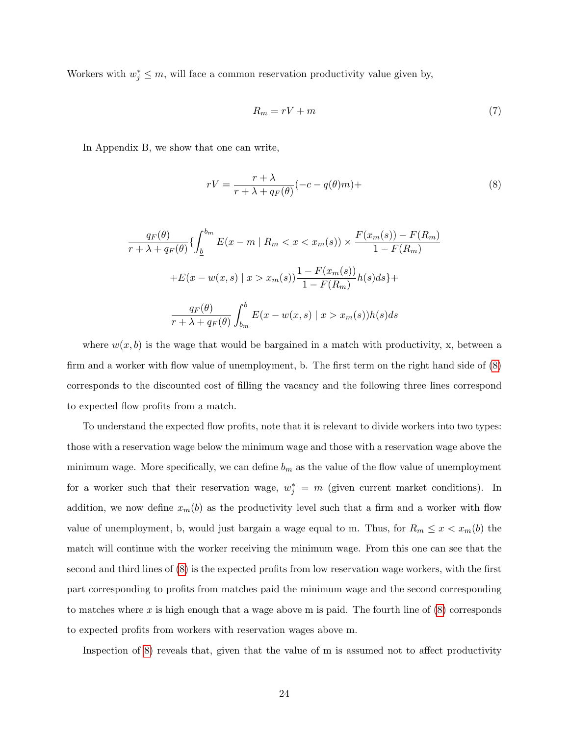Workers with $w_j^* \leq m$, will face a common reservation productivity value given by,

$$R_m = rV + m \tag{7}$$

In Appendix B, we show that one can write,

$$rV = \frac{r+\lambda}{r+\lambda+q_F(\theta)}(-c - q(\theta)m) + \tag{8}$$

$$\frac{q_F(\theta)}{r+\lambda+q_F(\theta)}\{\int_{\underline{b}}^{b_m} E(x-m \mid R_m < x < x_m(s)) \times \frac{F(x_m(s)) - F(R_m)}{1-F(R_m)}$$

$$+E(x - w(x,s) \mid x > x_m(s))\frac{1-F(x_m(s))}{1-F(R_m)}h(s)ds\}+$$

$$\frac{q_F(\theta)}{r+\lambda+q_F(\theta)}\int_{b_m}^{\bar{b}} E(x - w(x,s) \mid x > x_m(s))h(s)ds$$

where $w(x, b)$ is the wage that would be bargained in a match with productivity, x, between a firm and a worker with flow value of unemployment, b. The first term on the right hand side of (8) corresponds to the discounted cost of filling the vacancy and the following three lines correspond to expected flow profits from a match.

To understand the expected flow profits, note that it is relevant to divide workers into two types: those with a reservation wage below the minimum wage and those with a reservation wage above the minimum wage. More specifically, we can define $b_m$ as the value of the flow value of unemployment for a worker such that their reservation wage, $w_j^* = m$ (given current market conditions). In addition, we now define $x_m(b)$ as the productivity level such that a firm and a worker with flow value of unemployment, b, would just bargain a wage equal to m. Thus, for $R_m \leq x < x_m(b)$ the match will continue with the worker receiving the minimum wage. From this one can see that the second and third lines of (8) is the expected profits from low reservation wage workers, with the first part corresponding to profits from matches paid the minimum wage and the second corresponding to matches where $x$ is high enough that a wage above m is paid. The fourth line of (8) corresponds to expected profits from workers with reservation wages above m.

Inspection of 8) reveals that, given that the value of m is assumed not to affect productivity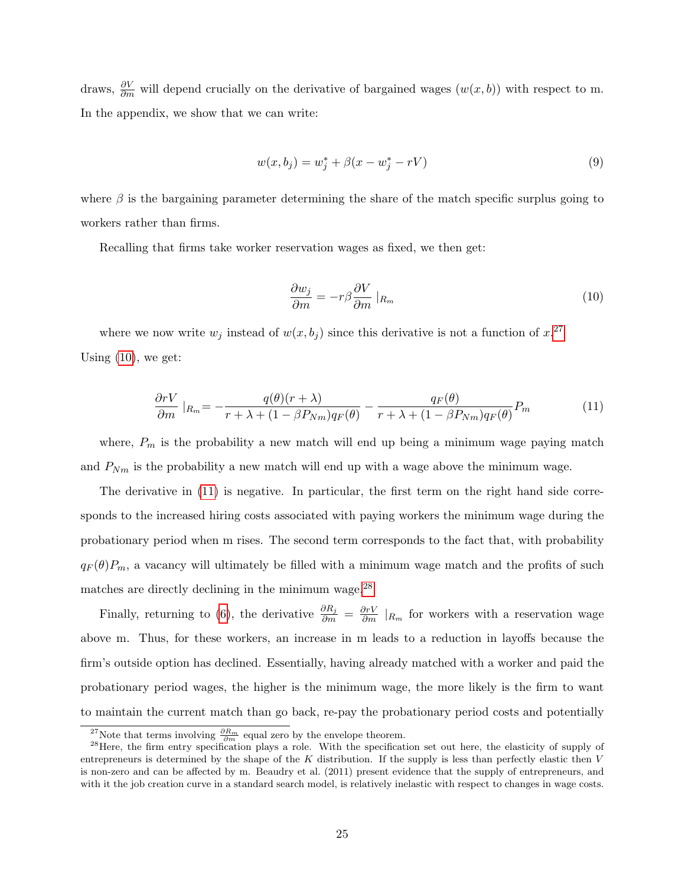draws, $\frac{\partial V}{\partial m}$ will depend crucially on the derivative of bargained wages ($w(x, b)$) with respect to m. In the appendix, we show that we can write:

$$w(x, b_j) = w_j^* + \beta(x - w_j^* - rV) \tag{9}$$

where $\beta$ is the bargaining parameter determining the share of the match specific surplus going to workers rather than firms.

Recalling that firms take worker reservation wages as fixed, we then get:

$$\frac{\partial w_j}{\partial m} = -r\beta \frac{\partial V}{\partial m} \mid_{R_m} \tag{10}$$

where we now write $w_j$ instead of $w(x, b_j)$ since this derivative is not a function of $x$.[27] Using (10), we get:

$$\frac{\partial rV}{\partial m} \mid_{R_m} = -\frac{q(\theta)(r + \lambda)}{r + \lambda + (1 - \beta P_{Nm})q_F(\theta)} - \frac{q_F(\theta)}{r + \lambda + (1 - \beta P_{Nm})q_F(\theta)} P_m \tag{11}$$

where, $P_m$ is the probability a new match will end up being a minimum wage paying match and $P_{Nm}$ is the probability a new match will end up with a wage above the minimum wage.

The derivative in (11) is negative. In particular, the first term on the right hand side corresponds to the increased hiring costs associated with paying workers the minimum wage during the probationary period when m rises. The second term corresponds to the fact that, with probability $q_F(\theta)P_m$, a vacancy will ultimately be filled with a minimum wage match and the profits of such matches are directly declining in the minimum wage.[28]

Finally, returning to (6), the derivative $\frac{\partial R_j}{\partial m} = \frac{\partial rV}{\partial m} \mid_{R_m}$ for workers with a reservation wage above m. Thus, for these workers, an increase in m leads to a reduction in layoffs because the firm's outside option has declined. Essentially, having already matched with a worker and paid the probationary period wages, the higher is the minimum wage, the more likely is the firm to want to maintain the current match than go back, re-pay the probationary period costs and potentially

[27] Note that terms involving $\frac{\partial R_m}{\partial m}$ equal zero by the envelope theorem.

[28] Here, the firm entry specification plays a role. With the specification set out here, the elasticity of supply of entrepreneurs is determined by the shape of the $K$ distribution. If the supply is less than perfectly elastic then $V$ is non-zero and can be affected by m. Beaudry et al. (2011) present evidence that the supply of entrepreneurs, and with it the job creation curve in a standard search model, is relatively inelastic with respect to changes in wage costs.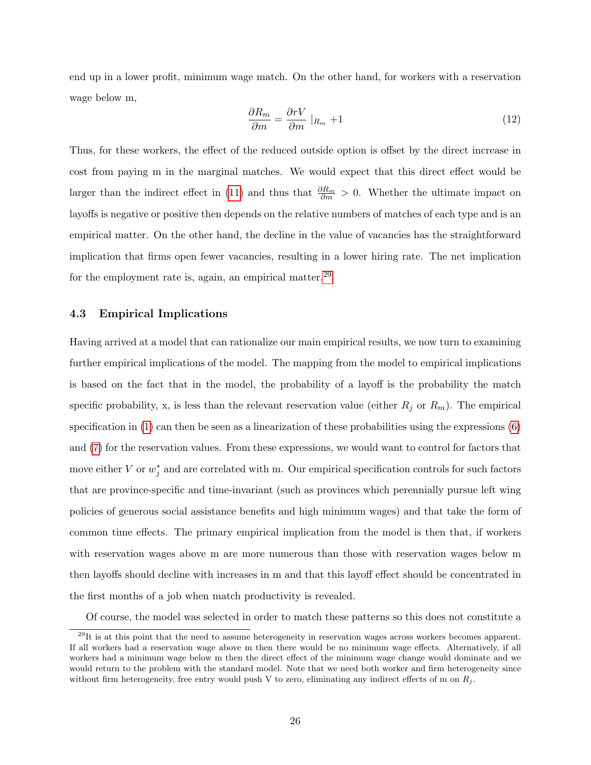end up in a lower profit, minimum wage match. On the other hand, for workers with a reservation wage below m,

$$\frac{\partial R_m}{\partial m} = \frac{\partial rV}{\partial m} \mid_{R_m} +1 \tag{12}$$

Thus, for these workers, the effect of the reduced outside option is offset by the direct increase in cost from paying m in the marginal matches. We would expect that this direct effect would be larger than the indirect effect in (11) and thus that $\frac{\partial R_m}{\partial m} > 0$. Whether the ultimate impact on layoffs is negative or positive then depends on the relative numbers of matches of each type and is an empirical matter. On the other hand, the decline in the value of vacancies has the straightforward implication that firms open fewer vacancies, resulting in a lower hiring rate. The net implication for the employment rate is, again, an empirical matter.[29]

### 4.3 Empirical Implications

Having arrived at a model that can rationalize our main empirical results, we now turn to examining further empirical implications of the model. The mapping from the model to empirical implications is based on the fact that in the model, the probability of a layoff is the probability the match specific probability, x, is less than the relevant reservation value (either $R_j$ or $R_m$). The empirical specification in (1) can then be seen as a linearization of these probabilities using the expressions (6) and (7) for the reservation values. From these expressions, we would want to control for factors that move either $V$ or $w_j^*$ and are correlated with m. Our empirical specification controls for such factors that are province-specific and time-invariant (such as provinces which perennially pursue left wing policies of generous social assistance benefits and high minimum wages) and that take the form of common time effects. The primary empirical implication from the model is then that, if workers with reservation wages above m are more numerous than those with reservation wages below m then layoffs should decline with increases in m and that this layoff effect should be concentrated in the first months of a job when match productivity is revealed.

Of course, the model was selected in order to match these patterns so this does not constitute a

[29] It is at this point that the need to assume heterogeneity in reservation wages across workers becomes apparent. If all workers had a reservation wage above m then there would be no minimum wage effects. Alternatively, if all workers had a minimum wage below m then the direct effect of the minimum wage change would dominate and we would return to the problem with the standard model. Note that we need both worker and firm heterogeneity since without firm heterogeneity, free entry would push V to zero, eliminating any indirect effects of m on $R_j$.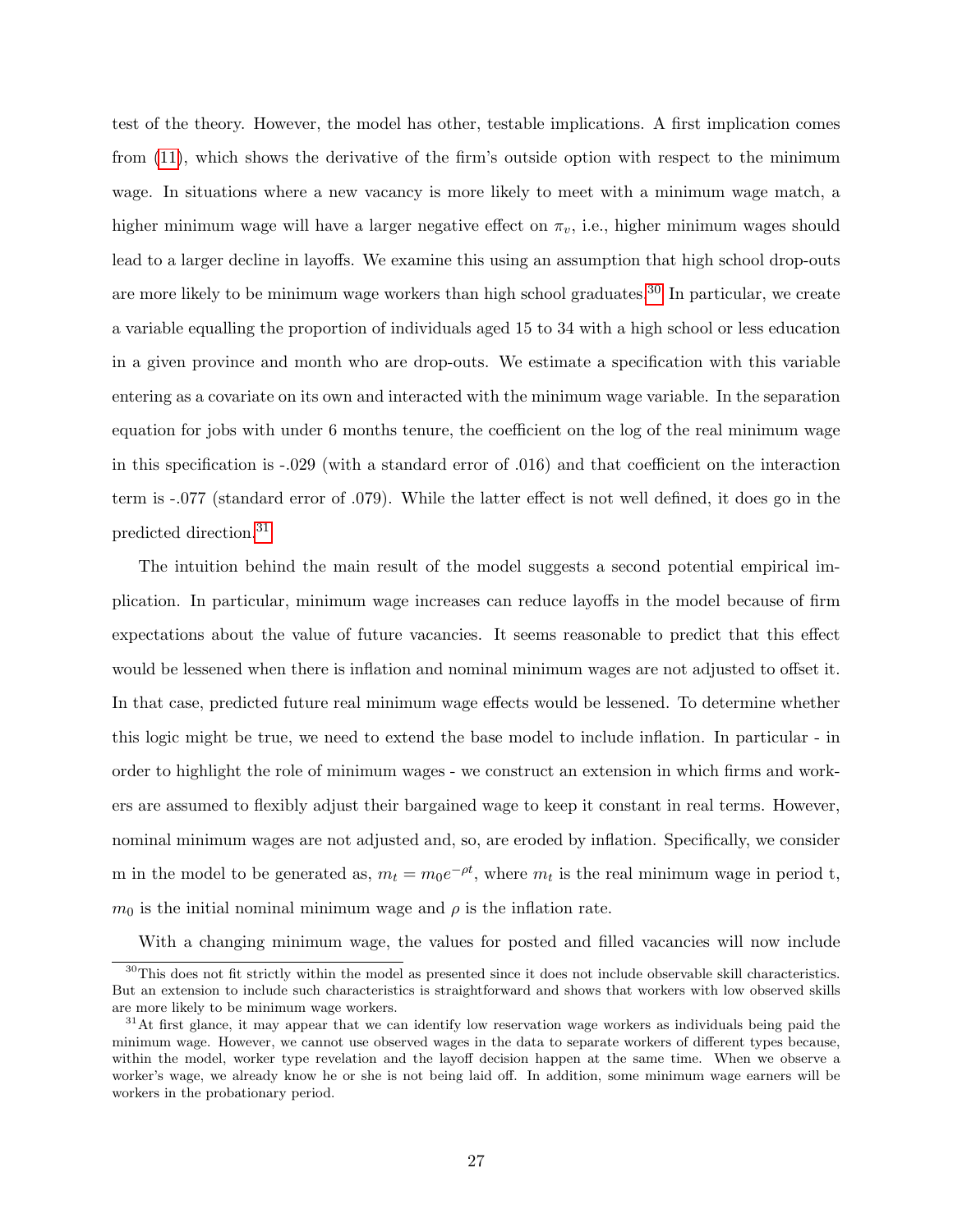test of the theory. However, the model has other, testable implications. A first implication comes from (11), which shows the derivative of the firm's outside option with respect to the minimum wage. In situations where a new vacancy is more likely to meet with a minimum wage match, a higher minimum wage will have a larger negative effect on $\pi_v$, i.e., higher minimum wages should lead to a larger decline in layoffs. We examine this using an assumption that high school drop-outs are more likely to be minimum wage workers than high school graduates.[30] In particular, we create a variable equalling the proportion of individuals aged 15 to 34 with a high school or less education in a given province and month who are drop-outs. We estimate a specification with this variable entering as a covariate on its own and interacted with the minimum wage variable. In the separation equation for jobs with under 6 months tenure, the coefficient on the log of the real minimum wage in this specification is -.029 (with a standard error of .016) and that coefficient on the interaction term is -.077 (standard error of .079). While the latter effect is not well defined, it does go in the predicted direction.[31]

The intuition behind the main result of the model suggests a second potential empirical implication. In particular, minimum wage increases can reduce layoffs in the model because of firm expectations about the value of future vacancies. It seems reasonable to predict that this effect would be lessened when there is inflation and nominal minimum wages are not adjusted to offset it. In that case, predicted future real minimum wage effects would be lessened. To determine whether this logic might be true, we need to extend the base model to include inflation. In particular - in order to highlight the role of minimum wages - we construct an extension in which firms and workers are assumed to flexibly adjust their bargained wage to keep it constant in real terms. However, nominal minimum wages are not adjusted and, so, are eroded by inflation. Specifically, we consider m in the model to be generated as, $m_t = m_0 e^{-\rho t}$, where $m_t$ is the real minimum wage in period t, $m_0$ is the initial nominal minimum wage and $\rho$ is the inflation rate.

With a changing minimum wage, the values for posted and filled vacancies will now include

[30] This does not fit strictly within the model as presented since it does not include observable skill characteristics. But an extension to include such characteristics is straightforward and shows that workers with low observed skills are more likely to be minimum wage workers.

[31] At first glance, it may appear that we can identify low reservation wage workers as individuals being paid the minimum wage. However, we cannot use observed wages in the data to separate workers of different types because, within the model, worker type revelation and the layoff decision happen at the same time. When we observe a worker's wage, we already know he or she is not being laid off. In addition, some minimum wage earners will be workers in the probationary period.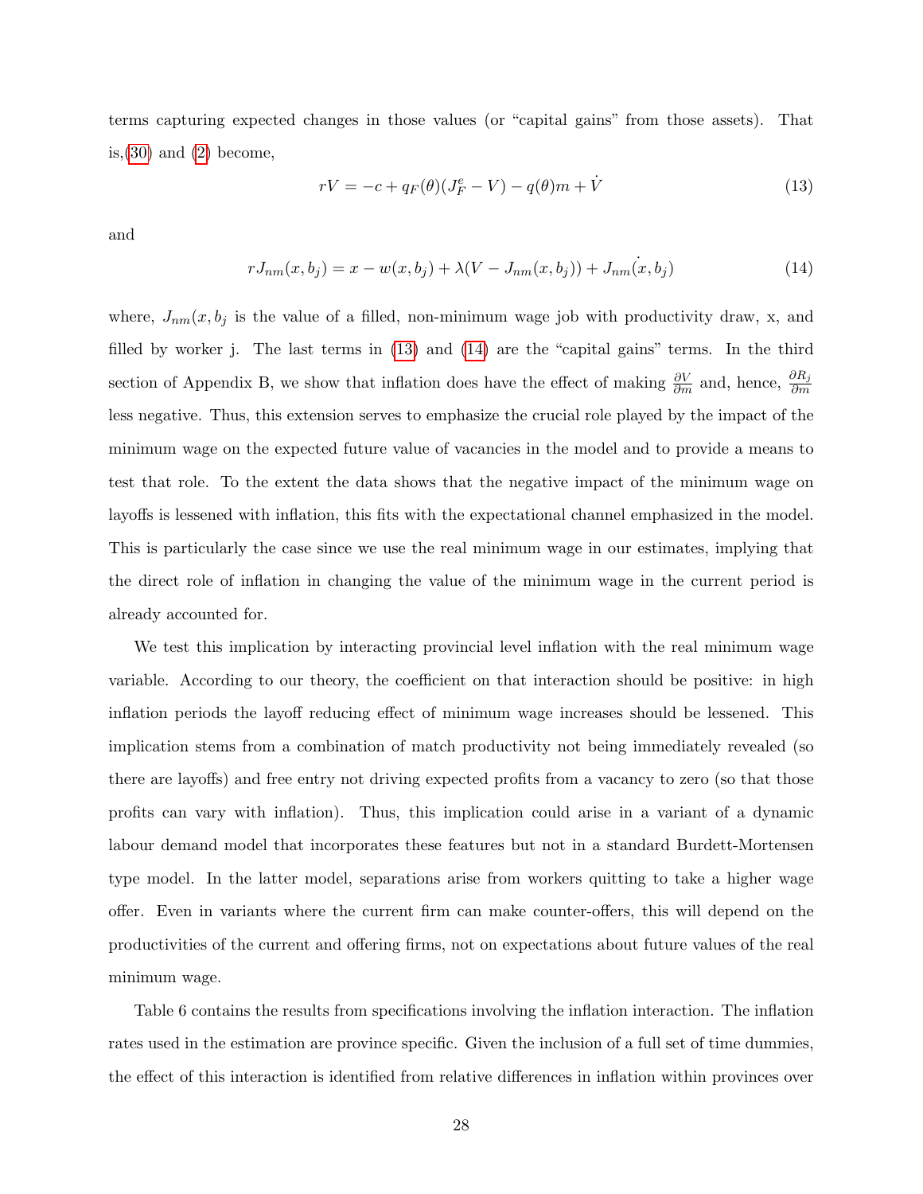terms capturing expected changes in those values (or "capital gains" from those assets). That is,(30) and (2) become,

$$rV = -c + q_F(\theta)(J_F^e - V) - q(\theta)m + \dot{V} \tag{13}$$

and

$$rJ_{nm}(x, b_j) = x - w(x, b_j) + \lambda(V - J_{nm}(x, b_j)) + J_{nm}(\dot{x, b_j}) \tag{14}$$

where, $J_{nm}(x, b_j$ is the value of a filled, non-minimum wage job with productivity draw, x, and filled by worker j. The last terms in (13) and (14) are the "capital gains" terms. In the third section of Appendix B, we show that inflation does have the effect of making $\frac{\partial V}{\partial m}$ and, hence, $\frac{\partial R_j}{\partial m}$ less negative. Thus, this extension serves to emphasize the crucial role played by the impact of the minimum wage on the expected future value of vacancies in the model and to provide a means to test that role. To the extent the data shows that the negative impact of the minimum wage on layoffs is lessened with inflation, this fits with the expectational channel emphasized in the model. This is particularly the case since we use the real minimum wage in our estimates, implying that the direct role of inflation in changing the value of the minimum wage in the current period is already accounted for.

We test this implication by interacting provincial level inflation with the real minimum wage variable. According to our theory, the coefficient on that interaction should be positive: in high inflation periods the layoff reducing effect of minimum wage increases should be lessened. This implication stems from a combination of match productivity not being immediately revealed (so there are layoffs) and free entry not driving expected profits from a vacancy to zero (so that those profits can vary with inflation). Thus, this implication could arise in a variant of a dynamic labour demand model that incorporates these features but not in a standard Burdett-Mortensen type model. In the latter model, separations arise from workers quitting to take a higher wage offer. Even in variants where the current firm can make counter-offers, this will depend on the productivities of the current and offering firms, not on expectations about future values of the real minimum wage.

Table 6 contains the results from specifications involving the inflation interaction. The inflation rates used in the estimation are province specific. Given the inclusion of a full set of time dummies, the effect of this interaction is identified from relative differences in inflation within provinces over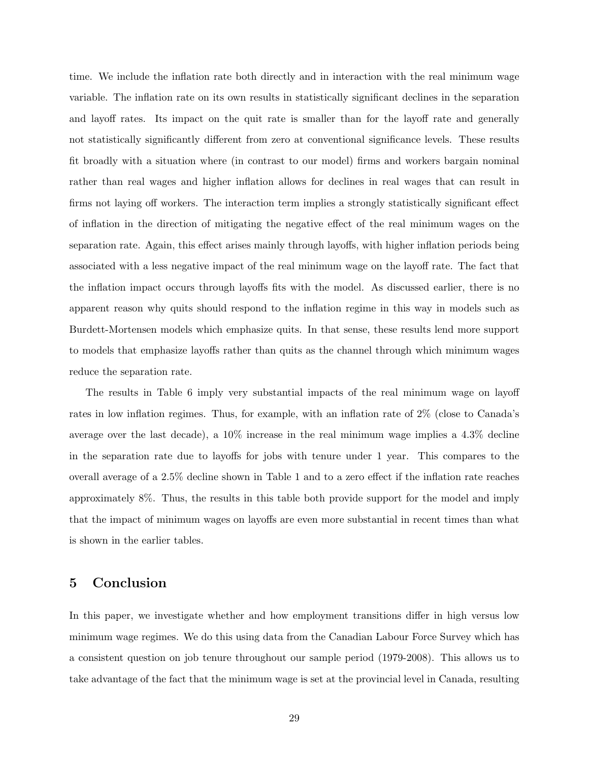time. We include the inflation rate both directly and in interaction with the real minimum wage variable. The inflation rate on its own results in statistically significant declines in the separation and layoff rates. Its impact on the quit rate is smaller than for the layoff rate and generally not statistically significantly different from zero at conventional significance levels. These results fit broadly with a situation where (in contrast to our model) firms and workers bargain nominal rather than real wages and higher inflation allows for declines in real wages that can result in firms not laying off workers. The interaction term implies a strongly statistically significant effect of inflation in the direction of mitigating the negative effect of the real minimum wages on the separation rate. Again, this effect arises mainly through layoffs, with higher inflation periods being associated with a less negative impact of the real minimum wage on the layoff rate. The fact that the inflation impact occurs through layoffs fits with the model. As discussed earlier, there is no apparent reason why quits should respond to the inflation regime in this way in models such as Burdett-Mortensen models which emphasize quits. In that sense, these results lend more support to models that emphasize layoffs rather than quits as the channel through which minimum wages reduce the separation rate.

The results in Table 6 imply very substantial impacts of the real minimum wage on layoff rates in low inflation regimes. Thus, for example, with an inflation rate of 2% (close to Canada's average over the last decade), a 10% increase in the real minimum wage implies a 4.3% decline in the separation rate due to layoffs for jobs with tenure under 1 year. This compares to the overall average of a 2.5% decline shown in Table 1 and to a zero effect if the inflation rate reaches approximately 8%. Thus, the results in this table both provide support for the model and imply that the impact of minimum wages on layoffs are even more substantial in recent times than what is shown in the earlier tables.

# 5 Conclusion

In this paper, we investigate whether and how employment transitions differ in high versus low minimum wage regimes. We do this using data from the Canadian Labour Force Survey which has a consistent question on job tenure throughout our sample period (1979-2008). This allows us to take advantage of the fact that the minimum wage is set at the provincial level in Canada, resulting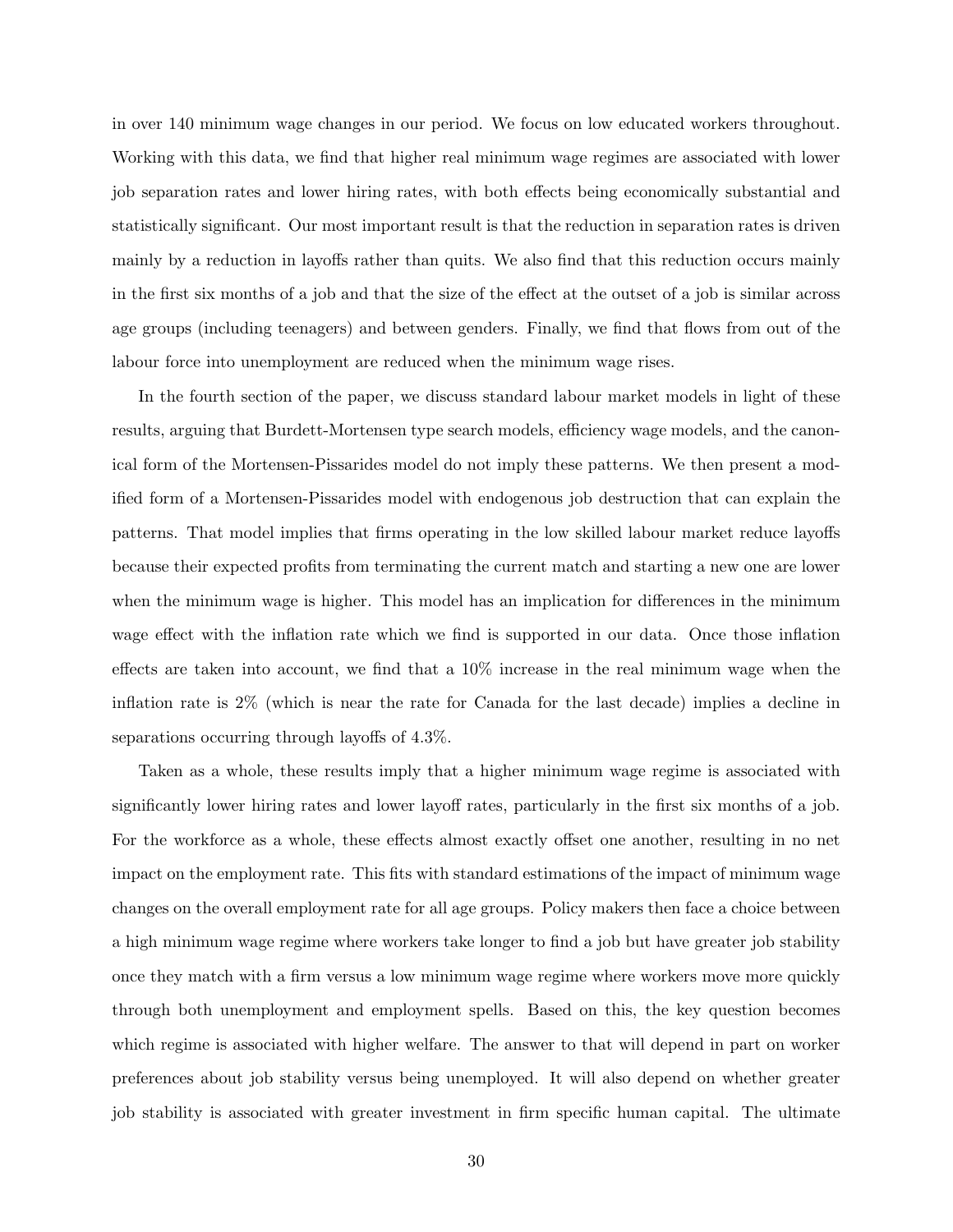in over 140 minimum wage changes in our period. We focus on low educated workers throughout. Working with this data, we find that higher real minimum wage regimes are associated with lower job separation rates and lower hiring rates, with both effects being economically substantial and statistically significant. Our most important result is that the reduction in separation rates is driven mainly by a reduction in layoffs rather than quits. We also find that this reduction occurs mainly in the first six months of a job and that the size of the effect at the outset of a job is similar across age groups (including teenagers) and between genders. Finally, we find that flows from out of the labour force into unemployment are reduced when the minimum wage rises.

In the fourth section of the paper, we discuss standard labour market models in light of these results, arguing that Burdett-Mortensen type search models, efficiency wage models, and the canonical form of the Mortensen-Pissarides model do not imply these patterns. We then present a modified form of a Mortensen-Pissarides model with endogenous job destruction that can explain the patterns. That model implies that firms operating in the low skilled labour market reduce layoffs because their expected profits from terminating the current match and starting a new one are lower when the minimum wage is higher. This model has an implication for differences in the minimum wage effect with the inflation rate which we find is supported in our data. Once those inflation effects are taken into account, we find that a 10% increase in the real minimum wage when the inflation rate is 2% (which is near the rate for Canada for the last decade) implies a decline in separations occurring through layoffs of 4.3%.

Taken as a whole, these results imply that a higher minimum wage regime is associated with significantly lower hiring rates and lower layoff rates, particularly in the first six months of a job. For the workforce as a whole, these effects almost exactly offset one another, resulting in no net impact on the employment rate. This fits with standard estimations of the impact of minimum wage changes on the overall employment rate for all age groups. Policy makers then face a choice between a high minimum wage regime where workers take longer to find a job but have greater job stability once they match with a firm versus a low minimum wage regime where workers move more quickly through both unemployment and employment spells. Based on this, the key question becomes which regime is associated with higher welfare. The answer to that will depend in part on worker preferences about job stability versus being unemployed. It will also depend on whether greater job stability is associated with greater investment in firm specific human capital. The ultimate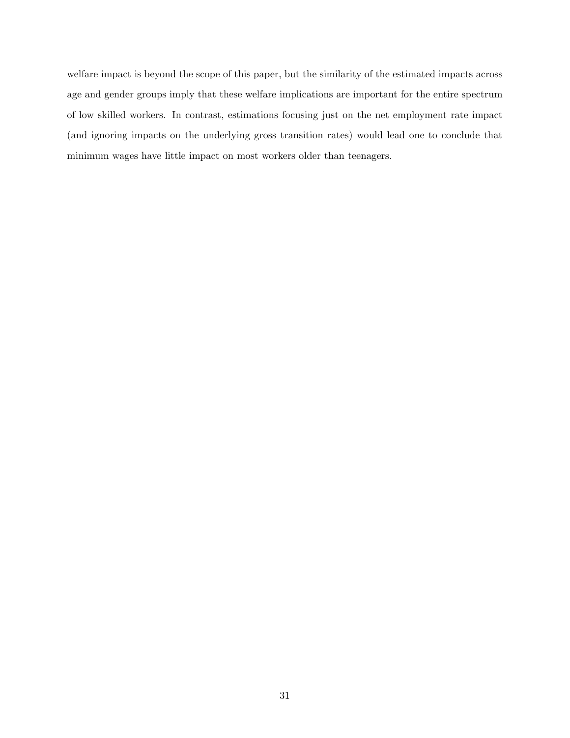welfare impact is beyond the scope of this paper, but the similarity of the estimated impacts across age and gender groups imply that these welfare implications are important for the entire spectrum of low skilled workers. In contrast, estimations focusing just on the net employment rate impact (and ignoring impacts on the underlying gross transition rates) would lead one to conclude that minimum wages have little impact on most workers older than teenagers.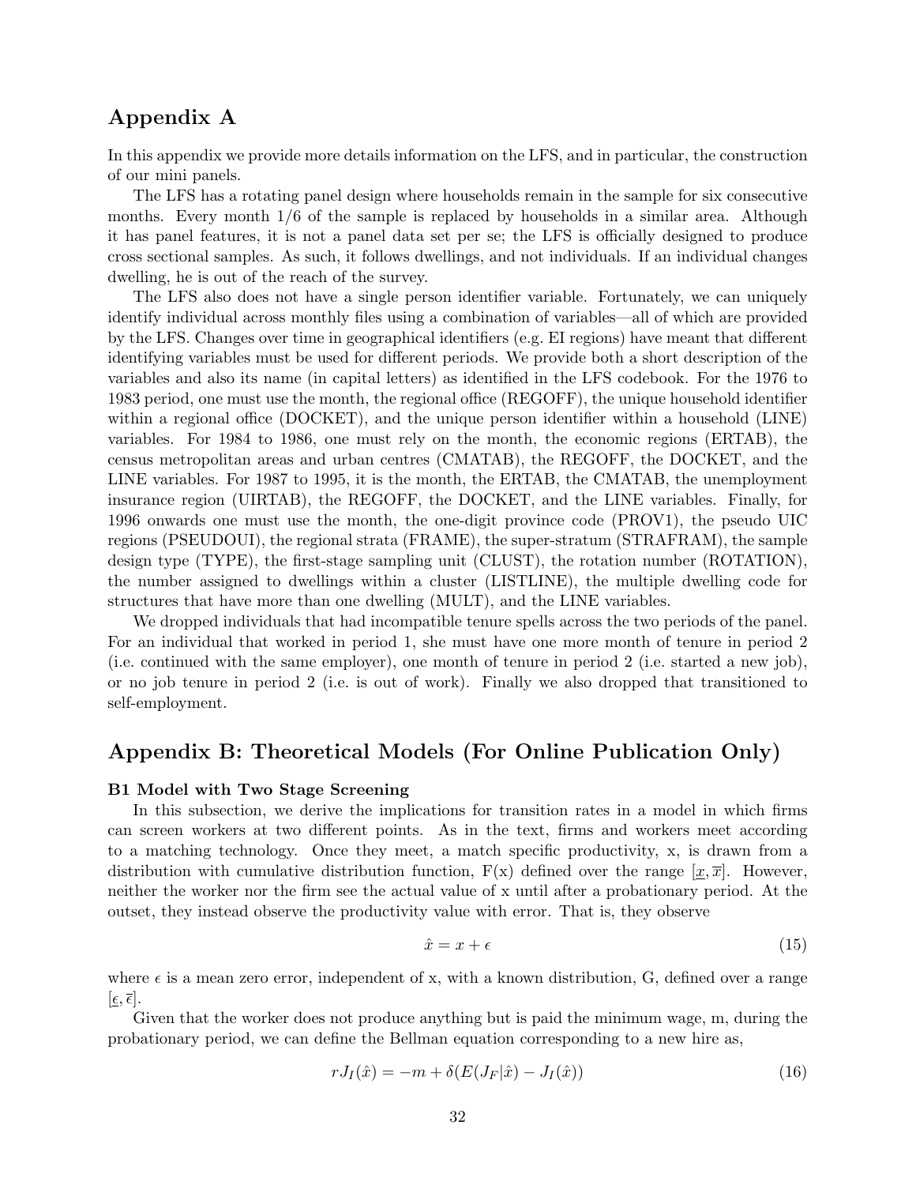## Appendix A

In this appendix we provide more details information on the LFS, and in particular, the construction of our mini panels.

The LFS has a rotating panel design where households remain in the sample for six consecutive months. Every month 1/6 of the sample is replaced by households in a similar area. Although it has panel features, it is not a panel data set per se; the LFS is officially designed to produce cross sectional samples. As such, it follows dwellings, and not individuals. If an individual changes dwelling, he is out of the reach of the survey.

The LFS also does not have a single person identifier variable. Fortunately, we can uniquely identify individual across monthly files using a combination of variables—all of which are provided by the LFS. Changes over time in geographical identifiers (e.g. EI regions) have meant that different identifying variables must be used for different periods. We provide both a short description of the variables and also its name (in capital letters) as identified in the LFS codebook. For the 1976 to 1983 period, one must use the month, the regional office (REGOFF), the unique household identifier within a regional office (DOCKET), and the unique person identifier within a household (LINE) variables. For 1984 to 1986, one must rely on the month, the economic regions (ERTAB), the census metropolitan areas and urban centres (CMATAB), the REGOFF, the DOCKET, and the LINE variables. For 1987 to 1995, it is the month, the ERTAB, the CMATAB, the unemployment insurance region (UIRTAB), the REGOFF, the DOCKET, and the LINE variables. Finally, for 1996 onwards one must use the month, the one-digit province code (PROV1), the pseudo UIC regions (PSEUDOUI), the regional strata (FRAME), the super-stratum (STRAFRAM), the sample design type (TYPE), the first-stage sampling unit (CLUST), the rotation number (ROTATION), the number assigned to dwellings within a cluster (LISTLINE), the multiple dwelling code for structures that have more than one dwelling (MULT), and the LINE variables.

We dropped individuals that had incompatible tenure spells across the two periods of the panel. For an individual that worked in period 1, she must have one more month of tenure in period 2 (i.e. continued with the same employer), one month of tenure in period 2 (i.e. started a new job), or no job tenure in period 2 (i.e. is out of work). Finally we also dropped that transitioned to self-employment.

## Appendix B: Theoretical Models (For Online Publication Only)

**B1 Model with Two Stage Screening**

In this subsection, we derive the implications for transition rates in a model in which firms can screen workers at two different points. As in the text, firms and workers meet according to a matching technology. Once they meet, a match specific productivity, x, is drawn from a distribution with cumulative distribution function, F(x) defined over the range $[\underline{x}, \overline{x}]$. However, neither the worker nor the firm see the actual value of x until after a probationary period. At the outset, they instead observe the productivity value with error. That is, they observe

$$\hat{x} = x + \epsilon \tag{15}$$

where $\epsilon$ is a mean zero error, independent of x, with a known distribution, G, defined over a range $[\underline{\epsilon}, \overline{\epsilon}]$.

Given that the worker does not produce anything but is paid the minimum wage, m, during the probationary period, we can define the Bellman equation corresponding to a new hire as,

$$rJ_I(\hat{x}) = -m + \delta(E(J_F|\hat{x}) - J_I(\hat{x})) \tag{16}$$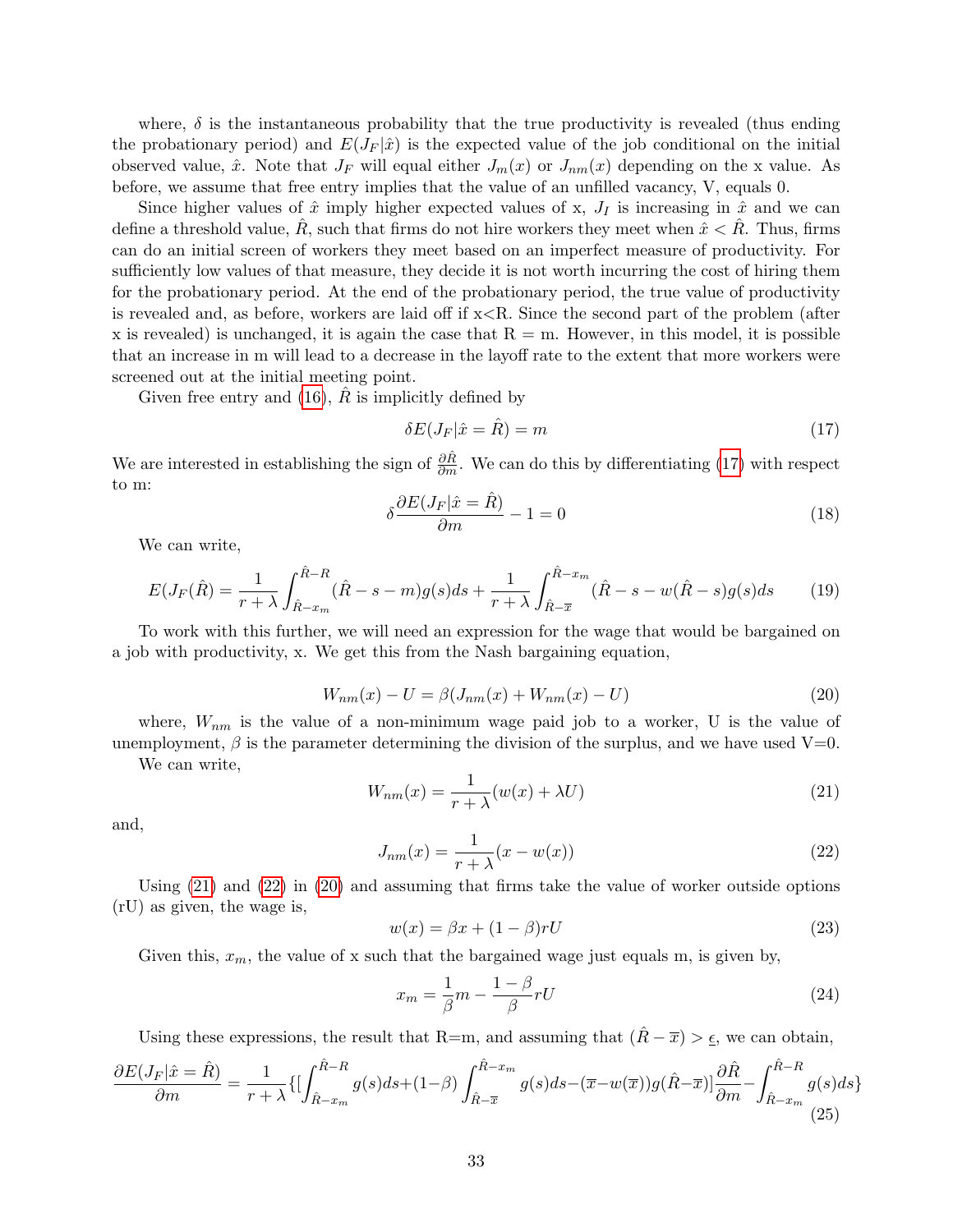where, $\delta$ is the instantaneous probability that the true productivity is revealed (thus ending the probationary period) and $E(J_F|\hat{x})$ is the expected value of the job conditional on the initial observed value, $\hat{x}$. Note that $J_F$ will equal either $J_m(x)$ or $J_{nm}(x)$ depending on the x value. As before, we assume that free entry implies that the value of an unfilled vacancy, V, equals 0.

Since higher values of $\hat{x}$ imply higher expected values of x, $J_I$ is increasing in $\hat{x}$ and we can define a threshold value, $\hat{R}$, such that firms do not hire workers they meet when $\hat{x} < \hat{R}$. Thus, firms can do an initial screen of workers they meet based on an imperfect measure of productivity. For sufficiently low values of that measure, they decide it is not worth incurring the cost of hiring them for the probationary period. At the end of the probationary period, the true value of productivity is revealed and, as before, workers are laid off if x<R. Since the second part of the problem (after x is revealed) is unchanged, it is again the case that R = m. However, in this model, it is possible that an increase in m will lead to a decrease in the layoff rate to the extent that more workers were screened out at the initial meeting point.

Given free entry and (16), $\hat{R}$ is implicitly defined by

$$\delta E(J_F|\hat{x} = \hat{R}) = m \tag{17}$$

We are interested in establishing the sign of $\frac{\partial \hat{R}}{\partial m}$. We can do this by differentiating (17) with respect to m:

$$\delta \frac{\partial E(J_F|\hat{x} = \hat{R})}{\partial m} - 1 = 0 \tag{18}$$

We can write,

$$E(J_F(\hat{R}) = \frac{1}{r+\lambda}\int_{\hat{R}-x_m}^{\hat{R}-R}(\hat{R}-s-m)g(s)ds + \frac{1}{r+\lambda}\int_{\hat{R}-\overline{x}}^{\hat{R}-x_m}(\hat{R}-s-w(\hat{R}-s)g(s)ds \tag{19}$$

To work with this further, we will need an expression for the wage that would be bargained on a job with productivity, x. We get this from the Nash bargaining equation,

$$W_{nm}(x) - U = \beta(J_{nm}(x) + W_{nm}(x) - U) \tag{20}$$

where, $W_{nm}$ is the value of a non-minimum wage paid job to a worker, U is the value of unemployment, $\beta$ is the parameter determining the division of the surplus, and we have used V=0.

We can write,

$$W_{nm}(x) = \frac{1}{r+\lambda}(w(x) + \lambda U) \tag{21}$$

and,

$$J_{nm}(x) = \frac{1}{r+\lambda}(x - w(x)) \tag{22}$$

Using (21) and (22) in (20) and assuming that firms take the value of worker outside options (rU) as given, the wage is,

$$w(x) = \beta x + (1-\beta)rU \tag{23}$$

Given this, $x_m$, the value of x such that the bargained wage just equals m, is given by,

$$x_m = \frac{1}{\beta}m - \frac{1-\beta}{\beta}rU \tag{24}$$

Using these expressions, the result that R=m, and assuming that $(\hat{R} - \overline{x}) > \underline{\epsilon}$, we can obtain,

$$\frac{\partial E(J_F|\hat{x} = \hat{R})}{\partial m} = \frac{1}{r+\lambda}\{[\int_{\hat{R}-x_m}^{\hat{R}-R} g(s)ds + (1-\beta)\int_{\hat{R}-\overline{x}}^{\hat{R}-x_m} g(s)ds - (\overline{x} - w(\overline{x}))g(\hat{R}-\overline{x})]\frac{\partial \hat{R}}{\partial m} - \int_{\hat{R}-x_m}^{\hat{R}-R} g(s)ds\} \tag{25}$$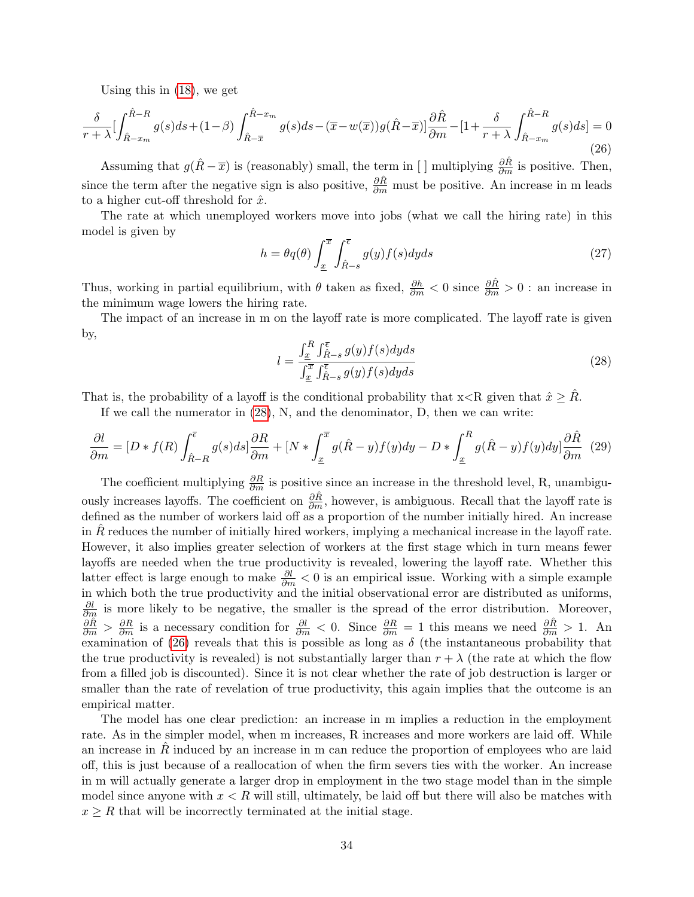Using this in (18), we get

$$\frac{\delta}{r+\lambda}\left[\int_{\hat{R}-x_m}^{\hat{R}-R} g(s)ds + (1-\beta)\int_{\hat{R}-\overline{x}}^{\hat{R}-x_m} g(s)ds - (\overline{x}-w(\overline{x}))g(\hat{R}-\overline{x})\right]\frac{\partial \hat{R}}{\partial m} - \left[1+\frac{\delta}{r+\lambda}\int_{\hat{R}-x_m}^{\hat{R}-R} g(s)ds\right] = 0 \tag{26}$$

Assuming that $g(\hat{R}-\overline{x})$ is (reasonably) small, the term in [ ] multiplying $\frac{\partial \hat{R}}{\partial m}$ is positive. Then, since the term after the negative sign is also positive, $\frac{\partial \hat{R}}{\partial m}$ must be positive. An increase in m leads to a higher cut-off threshold for $\hat{x}$.

The rate at which unemployed workers move into jobs (what we call the hiring rate) in this model is given by

$$h = \theta q(\theta)\int_{\underline{x}}^{\overline{x}}\int_{\hat{R}-s}^{\overline{\epsilon}} g(y)f(s)dyds \tag{27}$$

Thus, working in partial equilibrium, with $\theta$ taken as fixed, $\frac{\partial h}{\partial m} < 0$ since $\frac{\partial \hat{R}}{\partial m} > 0$ : an increase in the minimum wage lowers the hiring rate.

The impact of an increase in m on the layoff rate is more complicated. The layoff rate is given by,

$$l = \frac{\int_{\underline{x}}^{R}\int_{\hat{R}-s}^{\overline{\epsilon}} g(y)f(s)dyds}{\int_{\underline{x}}^{\overline{x}}\int_{\hat{R}-s}^{\overline{\epsilon}} g(y)f(s)dyds} \tag{28}$$

That is, the probability of a layoff is the conditional probability that x<R given that $\hat{x} \geq \hat{R}$.

If we call the numerator in (28), N, and the denominator, D, then we can write:

$$\frac{\partial l}{\partial m} = \left[D * f(R)\int_{\hat{R}-R}^{\overline{\epsilon}} g(s)ds\right]\frac{\partial R}{\partial m} + \left[N * \int_{\underline{x}}^{\overline{x}} g(\hat{R}-y)f(y)dy - D * \int_{\underline{x}}^{R} g(\hat{R}-y)f(y)dy\right]\frac{\partial \hat{R}}{\partial m} \tag{29}$$

The coefficient multiplying $\frac{\partial R}{\partial m}$ is positive since an increase in the threshold level, R, unambiguously increases layoffs. The coefficient on $\frac{\partial \hat{R}}{\partial m}$, however, is ambiguous. Recall that the layoff rate is defined as the number of workers laid off as a proportion of the number initially hired. An increase in $\hat{R}$ reduces the number of initially hired workers, implying a mechanical increase in the layoff rate. However, it also implies greater selection of workers at the first stage which in turn means fewer layoffs are needed when the true productivity is revealed, lowering the layoff rate. Whether this latter effect is large enough to make $\frac{\partial l}{\partial m} < 0$ is an empirical issue. Working with a simple example in which both the true productivity and the initial observational error are distributed as uniforms, $\frac{\partial l}{\partial m}$ is more likely to be negative, the smaller is the spread of the error distribution. Moreover, $\frac{\partial \hat{R}}{\partial m} > \frac{\partial R}{\partial m}$ is a necessary condition for $\frac{\partial l}{\partial m} < 0$. Since $\frac{\partial R}{\partial m} = 1$ this means we need $\frac{\partial \hat{R}}{\partial m} > 1$. An examination of (26) reveals that this is possible as long as $\delta$ (the instantaneous probability that the true productivity is revealed) is not substantially larger than $r+\lambda$ (the rate at which the flow from a filled job is discounted). Since it is not clear whether the rate of job destruction is larger or smaller than the rate of revelation of true productivity, this again implies that the outcome is an empirical matter.

The model has one clear prediction: an increase in m implies a reduction in the employment rate. As in the simpler model, when m increases, R increases and more workers are laid off. While an increase in $\hat{R}$ induced by an increase in m can reduce the proportion of employees who are laid off, this is just because of a reallocation of when the firm severs ties with the worker. An increase in m will actually generate a larger drop in employment in the two stage model than in the simple model since anyone with $x < R$ will still, ultimately, be laid off but there will also be matches with $x \geq R$ that will be incorrectly terminated at the initial stage.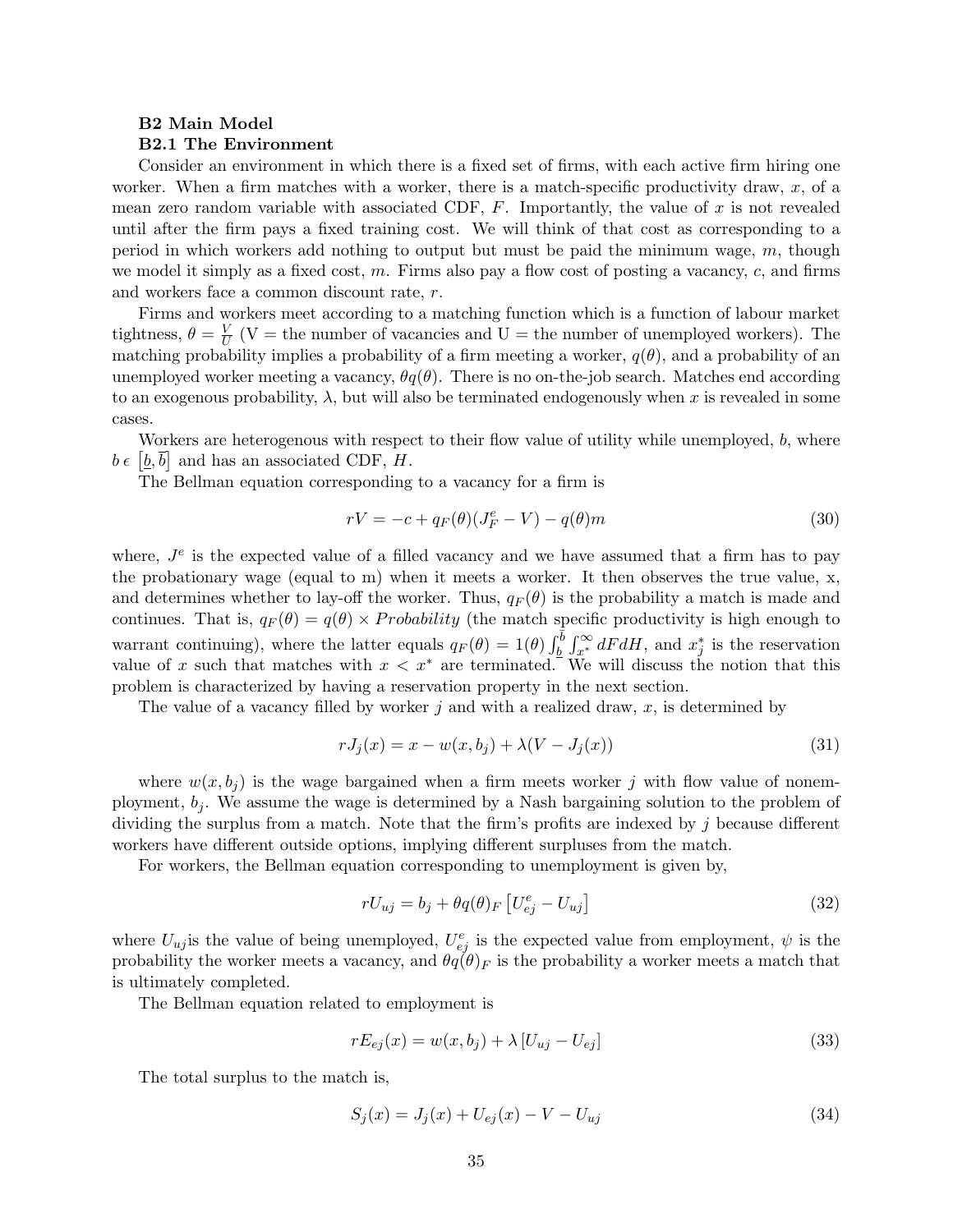**B2 Main Model**

**B2.1 The Environment**

Consider an environment in which there is a fixed set of firms, with each active firm hiring one worker. When a firm matches with a worker, there is a match-specific productivity draw, $x$, of a mean zero random variable with associated CDF, $F$. Importantly, the value of $x$ is not revealed until after the firm pays a fixed training cost. We will think of that cost as corresponding to a period in which workers add nothing to output but must be paid the minimum wage, $m$, though we model it simply as a fixed cost, $m$. Firms also pay a flow cost of posting a vacancy, $c$, and firms and workers face a common discount rate, $r$.

Firms and workers meet according to a matching function which is a function of labour market tightness, $\theta = \frac{V}{U}$ (V = the number of vacancies and U = the number of unemployed workers). The matching probability implies a probability of a firm meeting a worker, $q(\theta)$, and a probability of an unemployed worker meeting a vacancy, $\theta q(\theta)$. There is no on-the-job search. Matches end according to an exogenous probability, $\lambda$, but will also be terminated endogenously when $x$ is revealed in some cases.

Workers are heterogenous with respect to their flow value of utility while unemployed, $b$, where $b\,\epsilon\,\left[\underline{b},\bar{b}\right]$ and has an associated CDF, $H$.

The Bellman equation corresponding to a vacancy for a firm is

$$rV = -c + q_F(\theta)(J^e_F - V) - q(\theta)m \tag{30}$$

where, $J^e$ is the expected value of a filled vacancy and we have assumed that a firm has to pay the probationary wage (equal to m) when it meets a worker. It then observes the true value, x, and determines whether to lay-off the worker. Thus, $q_F(\theta)$ is the probability a match is made and continues. That is, $q_F(\theta) = q(\theta) \times Probability$ (the match specific productivity is high enough to warrant continuing), where the latter equals $q_F(\theta) = 1(\theta)\int_{\underline{b}}^{\bar{b}}\int_{x^*}^{\infty} dFdH$, and $x^*_j$ is the reservation value of $x$ such that matches with $x < x^*$ are terminated. We will discuss the notion that this problem is characterized by having a reservation property in the next section.

The value of a vacancy filled by worker $j$ and with a realized draw, $x$, is determined by

$$rJ_j(x) = x - w(x, b_j) + \lambda(V - J_j(x)) \tag{31}$$

where $w(x, b_j)$ is the wage bargained when a firm meets worker $j$ with flow value of nonemployment, $b_j$. We assume the wage is determined by a Nash bargaining solution to the problem of dividing the surplus from a match. Note that the firm's profits are indexed by $j$ because different workers have different outside options, implying different surpluses from the match.

For workers, the Bellman equation corresponding to unemployment is given by,

$$rU_{uj} = b_j + \theta q(\theta)_F\left[U^e_{ej} - U_{uj}\right] \tag{32}$$

where $U_{uj}$is the value of being unemployed, $U^e_{ej}$ is the expected value from employment, $\psi$ is the probability the worker meets a vacancy, and $\theta q(\theta)_F$ is the probability a worker meets a match that is ultimately completed.

The Bellman equation related to employment is

$$rE_{ej}(x) = w(x, b_j) + \lambda\left[U_{uj} - U_{ej}\right] \tag{33}$$

The total surplus to the match is,

$$S_j(x) = J_j(x) + U_{ej}(x) - V - U_{uj} \tag{34}$$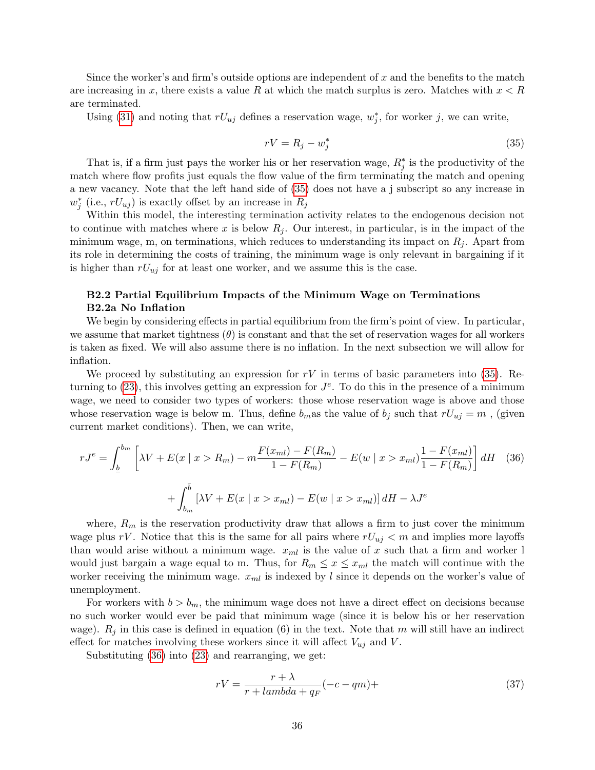Since the worker's and firm's outside options are independent of $x$ and the benefits to the match are increasing in $x$, there exists a value $R$ at which the match surplus is zero. Matches with $x < R$ are terminated.

Using (31) and noting that $rU_{uj}$ defines a reservation wage, $w_j^*$, for worker $j$, we can write,

$$rV = R_j - w_j^* \tag{35}$$

That is, if a firm just pays the worker his or her reservation wage, $R_j^*$ is the productivity of the match where flow profits just equals the flow value of the firm terminating the match and opening a new vacancy. Note that the left hand side of (35) does not have a j subscript so any increase in $w_j^*$ (i.e., $rU_{uj}$) is exactly offset by an increase in $R_j$

Within this model, the interesting termination activity relates to the endogenous decision not to continue with matches where $x$ is below $R_j$. Our interest, in particular, is in the impact of the minimum wage, m, on terminations, which reduces to understanding its impact on $R_j$. Apart from its role in determining the costs of training, the minimum wage is only relevant in bargaining if it is higher than $rU_{uj}$ for at least one worker, and we assume this is the case.

### B2.2 Partial Equilibrium Impacts of the Minimum Wage on Terminations

### B2.2a No Inflation

We begin by considering effects in partial equilibrium from the firm's point of view. In particular, we assume that market tightness ($\theta$) is constant and that the set of reservation wages for all workers is taken as fixed. We will also assume there is no inflation. In the next subsection we will allow for inflation.

We proceed by substituting an expression for $rV$ in terms of basic parameters into (35). Returning to (23), this involves getting an expression for $J^e$. To do this in the presence of a minimum wage, we need to consider two types of workers: those whose reservation wage is above and those whose reservation wage is below m. Thus, define $b_m$as the value of $b_j$ such that $rU_{uj} = m$ , (given current market conditions). Then, we can write,

$$rJ^e = \int_{\underline{b}}^{b_m} \left[ \lambda V + E(x \mid x > R_m) - m\frac{F(x_{ml}) - F(R_m)}{1 - F(R_m)} - E(w \mid x > x_{ml})\frac{1 - F(x_{ml})}{1 - F(R_m)} \right] dH \tag{36}$$
$$+ \int_{b_m}^{\bar{b}} \left[ \lambda V + E(x \mid x > x_{ml}) - E(w \mid x > x_{ml}) \right] dH - \lambda J^e$$

where, $R_m$ is the reservation productivity draw that allows a firm to just cover the minimum wage plus $rV$. Notice that this is the same for all pairs where $rU_{uj} < m$ and implies more layoffs than would arise without a minimum wage. $x_{ml}$ is the value of $x$ such that a firm and worker l would just bargain a wage equal to m. Thus, for $R_m \leq x \leq x_{ml}$ the match will continue with the worker receiving the minimum wage. $x_{ml}$ is indexed by $l$ since it depends on the worker's value of unemployment.

For workers with $b > b_m$, the minimum wage does not have a direct effect on decisions because no such worker would ever be paid that minimum wage (since it is below his or her reservation wage). $R_j$ in this case is defined in equation (6) in the text. Note that $m$ will still have an indirect effect for matches involving these workers since it will affect $V_{uj}$ and $V$.

Substituting (36) into (23) and rearranging, we get:

$$rV = \frac{r + \lambda}{r + lambda + q_F}(-c - qm) + \tag{37}$$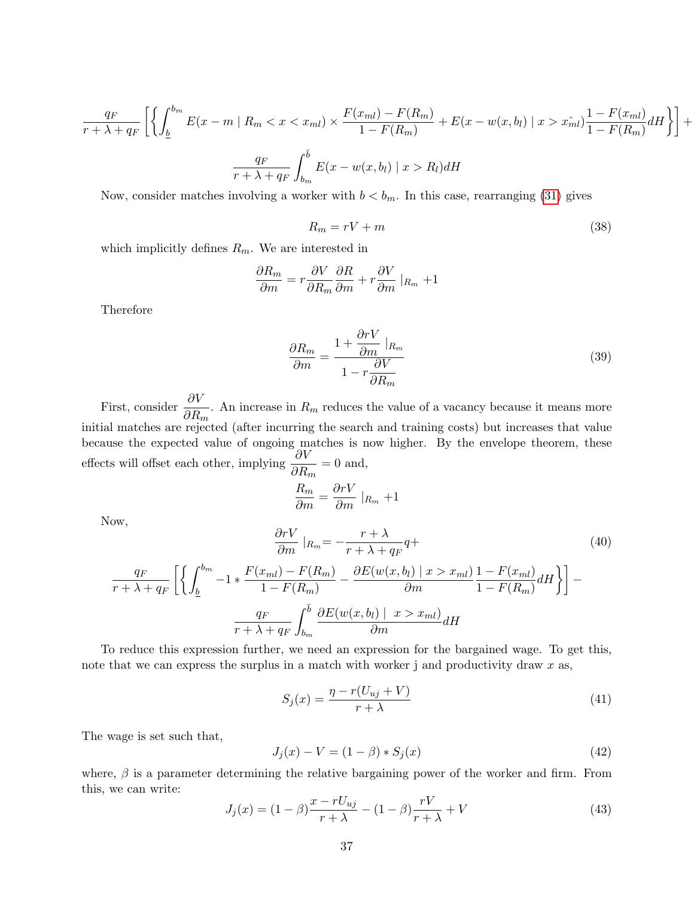$$\frac{q_F}{r+\lambda+q_F}\left[\left\{\int_{\underline{b}}^{b_m} E(x-m \mid R_m < x < x_{ml}) \times \frac{F(x_{ml})-F(R_m)}{1-F(R_m)} + E(x-w(x,b_l) \mid x > \hat{x_{ml}})\frac{1-F(x_{ml})}{1-F(R_m)}dH\right\}\right] +$$

$$\frac{q_F}{r+\lambda+q_F}\int_{b_m}^{\bar{b}} E(x-w(x,b_l) \mid x > R_l)dH$$

Now, consider matches involving a worker with $b < b_m$. In this case, rearranging (31) gives

$$R_m = rV + m \tag{38}$$

which implicitly defines $R_m$. We are interested in

$$\frac{\partial R_m}{\partial m} = r\frac{\partial V}{\partial R_m}\frac{\partial R}{\partial m} + r\frac{\partial V}{\partial m}\mid_{R_m} + 1$$

Therefore

$$\frac{\partial R_m}{\partial m} = \frac{1+\dfrac{\partial rV}{\partial m}\mid_{R_m}}{1-r\dfrac{\partial V}{\partial R_m}} \tag{39}$$

First, consider $\frac{\partial V}{\partial R_m}$. An increase in $R_m$ reduces the value of a vacancy because it means more initial matches are rejected (after incurring the search and training costs) but increases that value because the expected value of ongoing matches is now higher. By the envelope theorem, these effects will offset each other, implying $\frac{\partial V}{\partial R_m} = 0$ and,

$$\frac{R_m}{\partial m} = \frac{\partial rV}{\partial m}\mid_{R_m} + 1$$

Now,

$$\frac{\partial rV}{\partial m}\mid_{R_m} = -\frac{r+\lambda}{r+\lambda+q_F}q + \tag{40}$$

$$\frac{q_F}{r+\lambda+q_F}\left[\left\{\int_{\underline{b}}^{b_m} -1 * \frac{F(x_{ml})-F(R_m)}{1-F(R_m)} - \frac{\partial E(w(x,b_l) \mid x > x_{ml})}{\partial m}\frac{1-F(x_{ml})}{1-F(R_m)}dH\right\}\right] -$$

$$\frac{q_F}{r+\lambda+q_F}\int_{b_m}^{\bar{b}} \frac{\partial E(w(x,b_l) \mid \ x > x_{ml})}{\partial m}dH$$

To reduce this expression further, we need an expression for the bargained wage. To get this, note that we can express the surplus in a match with worker j and productivity draw $x$ as,

$$S_j(x) = \frac{\eta - r(U_{uj}+V)}{r+\lambda} \tag{41}$$

The wage is set such that,

$$J_j(x) - V = (1-\beta) * S_j(x) \tag{42}$$

where, $\beta$ is a parameter determining the relative bargaining power of the worker and firm. From this, we can write:

$$J_j(x) = (1-\beta)\frac{x-rU_{uj}}{r+\lambda} - (1-\beta)\frac{rV}{r+\lambda} + V \tag{43}$$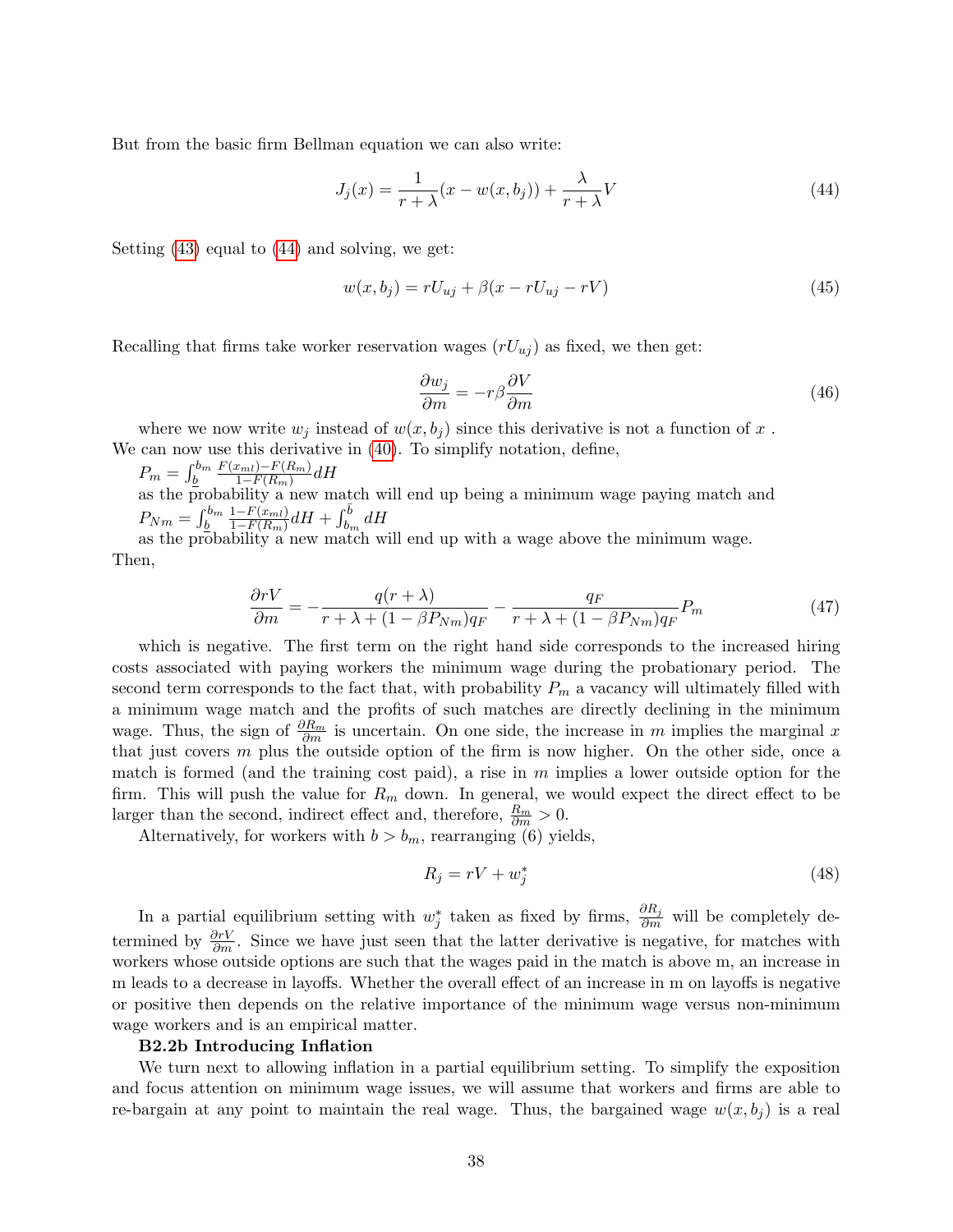But from the basic firm Bellman equation we can also write:

$$J_j(x) = \frac{1}{r+\lambda}(x - w(x, b_j)) + \frac{\lambda}{r+\lambda}V \tag{44}$$

Setting (43) equal to (44) and solving, we get:

$$w(x, b_j) = rU_{uj} + \beta(x - rU_{uj} - rV) \tag{45}$$

Recalling that firms take worker reservation wages ($rU_{uj}$) as fixed, we then get:

$$\frac{\partial w_j}{\partial m} = -r\beta \frac{\partial V}{\partial m} \tag{46}$$

where we now write $w_j$ instead of $w(x, b_j)$ since this derivative is not a function of $x$ . We can now use this derivative in (40). To simplify notation, define,

$P_m = \int_{\underline{b}}^{b_m} \frac{F(x_{ml}) - F(R_m)}{1-F(R_m)} dH$

as the probability a new match will end up being a minimum wage paying match and

$P_{Nm} = \int_{\underline{b}}^{b_m} \frac{1-F(x_{ml})}{1-F(R_m)} dH + \int_{b_m}^{\bar{b}} dH$

as the probability a new match will end up with a wage above the minimum wage.

Then,

$$\frac{\partial rV}{\partial m} = -\frac{q(r+\lambda)}{r+\lambda+(1-\beta P_{Nm})q_F} - \frac{q_F}{r+\lambda+(1-\beta P_{Nm})q_F} P_m \tag{47}$$

which is negative. The first term on the right hand side corresponds to the increased hiring costs associated with paying workers the minimum wage during the probationary period. The second term corresponds to the fact that, with probability $P_m$ a vacancy will ultimately filled with a minimum wage match and the profits of such matches are directly declining in the minimum wage. Thus, the sign of $\frac{\partial R_m}{\partial m}$ is uncertain. On one side, the increase in $m$ implies the marginal $x$ that just covers $m$ plus the outside option of the firm is now higher. On the other side, once a match is formed (and the training cost paid), a rise in $m$ implies a lower outside option for the firm. This will push the value for $R_m$ down. In general, we would expect the direct effect to be larger than the second, indirect effect and, therefore, $\frac{R_m}{\partial m} > 0$.

Alternatively, for workers with $b > b_m$, rearranging (6) yields,

$$R_j = rV + w_j^* \tag{48}$$

In a partial equilibrium setting with $w_j^*$ taken as fixed by firms, $\frac{\partial R_j}{\partial m}$ will be completely determined by $\frac{\partial rV}{\partial m}$. Since we have just seen that the latter derivative is negative, for matches with workers whose outside options are such that the wages paid in the match is above m, an increase in m leads to a decrease in layoffs. Whether the overall effect of an increase in m on layoffs is negative or positive then depends on the relative importance of the minimum wage versus non-minimum wage workers and is an empirical matter.

**B2.2b Introducing Inflation**

We turn next to allowing inflation in a partial equilibrium setting. To simplify the exposition and focus attention on minimum wage issues, we will assume that workers and firms are able to re-bargain at any point to maintain the real wage. Thus, the bargained wage $w(x, b_j)$ is a real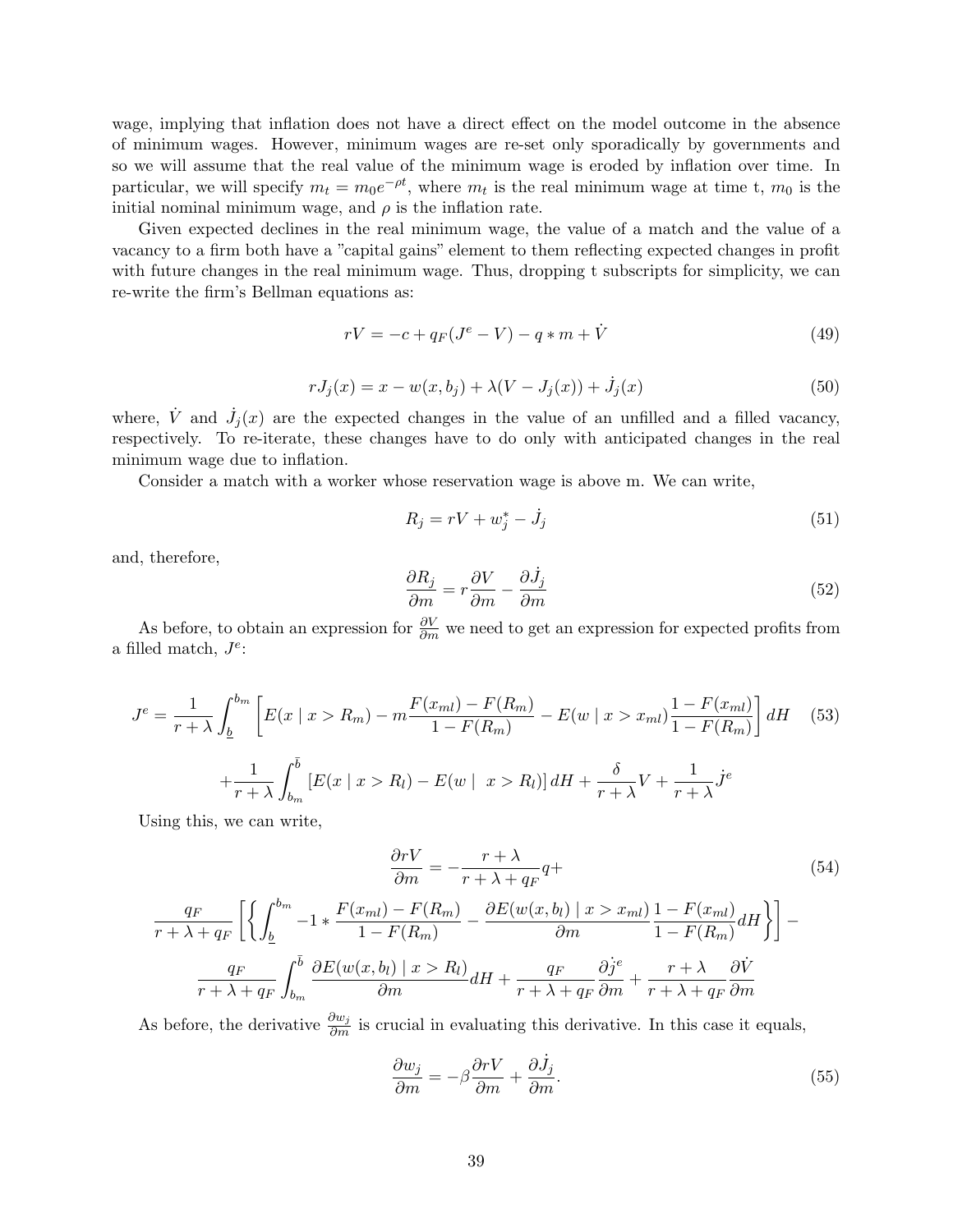wage, implying that inflation does not have a direct effect on the model outcome in the absence of minimum wages. However, minimum wages are re-set only sporadically by governments and so we will assume that the real value of the minimum wage is eroded by inflation over time. In particular, we will specify $m_t = m_0 e^{-\rho t}$, where $m_t$ is the real minimum wage at time t, $m_0$ is the initial nominal minimum wage, and $\rho$ is the inflation rate.

Given expected declines in the real minimum wage, the value of a match and the value of a vacancy to a firm both have a "capital gains" element to them reflecting expected changes in profit with future changes in the real minimum wage. Thus, dropping t subscripts for simplicity, we can re-write the firm's Bellman equations as:

$$rV = -c + q_F(J^e - V) - q * m + \dot{V} \tag{49}$$

$$rJ_j(x) = x - w(x, b_j) + \lambda(V - J_j(x)) + \dot{J}_j(x) \tag{50}$$

where, $\dot{V}$ and $\dot{J}_j(x)$ are the expected changes in the value of an unfilled and a filled vacancy, respectively. To re-iterate, these changes have to do only with anticipated changes in the real minimum wage due to inflation.

Consider a match with a worker whose reservation wage is above m. We can write,

$$R_j = rV + w_j^* - \dot{J}_j \tag{51}$$

and, therefore,

$$\frac{\partial R_j}{\partial m} = r\frac{\partial V}{\partial m} - \frac{\partial \dot{J}_j}{\partial m} \tag{52}$$

As before, to obtain an expression for $\frac{\partial V}{\partial m}$ we need to get an expression for expected profits from a filled match, $J^e$:

$$J^e = \frac{1}{r+\lambda}\int_{\underline{b}}^{b_m}\left[E(x \mid x > R_m) - m\frac{F(x_{ml}) - F(R_m)}{1 - F(R_m)} - E(w \mid x > x_{ml})\frac{1 - F(x_{ml})}{1 - F(R_m)}\right]dH \tag{53}$$

$$+\frac{1}{r+\lambda}\int_{b_m}^{\bar{b}}\left[E(x \mid x > R_l) - E(w \mid \ x > R_l)\right]dH + \frac{\delta}{r+\lambda}V + \frac{1}{r+\lambda}\dot{J}^e$$

Using this, we can write,

$$\frac{\partial rV}{\partial m} = -\frac{r+\lambda}{r+\lambda+q_F}q + \tag{54}$$

$$\frac{q_F}{r+\lambda+q_F}\left[\left\{\int_{\underline{b}}^{b_m} -1 * \frac{F(x_{ml}) - F(R_m)}{1 - F(R_m)} - \frac{\partial E(w(x, b_l) \mid x > x_{ml})}{\partial m}\frac{1 - F(x_{ml})}{1 - F(R_m)}dH\right\}\right] -$$

$$\frac{q_F}{r+\lambda+q_F}\int_{b_m}^{\bar{b}}\frac{\partial E(w(x, b_l) \mid x > R_l)}{\partial m}dH + \frac{q_F}{r+\lambda+q_F}\frac{\partial \dot{j}^e}{\partial m} + \frac{r+\lambda}{r+\lambda+q_F}\frac{\partial \dot{V}}{\partial m}$$

As before, the derivative $\frac{\partial w_j}{\partial m}$ is crucial in evaluating this derivative. In this case it equals,

$$\frac{\partial w_j}{\partial m} = -\beta\frac{\partial rV}{\partial m} + \frac{\partial \dot{J}_j}{\partial m}. \tag{55}$$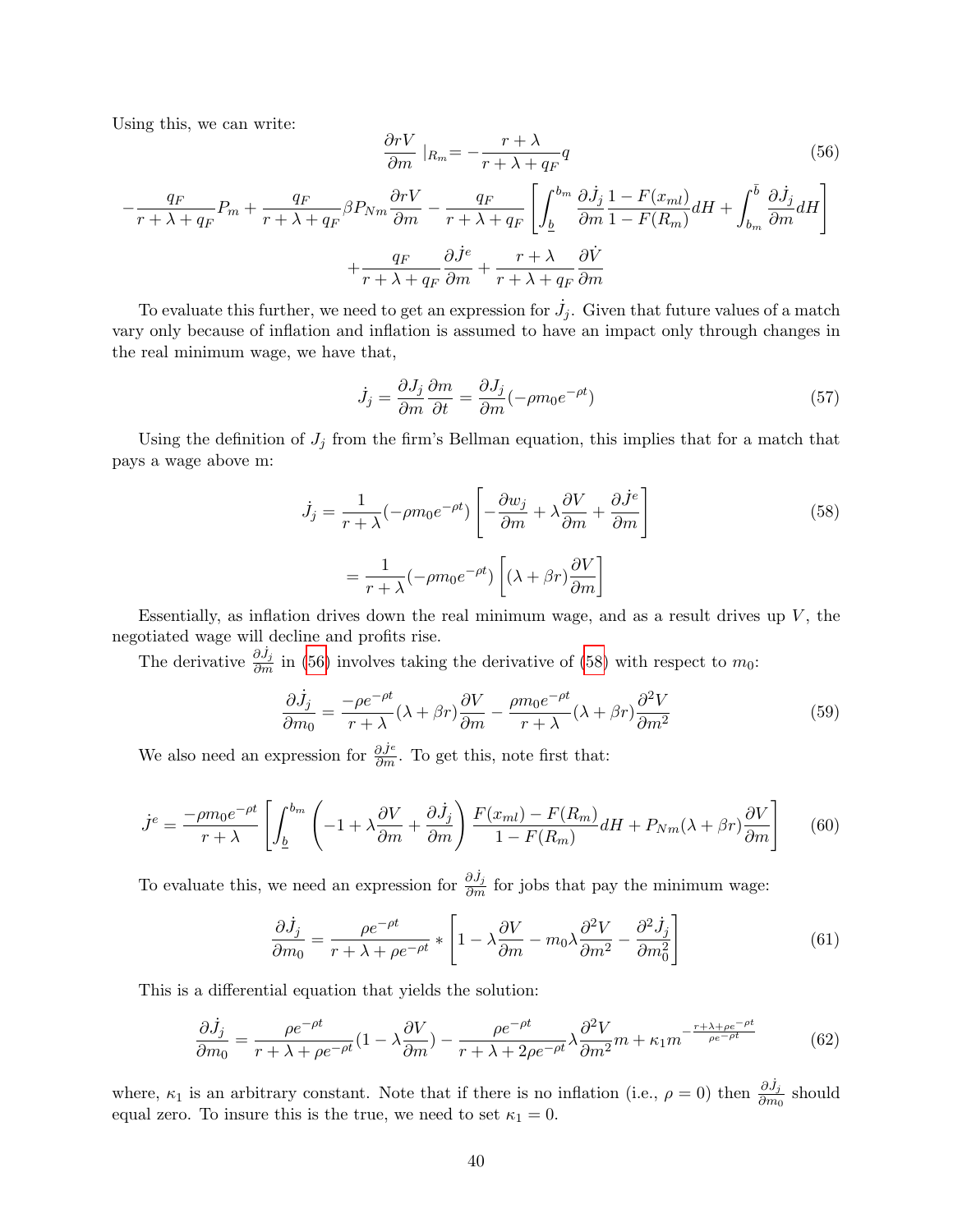Using this, we can write:

$$\frac{\partial rV}{\partial m}\mid_{R_m} = -\frac{r+\lambda}{r+\lambda+q_F}q \tag{56}$$

$$-\frac{q_F}{r+\lambda+q_F}P_m + \frac{q_F}{r+\lambda+q_F}\beta P_{Nm}\frac{\partial rV}{\partial m} - \frac{q_F}{r+\lambda+q_F}\left[\int_{\underline{b}}^{b_m}\frac{\partial \dot{J}_j}{\partial m}\frac{1-F(x_{ml})}{1-F(R_m)}dH + \int_{b_m}^{\bar{b}}\frac{\partial \dot{J}_j}{\partial m}dH\right]$$

$$+\frac{q_F}{r+\lambda+q_F}\frac{\partial \dot{J}^e}{\partial m} + \frac{r+\lambda}{r+\lambda+q_F}\frac{\partial \dot{V}}{\partial m}$$

To evaluate this further, we need to get an expression for $\dot{J}_j$. Given that future values of a match vary only because of inflation and inflation is assumed to have an impact only through changes in the real minimum wage, we have that,

$$\dot{J}_j = \frac{\partial J_j}{\partial m}\frac{\partial m}{\partial t} = \frac{\partial J_j}{\partial m}(-\rho m_0 e^{-\rho t}) \tag{57}$$

Using the definition of $J_j$ from the firm's Bellman equation, this implies that for a match that pays a wage above m:

$$\dot{J}_j = \frac{1}{r+\lambda}(-\rho m_0 e^{-\rho t})\left[-\frac{\partial w_j}{\partial m} + \lambda\frac{\partial V}{\partial m} + \frac{\partial \dot{J}^e}{\partial m}\right] \tag{58}$$

$$= \frac{1}{r+\lambda}(-\rho m_0 e^{-\rho t})\left[(\lambda+\beta r)\frac{\partial V}{\partial m}\right]$$

Essentially, as inflation drives down the real minimum wage, and as a result drives up $V$, the negotiated wage will decline and profits rise.

The derivative $\frac{\partial \dot{J}_j}{\partial m}$ in (56) involves taking the derivative of (58) with respect to $m_0$:

$$\frac{\partial \dot{J}_j}{\partial m_0} = \frac{-\rho e^{-\rho t}}{r+\lambda}(\lambda+\beta r)\frac{\partial V}{\partial m} - \frac{\rho m_0 e^{-\rho t}}{r+\lambda}(\lambda+\beta r)\frac{\partial^2 V}{\partial m^2} \tag{59}$$

We also need an expression for $\frac{\partial \dot{J}^e}{\partial m}$. To get this, note first that:

$$\dot{J}^e = \frac{-\rho m_0 e^{-\rho t}}{r+\lambda}\left[\int_{\underline{b}}^{b_m}\left(-1+\lambda\frac{\partial V}{\partial m} + \frac{\partial \dot{J}_j}{\partial m}\right)\frac{F(x_{ml})-F(R_m)}{1-F(R_m)}dH + P_{Nm}(\lambda+\beta r)\frac{\partial V}{\partial m}\right] \tag{60}$$

To evaluate this, we need an expression for $\frac{\partial \dot{J}_j}{\partial m}$ for jobs that pay the minimum wage:

$$\frac{\partial \dot{J}_j}{\partial m_0} = \frac{\rho e^{-\rho t}}{r+\lambda+\rho e^{-\rho t}} * \left[1-\lambda\frac{\partial V}{\partial m} - m_0\lambda\frac{\partial^2 V}{\partial m^2} - \frac{\partial^2 \dot{J}_j}{\partial m_0^2}\right] \tag{61}$$

This is a differential equation that yields the solution:

$$\frac{\partial \dot{J}_j}{\partial m_0} = \frac{\rho e^{-\rho t}}{r+\lambda+\rho e^{-\rho t}}(1-\lambda\frac{\partial V}{\partial m}) - \frac{\rho e^{-\rho t}}{r+\lambda+2\rho e^{-\rho t}}\lambda\frac{\partial^2 V}{\partial m^2}m + \kappa_1 m^{-\frac{r+\lambda+\rho e^{-\rho t}}{\rho e^{-\rho t}}} \tag{62}$$

where, $\kappa_1$ is an arbitrary constant. Note that if there is no inflation (i.e., $\rho = 0$) then $\frac{\partial \dot{J}_j}{\partial m_0}$ should equal zero. To insure this is the true, we need to set $\kappa_1 = 0$.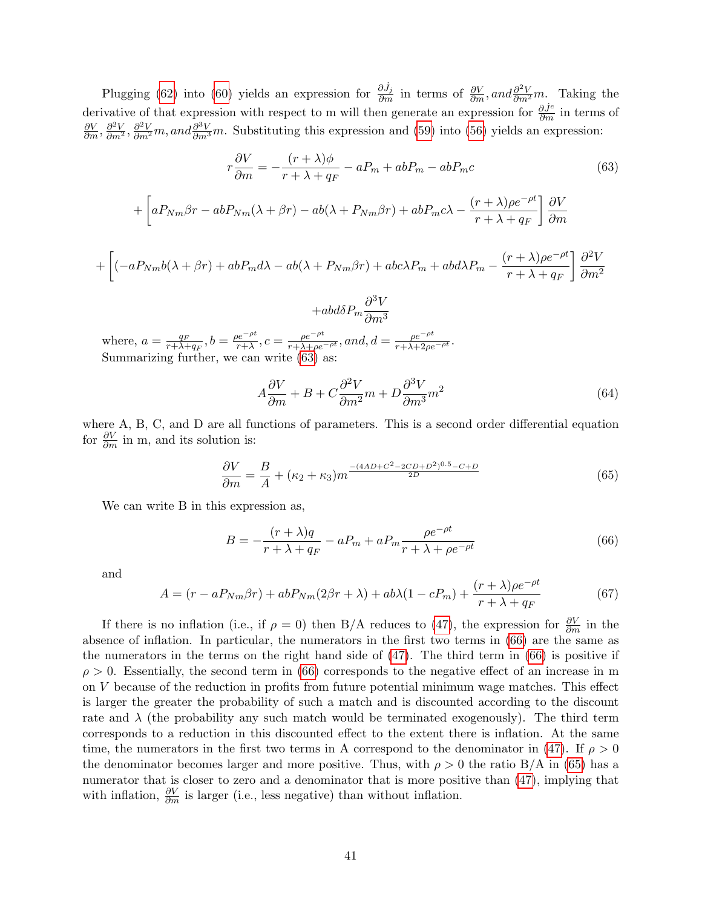Plugging (62) into (60) yields an expression for $\frac{\partial j_j}{\partial m}$ in terms of $\frac{\partial V}{\partial m}, and \frac{\partial^2 V}{\partial m^2}m$. Taking the derivative of that expression with respect to m will then generate an expression for $\frac{\partial j^e}{\partial m}$ in terms of $\frac{\partial V}{\partial m}, \frac{\partial^2 V}{\partial m^2}, \frac{\partial^2 V}{\partial m^2}m, and \frac{\partial^3 V}{\partial m^3}m$. Substituting this expression and (59) into (56) yields an expression:

$$r\frac{\partial V}{\partial m} = -\frac{(r+\lambda)\phi}{r+\lambda+q_F} - aP_m + abP_m - abP_m c \tag{63}$$

$$+\left[aP_{Nm}\beta r - abP_{Nm}(\lambda+\beta r) - ab(\lambda + P_{Nm}\beta r) + abP_m c\lambda - \frac{(r+\lambda)\rho e^{-\rho t}}{r+\lambda+q_F}\right]\frac{\partial V}{\partial m}$$

$$+\left[(-aP_{Nm}b(\lambda+\beta r) + abP_m d\lambda - ab(\lambda+P_{Nm}\beta r) + abc\lambda P_m + abd\lambda P_m - \frac{(r+\lambda)\rho e^{-\rho t}}{r+\lambda+q_F}\right]\frac{\partial^2 V}{\partial m^2}$$

$$+abd\delta P_m \frac{\partial^3 V}{\partial m^3}$$

where, $a = \frac{q_F}{r+\lambda+q_F}, b = \frac{\rho e^{-\rho t}}{r+\lambda}, c = \frac{\rho e^{-\rho t}}{r+\lambda+\rho e^{-\rho t}}, and, d = \frac{\rho e^{-\rho t}}{r+\lambda+2\rho e^{-\rho t}}$.
Summarizing further, we can write (63) as:

$$A\frac{\partial V}{\partial m} + B + C\frac{\partial^2 V}{\partial m^2}m + D\frac{\partial^3 V}{\partial m^3}m^2 \tag{64}$$

where A, B, C, and D are all functions of parameters. This is a second order differential equation for $\frac{\partial V}{\partial m}$ in m, and its solution is:

$$\frac{\partial V}{\partial m} = \frac{B}{A} + (\kappa_2 + \kappa_3)m^{\frac{-(4AD+C^2-2CD+D^2)^{0.5}-C+D}{2D}} \tag{65}$$

We can write B in this expression as,

$$B = -\frac{(r+\lambda)q}{r+\lambda+q_F} - aP_m + aP_m\frac{\rho e^{-\rho t}}{r+\lambda+\rho e^{-\rho t}} \tag{66}$$

and

$$A = (r - aP_{Nm}\beta r) + abP_{Nm}(2\beta r + \lambda) + ab\lambda(1 - cP_m) + \frac{(r+\lambda)\rho e^{-\rho t}}{r+\lambda+q_F} \tag{67}$$

If there is no inflation (i.e., if $\rho = 0$) then B/A reduces to (47), the expression for $\frac{\partial V}{\partial m}$ in the absence of inflation. In particular, the numerators in the first two terms in (66) are the same as the numerators in the terms on the right hand side of (47). The third term in (66) is positive if $\rho > 0$. Essentially, the second term in (66) corresponds to the negative effect of an increase in m on $V$ because of the reduction in profits from future potential minimum wage matches. This effect is larger the greater the probability of such a match and is discounted according to the discount rate and $\lambda$ (the probability any such match would be terminated exogenously). The third term corresponds to a reduction in this discounted effect to the extent there is inflation. At the same time, the numerators in the first two terms in A correspond to the denominator in (47). If $\rho > 0$ the denominator becomes larger and more positive. Thus, with $\rho > 0$ the ratio B/A in (65) has a numerator that is closer to zero and a denominator that is more positive than (47), implying that with inflation, $\frac{\partial V}{\partial m}$ is larger (i.e., less negative) than without inflation.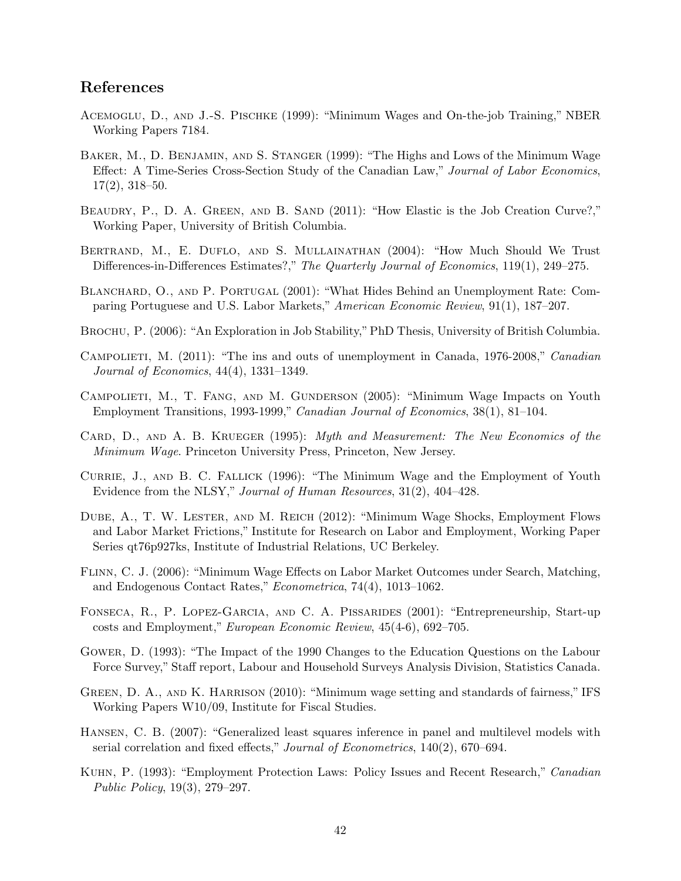## References

Acemoglu, D., and J.-S. Pischke (1999): "Minimum Wages and On-the-job Training," NBER Working Papers 7184.

Baker, M., D. Benjamin, and S. Stanger (1999): "The Highs and Lows of the Minimum Wage Effect: A Time-Series Cross-Section Study of the Canadian Law," *Journal of Labor Economics*, 17(2), 318–50.

Beaudry, P., D. A. Green, and B. Sand (2011): "How Elastic is the Job Creation Curve?," Working Paper, University of British Columbia.

Bertrand, M., E. Duflo, and S. Mullainathan (2004): "How Much Should We Trust Differences-in-Differences Estimates?," *The Quarterly Journal of Economics*, 119(1), 249–275.

Blanchard, O., and P. Portugal (2001): "What Hides Behind an Unemployment Rate: Comparing Portuguese and U.S. Labor Markets," *American Economic Review*, 91(1), 187–207.

Brochu, P. (2006): "An Exploration in Job Stability," PhD Thesis, University of British Columbia.

Campolieti, M. (2011): "The ins and outs of unemployment in Canada, 1976-2008," *Canadian Journal of Economics*, 44(4), 1331–1349.

Campolieti, M., T. Fang, and M. Gunderson (2005): "Minimum Wage Impacts on Youth Employment Transitions, 1993-1999," *Canadian Journal of Economics*, 38(1), 81–104.

Card, D., and A. B. Krueger (1995): *Myth and Measurement: The New Economics of the Minimum Wage*. Princeton University Press, Princeton, New Jersey.

Currie, J., and B. C. Fallick (1996): "The Minimum Wage and the Employment of Youth Evidence from the NLSY," *Journal of Human Resources*, 31(2), 404–428.

Dube, A., T. W. Lester, and M. Reich (2012): "Minimum Wage Shocks, Employment Flows and Labor Market Frictions," Institute for Research on Labor and Employment, Working Paper Series qt76p927ks, Institute of Industrial Relations, UC Berkeley.

Flinn, C. J. (2006): "Minimum Wage Effects on Labor Market Outcomes under Search, Matching, and Endogenous Contact Rates," *Econometrica*, 74(4), 1013–1062.

Fonseca, R., P. Lopez-Garcia, and C. A. Pissarides (2001): "Entrepreneurship, Start-up costs and Employment," *European Economic Review*, 45(4-6), 692–705.

Gower, D. (1993): "The Impact of the 1990 Changes to the Education Questions on the Labour Force Survey," Staff report, Labour and Household Surveys Analysis Division, Statistics Canada.

Green, D. A., and K. Harrison (2010): "Minimum wage setting and standards of fairness," IFS Working Papers W10/09, Institute for Fiscal Studies.

Hansen, C. B. (2007): "Generalized least squares inference in panel and multilevel models with serial correlation and fixed effects," *Journal of Econometrics*, 140(2), 670–694.

Kuhn, P. (1993): "Employment Protection Laws: Policy Issues and Recent Research," *Canadian Public Policy*, 19(3), 279–297.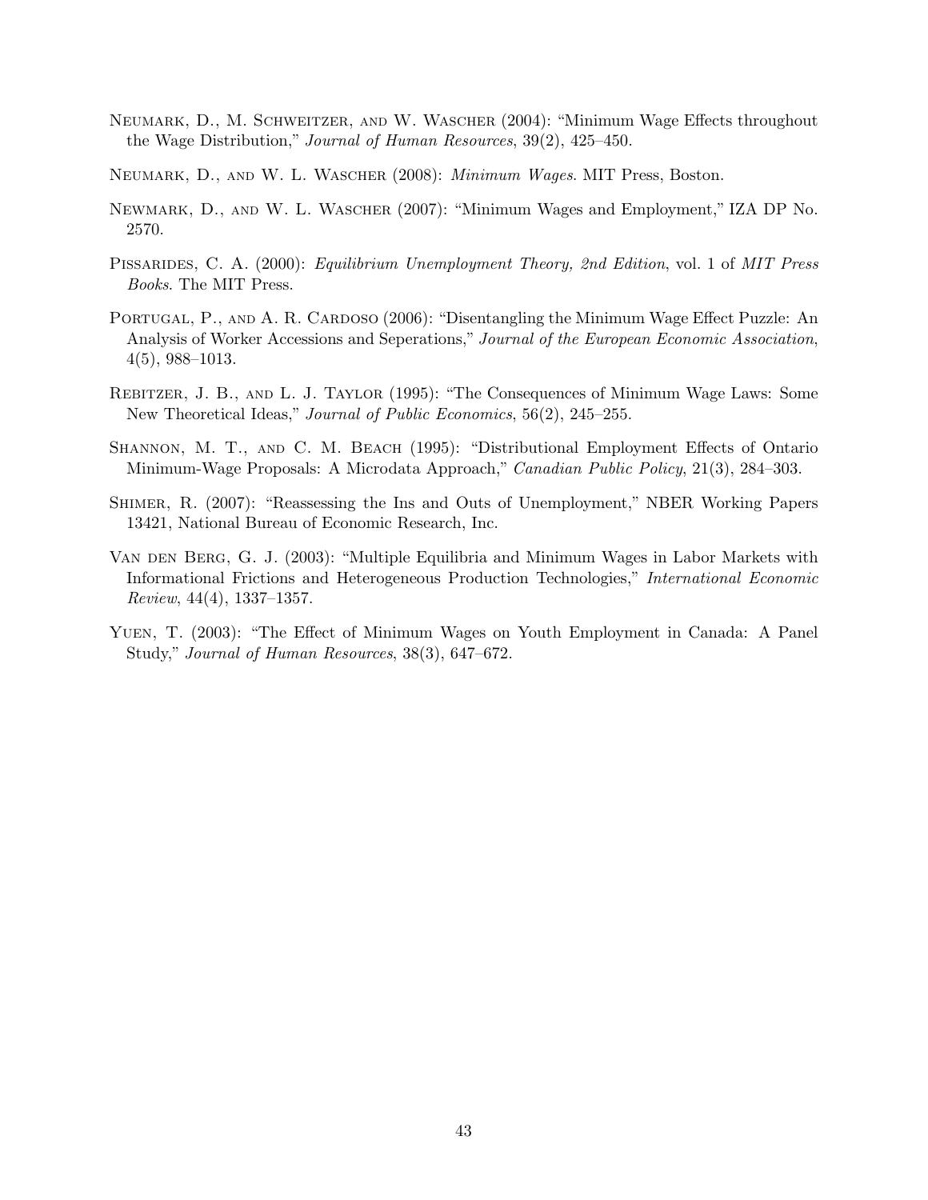Neumark, D., M. Schweitzer, and W. Wascher (2004): "Minimum Wage Effects throughout the Wage Distribution," *Journal of Human Resources*, 39(2), 425–450.

Neumark, D., and W. L. Wascher (2008): *Minimum Wages*. MIT Press, Boston.

Newmark, D., and W. L. Wascher (2007): "Minimum Wages and Employment," IZA DP No. 2570.

Pissarides, C. A. (2000): *Equilibrium Unemployment Theory, 2nd Edition*, vol. 1 of *MIT Press Books*. The MIT Press.

Portugal, P., and A. R. Cardoso (2006): "Disentangling the Minimum Wage Effect Puzzle: An Analysis of Worker Accessions and Seperations," *Journal of the European Economic Association*, 4(5), 988–1013.

Rebitzer, J. B., and L. J. Taylor (1995): "The Consequences of Minimum Wage Laws: Some New Theoretical Ideas," *Journal of Public Economics*, 56(2), 245–255.

Shannon, M. T., and C. M. Beach (1995): "Distributional Employment Effects of Ontario Minimum-Wage Proposals: A Microdata Approach," *Canadian Public Policy*, 21(3), 284–303.

Shimer, R. (2007): "Reassessing the Ins and Outs of Unemployment," NBER Working Papers 13421, National Bureau of Economic Research, Inc.

Van den Berg, G. J. (2003): "Multiple Equilibria and Minimum Wages in Labor Markets with Informational Frictions and Heterogeneous Production Technologies," *International Economic Review*, 44(4), 1337–1357.

Yuen, T. (2003): "The Effect of Minimum Wages on Youth Employment in Canada: A Panel Study," *Journal of Human Resources*, 38(3), 647–672.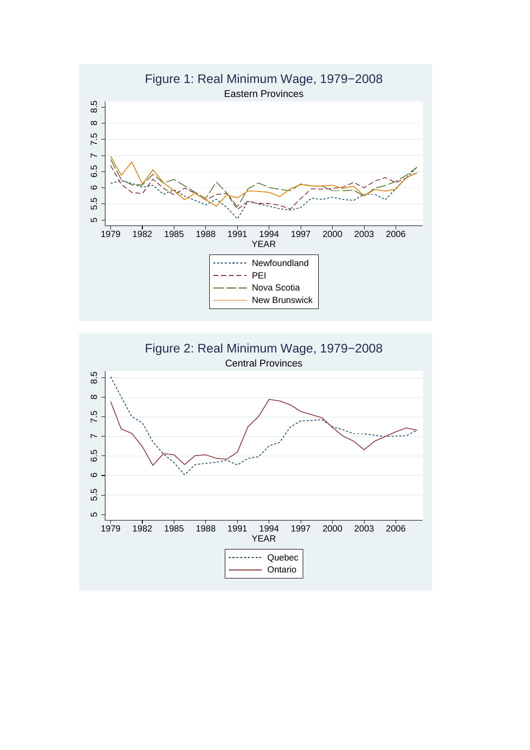## Figure 1: Real Minimum Wage, 1979−2008

Eastern Provinces

YEAR

- Newfoundland
- PEI
- Nova Scotia
- New Brunswick

## Figure 2: Real Minimum Wage, 1979−2008

Central Provinces

YEAR

- Quebec
- Ontario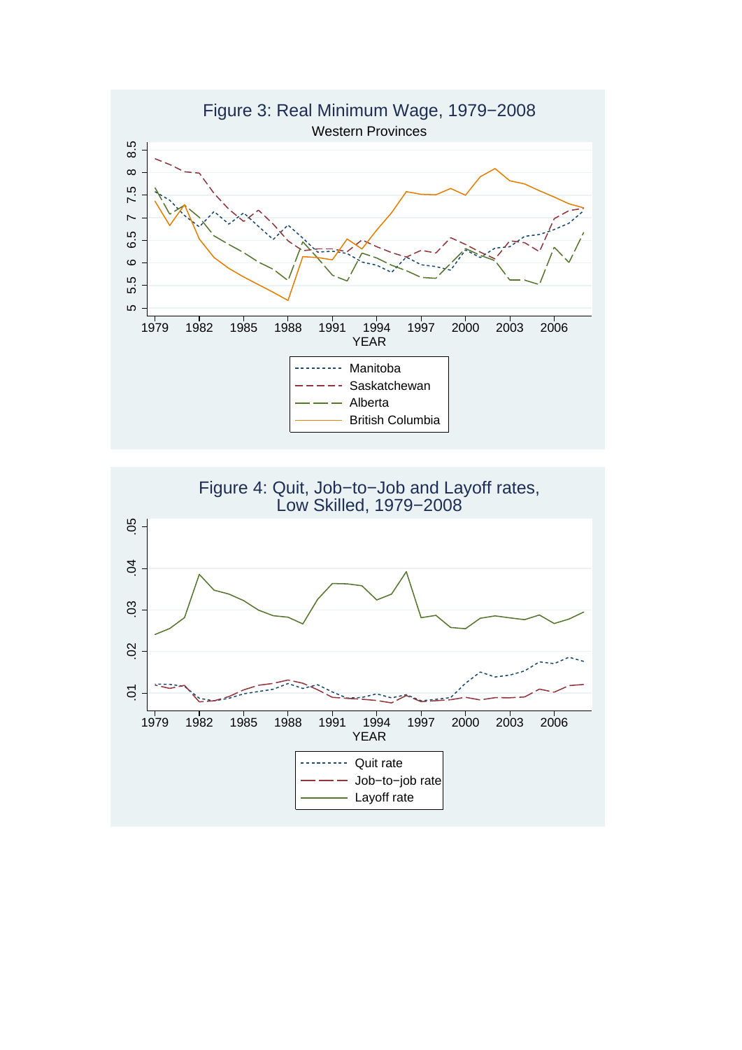Figure 3: Real Minimum Wage, 1979−2008

Western Provinces

Figure 4: Quit, Job−to−Job and Layoff rates, Low Skilled, 1979−2008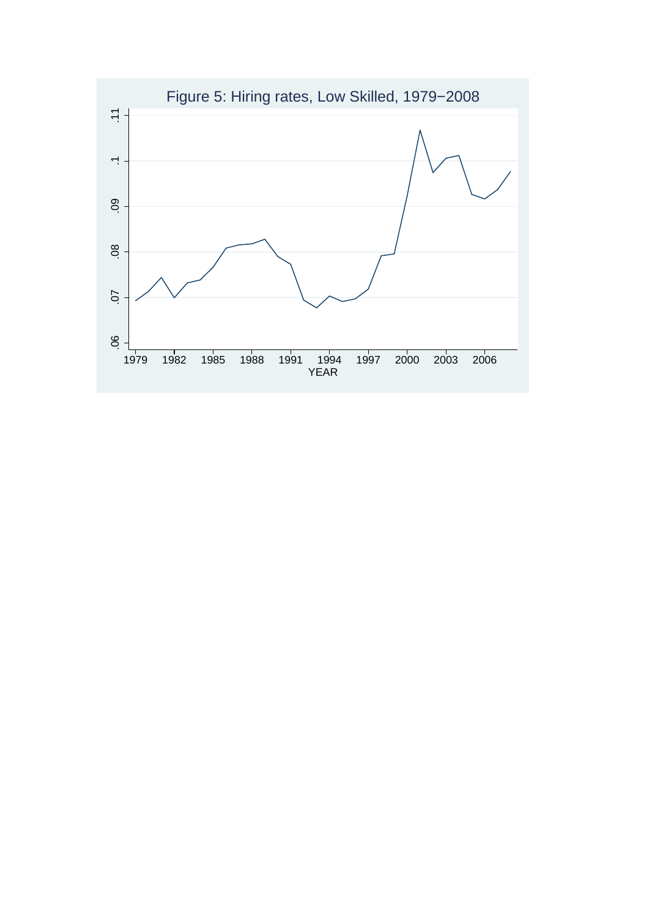Figure 5: Hiring rates, Low Skilled, 1979−2008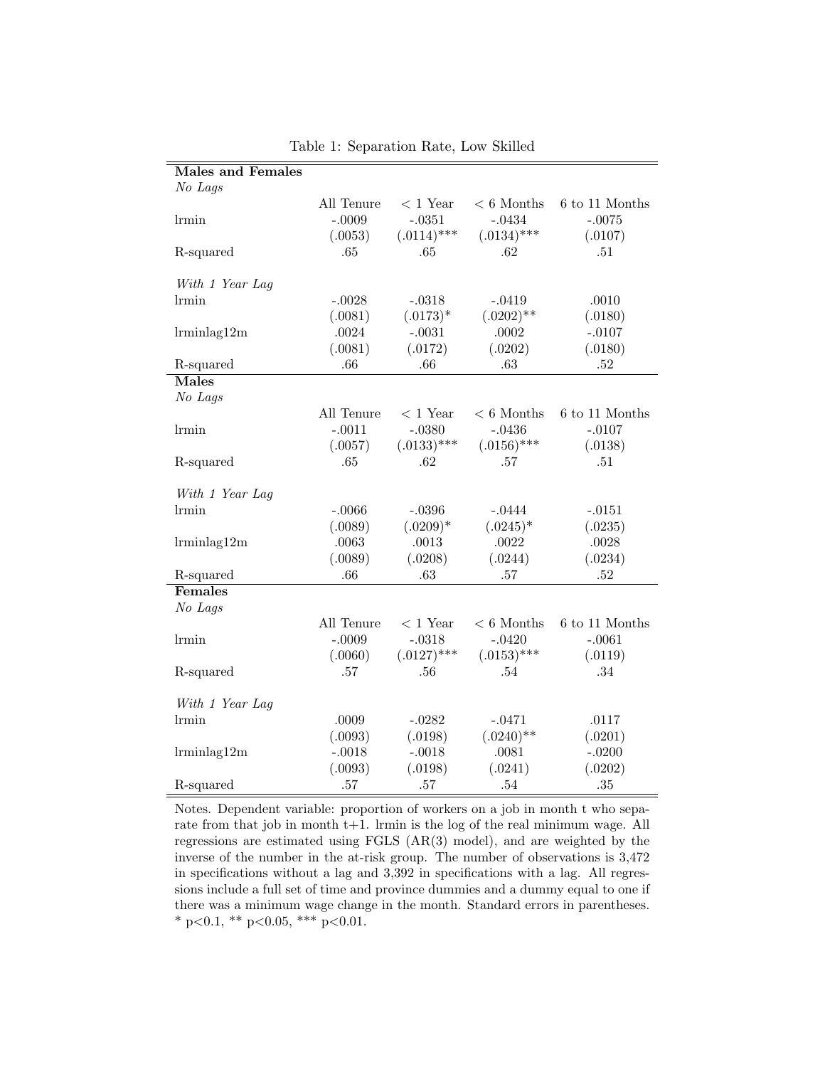Table 1: Separation Rate, Low Skilled

| | All Tenure | < 1 Year | < 6 Months | 6 to 11 Months |
|---|---|---|---|---|
| **Males and Females** | | | | |
| *No Lags* | | | | |
| lrmin | -.0009 | -.0351 | -.0434 | -.0075 |
| | (.0053) | (.0114)*** | (.0134)*** | (.0107) |
| R-squared | .65 | .65 | .62 | .51 |
| *With 1 Year Lag* | | | | |
| lrmin | -.0028 | -.0318 | -.0419 | .0010 |
| | (.0081) | (.0173)* | (.0202)** | (.0180) |
| lrminlag12m | .0024 | -.0031 | .0002 | -.0107 |
| | (.0081) | (.0172) | (.0202) | (.0180) |
| R-squared | .66 | .66 | .63 | .52 |
| **Males** | | | | |
| *No Lags* | | | | |
| lrmin | -.0011 | -.0380 | -.0436 | -.0107 |
| | (.0057) | (.0133)*** | (.0156)*** | (.0138) |
| R-squared | .65 | .62 | .57 | .51 |
| *With 1 Year Lag* | | | | |
| lrmin | -.0066 | -.0396 | -.0444 | -.0151 |
| | (.0089) | (.0209)* | (.0245)* | (.0235) |
| lrminlag12m | .0063 | .0013 | .0022 | .0028 |
| | (.0089) | (.0208) | (.0244) | (.0234) |
| R-squared | .66 | .63 | .57 | .52 |
| **Females** | | | | |
| *No Lags* | | | | |
| lrmin | -.0009 | -.0318 | -.0420 | -.0061 |
| | (.0060) | (.0127)*** | (.0153)*** | (.0119) |
| R-squared | .57 | .56 | .54 | .34 |
| *With 1 Year Lag* | | | | |
| lrmin | .0009 | -.0282 | -.0471 | .0117 |
| | (.0093) | (.0198) | (.0240)** | (.0201) |
| lrminlag12m | -.0018 | -.0018 | .0081 | -.0200 |
| | (.0093) | (.0198) | (.0241) | (.0202) |
| R-squared | .57 | .57 | .54 | .35 |

Notes. Dependent variable: proportion of workers on a job in month t who separate from that job in month t+1. lrmin is the log of the real minimum wage. All regressions are estimated using FGLS (AR(3) model), and are weighted by the inverse of the number in the at-risk group. The number of observations is 3,472 in specifications without a lag and 3,392 in specifications with a lag. All regressions include a full set of time and province dummies and a dummy equal to one if there was a minimum wage change in the month. Standard errors in parentheses. * $p<0.1$, ** $p<0.05$, *** $p<0.01$.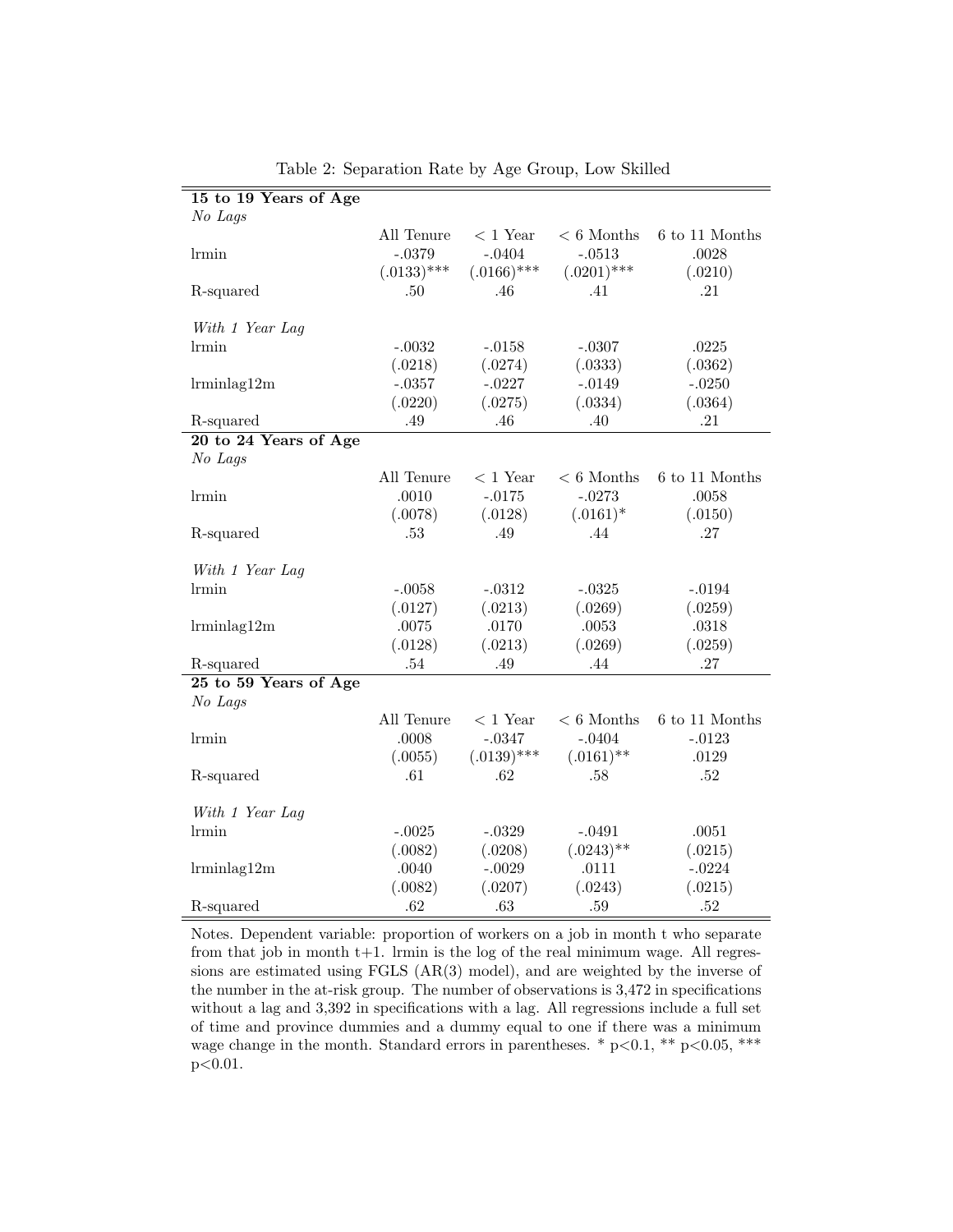Table 2: Separation Rate by Age Group, Low Skilled

| | All Tenure | < 1 Year | < 6 Months | 6 to 11 Months |
|---|---|---|---|---|
| **15 to 19 Years of Age** | | | | |
| *No Lags* | | | | |
| lrmin | -.0379 | -.0404 | -.0513 | .0028 |
| | (.0133)*** | (.0166)*** | (.0201)*** | (.0210) |
| R-squared | .50 | .46 | .41 | .21 |
| *With 1 Year Lag* | | | | |
| lrmin | -.0032 | -.0158 | -.0307 | .0225 |
| | (.0218) | (.0274) | (.0333) | (.0362) |
| lrminlag12m | -.0357 | -.0227 | -.0149 | -.0250 |
| | (.0220) | (.0275) | (.0334) | (.0364) |
| R-squared | .49 | .46 | .40 | .21 |
| **20 to 24 Years of Age** | | | | |
| *No Lags* | | | | |
| lrmin | .0010 | -.0175 | -.0273 | .0058 |
| | (.0078) | (.0128) | (.0161)* | (.0150) |
| R-squared | .53 | .49 | .44 | .27 |
| *With 1 Year Lag* | | | | |
| lrmin | -.0058 | -.0312 | -.0325 | -.0194 |
| | (.0127) | (.0213) | (.0269) | (.0259) |
| lrminlag12m | .0075 | .0170 | .0053 | .0318 |
| | (.0128) | (.0213) | (.0269) | (.0259) |
| R-squared | .54 | .49 | .44 | .27 |
| **25 to 59 Years of Age** | | | | |
| *No Lags* | | | | |
| lrmin | .0008 | -.0347 | -.0404 | -.0123 |
| | (.0055) | (.0139)*** | (.0161)** | .0129 |
| R-squared | .61 | .62 | .58 | .52 |
| *With 1 Year Lag* | | | | |
| lrmin | -.0025 | -.0329 | -.0491 | .0051 |
| | (.0082) | (.0208) | (.0243)** | (.0215) |
| lrminlag12m | .0040 | -.0029 | .0111 | -.0224 |
| | (.0082) | (.0207) | (.0243) | (.0215) |
| R-squared | .62 | .63 | .59 | .52 |

Notes. Dependent variable: proportion of workers on a job in month t who separate from that job in month t+1. lrmin is the log of the real minimum wage. All regressions are estimated using FGLS (AR(3) model), and are weighted by the inverse of the number in the at-risk group. The number of observations is 3,472 in specifications without a lag and 3,392 in specifications with a lag. All regressions include a full set of time and province dummies and a dummy equal to one if there was a minimum wage change in the month. Standard errors in parentheses. * $p<0.1$, ** $p<0.05$, *** $p<0.01$.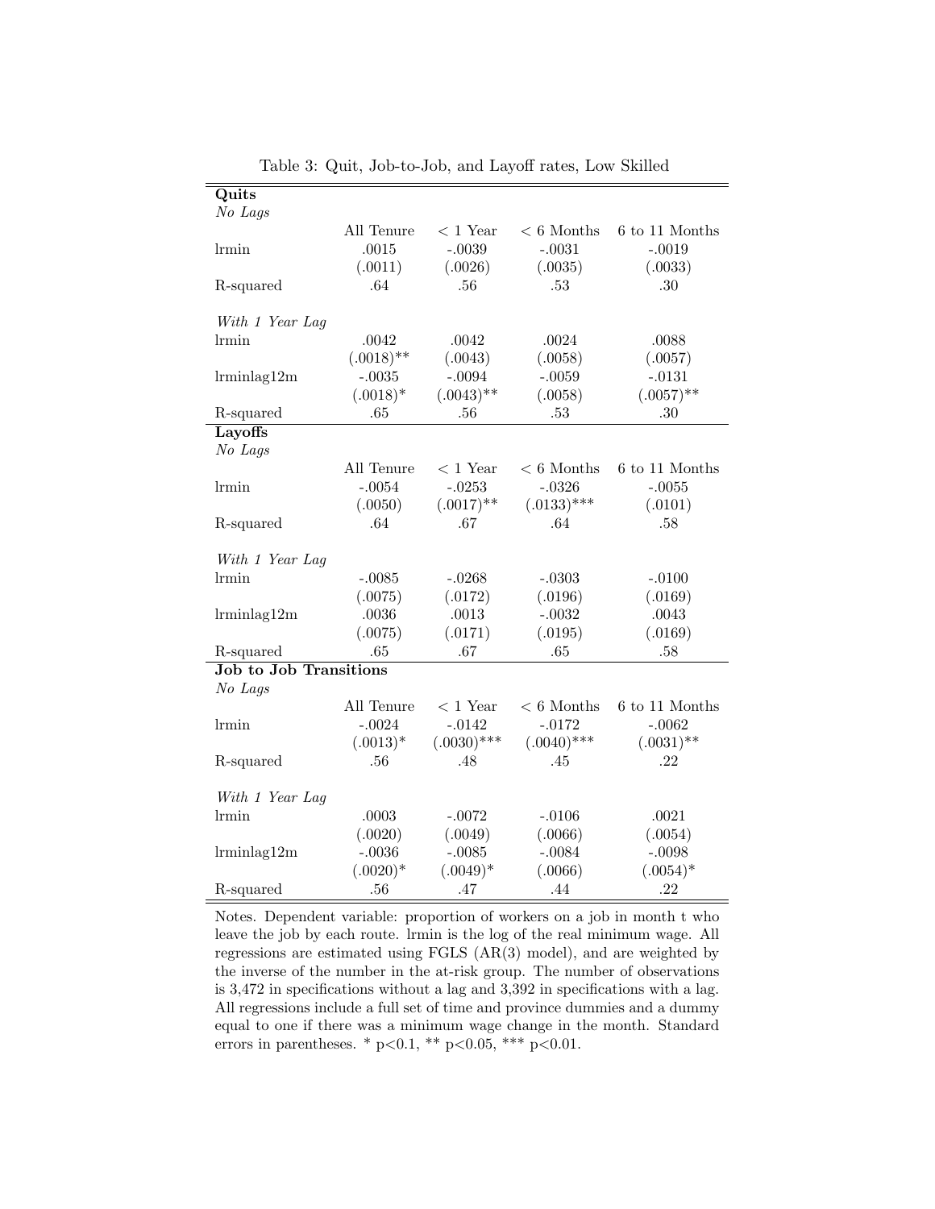Table 3: Quit, Job-to-Job, and Layoff rates, Low Skilled

| | All Tenure | < 1 Year | < 6 Months | 6 to 11 Months |
|---|---|---|---|---|
| **Quits** | | | | |
| *No Lags* | | | | |
| lrmin | .0015 | -.0039 | -.0031 | -.0019 |
| | (.0011) | (.0026) | (.0035) | (.0033) |
| R-squared | .64 | .56 | .53 | .30 |
| *With 1 Year Lag* | | | | |
| lrmin | .0042 | .0042 | .0024 | .0088 |
| | (.0018)** | (.0043) | (.0058) | (.0057) |
| lrminlag12m | -.0035 | -.0094 | -.0059 | -.0131 |
| | (.0018)* | (.0043)** | (.0058) | (.0057)** |
| R-squared | .65 | .56 | .53 | .30 |
| **Layoffs** | | | | |
| *No Lags* | | | | |
| lrmin | -.0054 | -.0253 | -.0326 | -.0055 |
| | (.0050) | (.0017)** | (.0133)*** | (.0101) |
| R-squared | .64 | .67 | .64 | .58 |
| *With 1 Year Lag* | | | | |
| lrmin | -.0085 | -.0268 | -.0303 | -.0100 |
| | (.0075) | (.0172) | (.0196) | (.0169) |
| lrminlag12m | .0036 | .0013 | -.0032 | .0043 |
| | (.0075) | (.0171) | (.0195) | (.0169) |
| R-squared | .65 | .67 | .65 | .58 |
| **Job to Job Transitions** | | | | |
| *No Lags* | | | | |
| lrmin | -.0024 | -.0142 | -.0172 | -.0062 |
| | (.0013)* | (.0030)*** | (.0040)*** | (.0031)** |
| R-squared | .56 | .48 | .45 | .22 |
| *With 1 Year Lag* | | | | |
| lrmin | .0003 | -.0072 | -.0106 | .0021 |
| | (.0020) | (.0049) | (.0066) | (.0054) |
| lrminlag12m | -.0036 | -.0085 | -.0084 | -.0098 |
| | (.0020)* | (.0049)* | (.0066) | (.0054)* |
| R-squared | .56 | .47 | .44 | .22 |

Notes. Dependent variable: proportion of workers on a job in month t who leave the job by each route. lrmin is the log of the real minimum wage. All regressions are estimated using FGLS (AR(3) model), and are weighted by the inverse of the number in the at-risk group. The number of observations is 3,472 in specifications without a lag and 3,392 in specifications with a lag. All regressions include a full set of time and province dummies and a dummy equal to one if there was a minimum wage change in the month. Standard errors in parentheses. * $p<0.1$, ** $p<0.05$, *** $p<0.01$.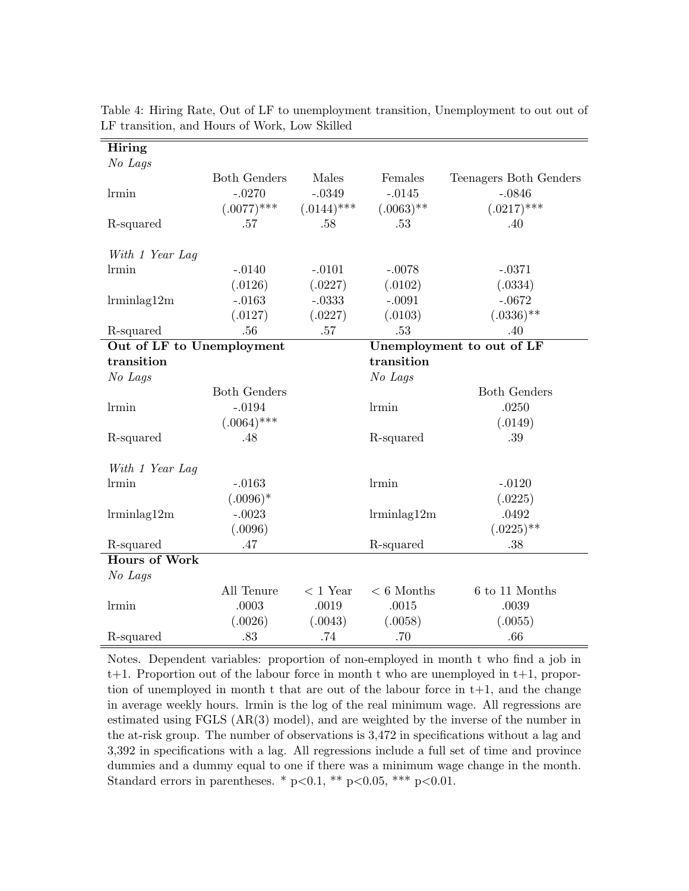Table 4: Hiring Rate, Out of LF to unemployment transition, Unemployment to out out of LF transition, and Hours of Work, Low Skilled

| **Hiring** | | | | |
|---|---|---|---|---|
| *No Lags* | | | | |
| | Both Genders | Males | Females | Teenagers Both Genders |
| lrmin | -.0270 | -.0349 | -.0145 | -.0846 |
| | (.0077)*** | (.0144)*** | (.0063)** | (.0217)*** |
| R-squared | .57 | .58 | .53 | .40 |
| *With 1 Year Lag* | | | | |
| lrmin | -.0140 | -.0101 | -.0078 | -.0371 |
| | (.0126) | (.0227) | (.0102) | (.0334) |
| lrminlag12m | -.0163 | -.0333 | -.0091 | -.0672 |
| | (.0127) | (.0227) | (.0103) | (.0336)** |
| R-squared | .56 | .57 | .53 | .40 |
| **Out of LF to Unemployment transition** | | | **Unemployment to out of LF transition** | |
| *No Lags* | | | *No Lags* | |
| | Both Genders | | | Both Genders |
| lrmin | -.0194 | | lrmin | .0250 |
| | (.0064)*** | | | (.0149) |
| R-squared | .48 | | R-squared | .39 |
| *With 1 Year Lag* | | | | |
| lrmin | -.0163 | | lrmin | -.0120 |
| | (.0096)* | | | (.0225) |
| lrminlag12m | -.0023 | | lrminlag12m | .0492 |
| | (.0096) | | | (.0225)** |
| R-squared | .47 | | R-squared | .38 |
| **Hours of Work** | | | | |
| *No Lags* | | | | |
| | All Tenure | < 1 Year | < 6 Months | 6 to 11 Months |
| lrmin | .0003 | .0019 | .0015 | .0039 |
| | (.0026) | (.0043) | (.0058) | (.0055) |
| R-squared | .83 | .74 | .70 | .66 |

Notes. Dependent variables: proportion of non-employed in month t who find a job in t+1. Proportion out of the labour force in month t who are unemployed in t+1, proportion of unemployed in month t that are out of the labour force in t+1, and the change in average weekly hours. lrmin is the log of the real minimum wage. All regressions are estimated using FGLS (AR(3) model), and are weighted by the inverse of the number in the at-risk group. The number of observations is 3,472 in specifications without a lag and 3,392 in specifications with a lag. All regressions include a full set of time and province dummies and a dummy equal to one if there was a minimum wage change in the month. Standard errors in parentheses. * $p<0.1$, ** $p<0.05$, *** $p<0.01$.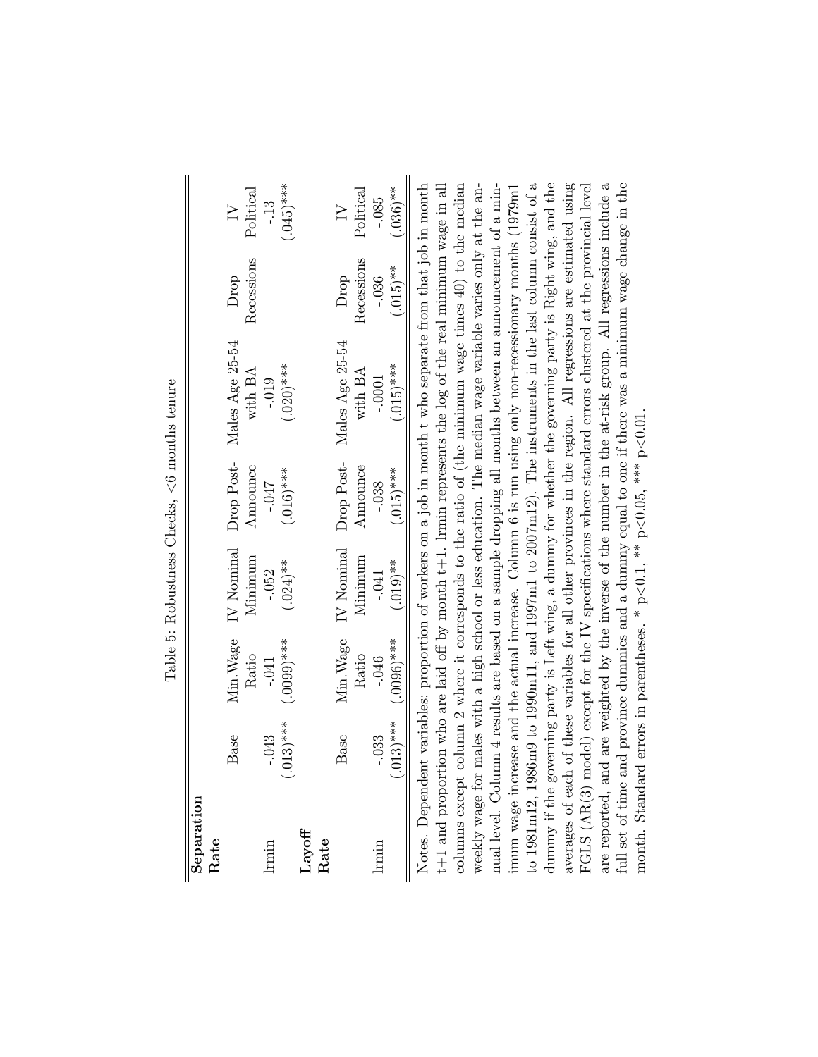Table 5: Robustness Checks, <6 months tenure

| | Base | Min.Wage Ratio | IV Nominal Minimum | Drop Post-Announce | Males Age 25-54 with BA | Drop Recessions | IV Political |
|---|---|---|---|---|---|---|---|
| **Separation Rate** | | | | | | | |
| lrmin | -.043 | -.041 | -.052 | -.047 | -.019 | | -.13 |
| | (.013)*** | (.0099)*** | (.024)** | (.016)*** | (.020)*** | | (.045)*** |
| **Layoff Rate** | | | | | | | |
| lrmin | -.033 | -.046 | -.041 | -.038 | -.0001 | -.036 | -.085 |
| | (.013)*** | (.0096)*** | (.019)** | (.015)*** | (.015)*** | (.015)** | (.036)** |

Notes. Dependent variables: proportion of workers on a job in month t who separate from that job in month t+1 and proportion who are laid off by month t+1. lrmin represents the log of the real minimum wage in all columns except column 2 where it corresponds to the ratio of (the minimum wage times 40) to the median weekly wage for males with a high school or less education. The median wage variable varies only at the annual level. Column 4 results are based on a sample dropping all months between an announcement of a minimum wage increase and the actual increase. Column 6 is run using only non-recessionary months (1979m1 to 1981m12, 1986m9 to 1990m11, and 1997m1 to 2007m12). The instruments in the last column consist of a dummy if the governing party is Left wing, a dummy for whether the governing party is Right wing, and the averages of each of these variables for all other provinces in the region. All regressions are estimated using FGLS (AR(3) model) except for the IV specifications where standard errors clustered at the provincial level are reported, and are weighted by the inverse of the number in the at-risk group. All regressions include a full set of time and province dummies and a dummy equal to one if there was a minimum wage change in the month. Standard errors in parentheses. * $p<0.1$, ** $p<0.05$, *** $p<0.01$.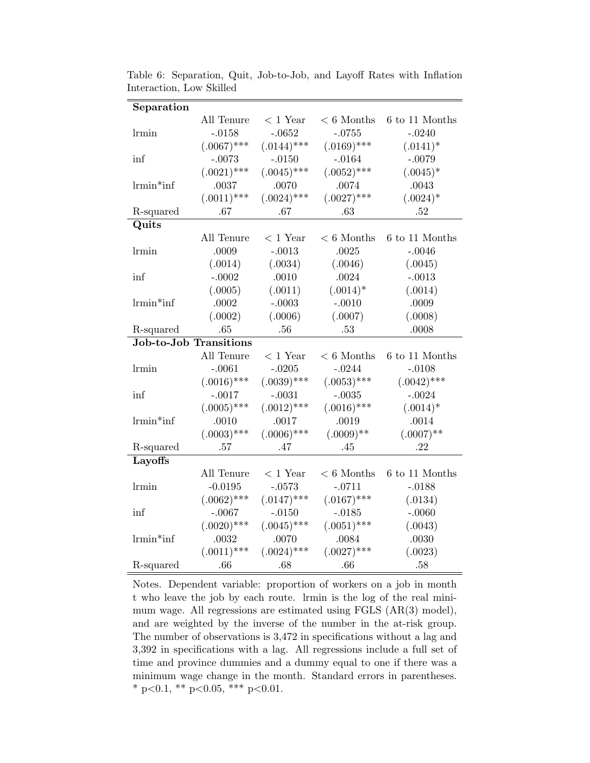Table 6: Separation, Quit, Job-to-Job, and Layoff Rates with Inflation Interaction, Low Skilled

| **Separation** | | | | |
|---|---|---|---|---|
| | All Tenure | < 1 Year | < 6 Months | 6 to 11 Months |
| lrmin | -.0158 | -.0652 | -.0755 | -.0240 |
| | (.0067)*** | (.0144)*** | (.0169)*** | (.0141)* |
| inf | -.0073 | -.0150 | -.0164 | -.0079 |
| | (.0021)*** | (.0045)*** | (.0052)*** | (.0045)* |
| lrmin*inf | .0037 | .0070 | .0074 | .0043 |
| | (.0011)*** | (.0024)*** | (.0027)*** | (.0024)* |
| R-squared | .67 | .67 | .63 | .52 |
| **Quits** | | | | |
| | All Tenure | < 1 Year | < 6 Months | 6 to 11 Months |
| lrmin | .0009 | -.0013 | .0025 | -.0046 |
| | (.0014) | (.0034) | (.0046) | (.0045) |
| inf | -.0002 | .0010 | .0024 | -.0013 |
| | (.0005) | (.0011) | (.0014)* | (.0014) |
| lrmin*inf | .0002 | -.0003 | -.0010 | .0009 |
| | (.0002) | (.0006) | (.0007) | (.0008) |
| R-squared | .65 | .56 | .53 | .0008 |
| **Job-to-Job Transitions** | | | | |
| | All Tenure | < 1 Year | < 6 Months | 6 to 11 Months |
| lrmin | -.0061 | -.0205 | -.0244 | -.0108 |
| | (.0016)*** | (.0039)*** | (.0053)*** | (.0042)*** |
| inf | -.0017 | -.0031 | -.0035 | -.0024 |
| | (.0005)*** | (.0012)*** | (.0016)*** | (.0014)* |
| lrmin*inf | .0010 | .0017 | .0019 | .0014 |
| | (.0003)*** | (.0006)*** | (.0009)** | (.0007)** |
| R-squared | .57 | .47 | .45 | .22 |
| **Layoffs** | | | | |
| | All Tenure | < 1 Year | < 6 Months | 6 to 11 Months |
| lrmin | -0.0195 | -.0573 | -.0711 | -.0188 |
| | (.0062)*** | (.0147)*** | (.0167)*** | (.0134) |
| inf | -.0067 | -.0150 | -.0185 | -.0060 |
| | (.0020)*** | (.0045)*** | (.0051)*** | (.0043) |
| lrmin*inf | .0032 | .0070 | .0084 | .0030 |
| | (.0011)*** | (.0024)*** | (.0027)*** | (.0023) |
| R-squared | .66 | .68 | .66 | .58 |

Notes. Dependent variable: proportion of workers on a job in month t who leave the job by each route. lrmin is the log of the real minimum wage. All regressions are estimated using FGLS (AR(3) model), and are weighted by the inverse of the number in the at-risk group. The number of observations is 3,472 in specifications without a lag and 3,392 in specifications with a lag. All regressions include a full set of time and province dummies and a dummy equal to one if there was a minimum wage change in the month. Standard errors in parentheses. * $p<0.1$, ** $p<0.05$, *** $p<0.01$.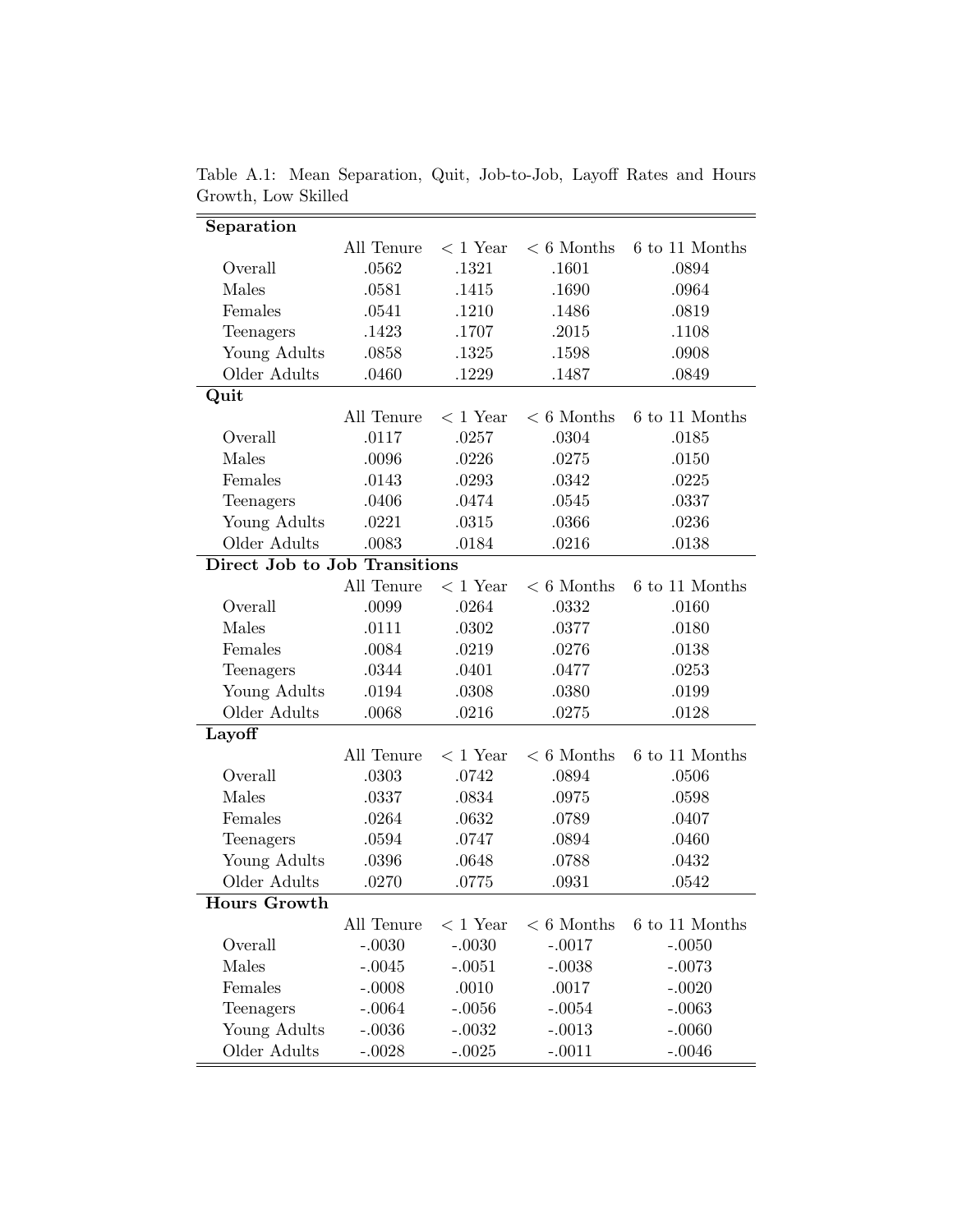Table A.1: Mean Separation, Quit, Job-to-Job, Layoff Rates and Hours Growth, Low Skilled

| **Separation** | | | | |
|---|---|---|---|---|
| | All Tenure | < 1 Year | < 6 Months | 6 to 11 Months |
| Overall | .0562 | .1321 | .1601 | .0894 |
| Males | .0581 | .1415 | .1690 | .0964 |
| Females | .0541 | .1210 | .1486 | .0819 |
| Teenagers | .1423 | .1707 | .2015 | .1108 |
| Young Adults | .0858 | .1325 | .1598 | .0908 |
| Older Adults | .0460 | .1229 | .1487 | .0849 |
| **Quit** | | | | |
| | All Tenure | < 1 Year | < 6 Months | 6 to 11 Months |
| Overall | .0117 | .0257 | .0304 | .0185 |
| Males | .0096 | .0226 | .0275 | .0150 |
| Females | .0143 | .0293 | .0342 | .0225 |
| Teenagers | .0406 | .0474 | .0545 | .0337 |
| Young Adults | .0221 | .0315 | .0366 | .0236 |
| Older Adults | .0083 | .0184 | .0216 | .0138 |
| **Direct Job to Job Transitions** | | | | |
| | All Tenure | < 1 Year | < 6 Months | 6 to 11 Months |
| Overall | .0099 | .0264 | .0332 | .0160 |
| Males | .0111 | .0302 | .0377 | .0180 |
| Females | .0084 | .0219 | .0276 | .0138 |
| Teenagers | .0344 | .0401 | .0477 | .0253 |
| Young Adults | .0194 | .0308 | .0380 | .0199 |
| Older Adults | .0068 | .0216 | .0275 | .0128 |
| **Layoff** | | | | |
| | All Tenure | < 1 Year | < 6 Months | 6 to 11 Months |
| Overall | .0303 | .0742 | .0894 | .0506 |
| Males | .0337 | .0834 | .0975 | .0598 |
| Females | .0264 | .0632 | .0789 | .0407 |
| Teenagers | .0594 | .0747 | .0894 | .0460 |
| Young Adults | .0396 | .0648 | .0788 | .0432 |
| Older Adults | .0270 | .0775 | .0931 | .0542 |
| **Hours Growth** | | | | |
| | All Tenure | < 1 Year | < 6 Months | 6 to 11 Months |
| Overall | -.0030 | -.0030 | -.0017 | -.0050 |
| Males | -.0045 | -.0051 | -.0038 | -.0073 |
| Females | -.0008 | .0010 | .0017 | -.0020 |
| Teenagers | -.0064 | -.0056 | -.0054 | -.0063 |
| Young Adults | -.0036 | -.0032 | -.0013 | -.0060 |
| Older Adults | -.0028 | -.0025 | -.0011 | -.0046 |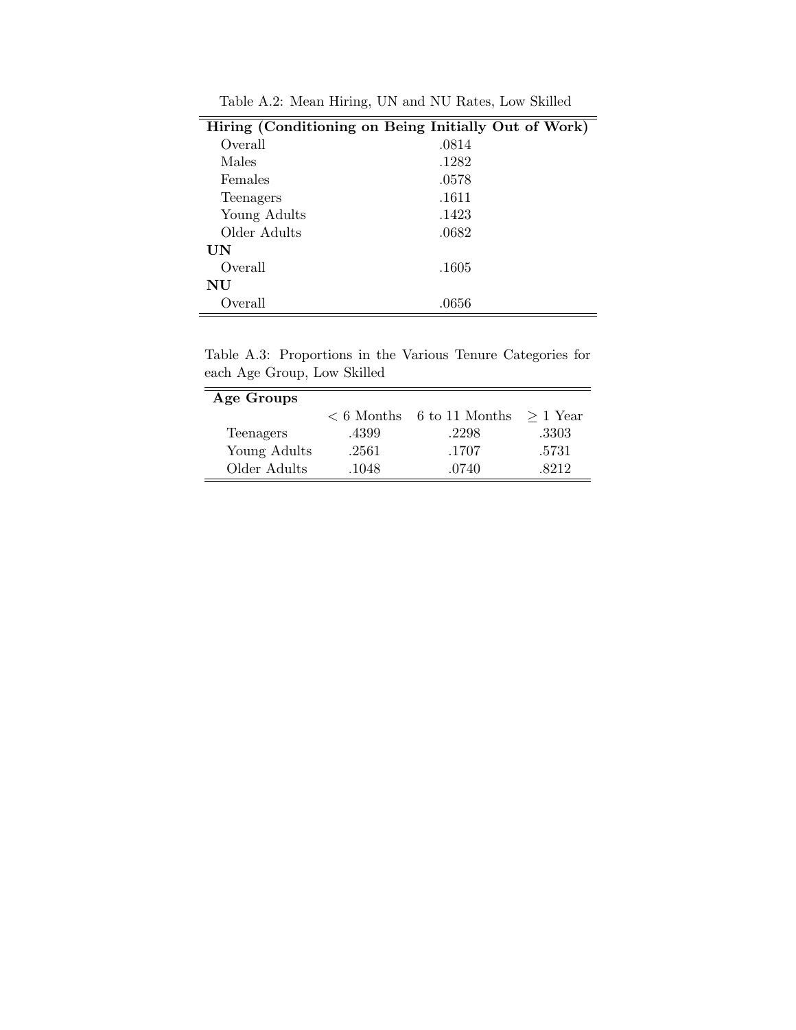Table A.2: Mean Hiring, UN and NU Rates, Low Skilled

| | |
|---|---|
| **Hiring (Conditioning on Being Initially Out of Work)** | |
| Overall | .0814 |
| Males | .1282 |
| Females | .0578 |
| Teenagers | .1611 |
| Young Adults | .1423 |
| Older Adults | .0682 |
| **UN** | |
| Overall | .1605 |
| **NU** | |
| Overall | .0656 |

Table A.3: Proportions in the Various Tenure Categories for each Age Group, Low Skilled

| **Age Groups** | | | |
|---|---|---|---|
| | $<$ 6 Months | 6 to 11 Months | $\geq$ 1 Year |
| Teenagers | .4399 | .2298 | .3303 |
| Young Adults | .2561 | .1707 | .5731 |
| Older Adults | .1048 | .0740 | .8212 |